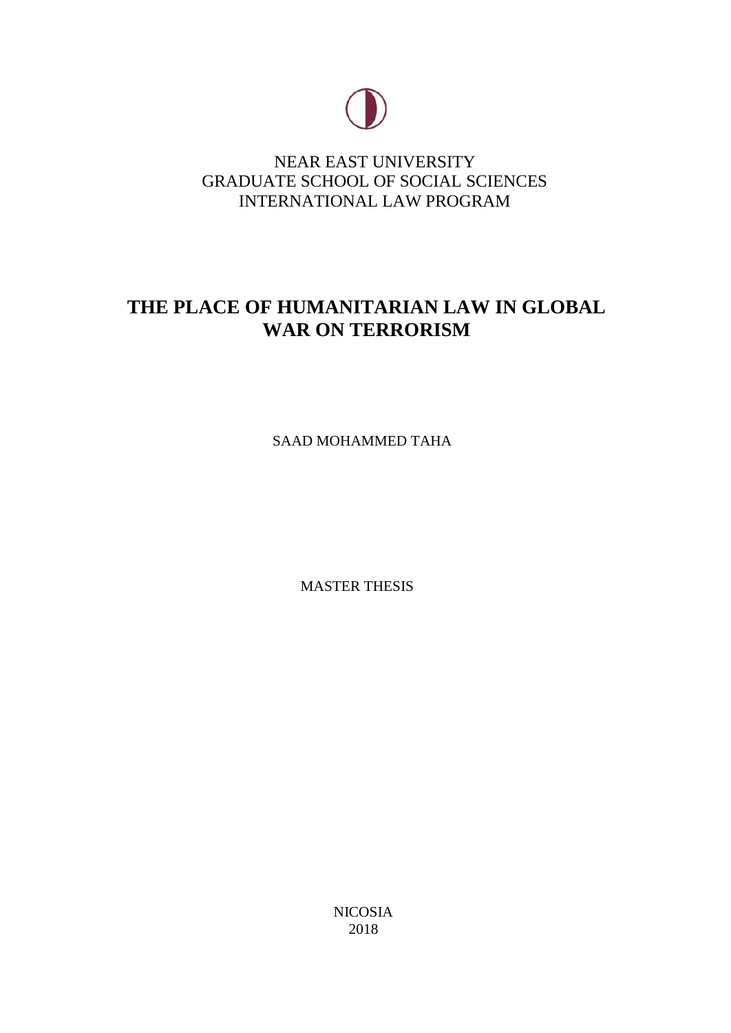NEAR EAST UNIVERSITY
GRADUATE SCHOOL OF SOCIAL SCIENCES
INTERNATIONAL LAW PROGRAM

# THE PLACE OF HUMANITARIAN LAW IN GLOBAL WAR ON TERRORISM

SAAD MOHAMMED TAHA

MASTER THESIS

NICOSIA
2018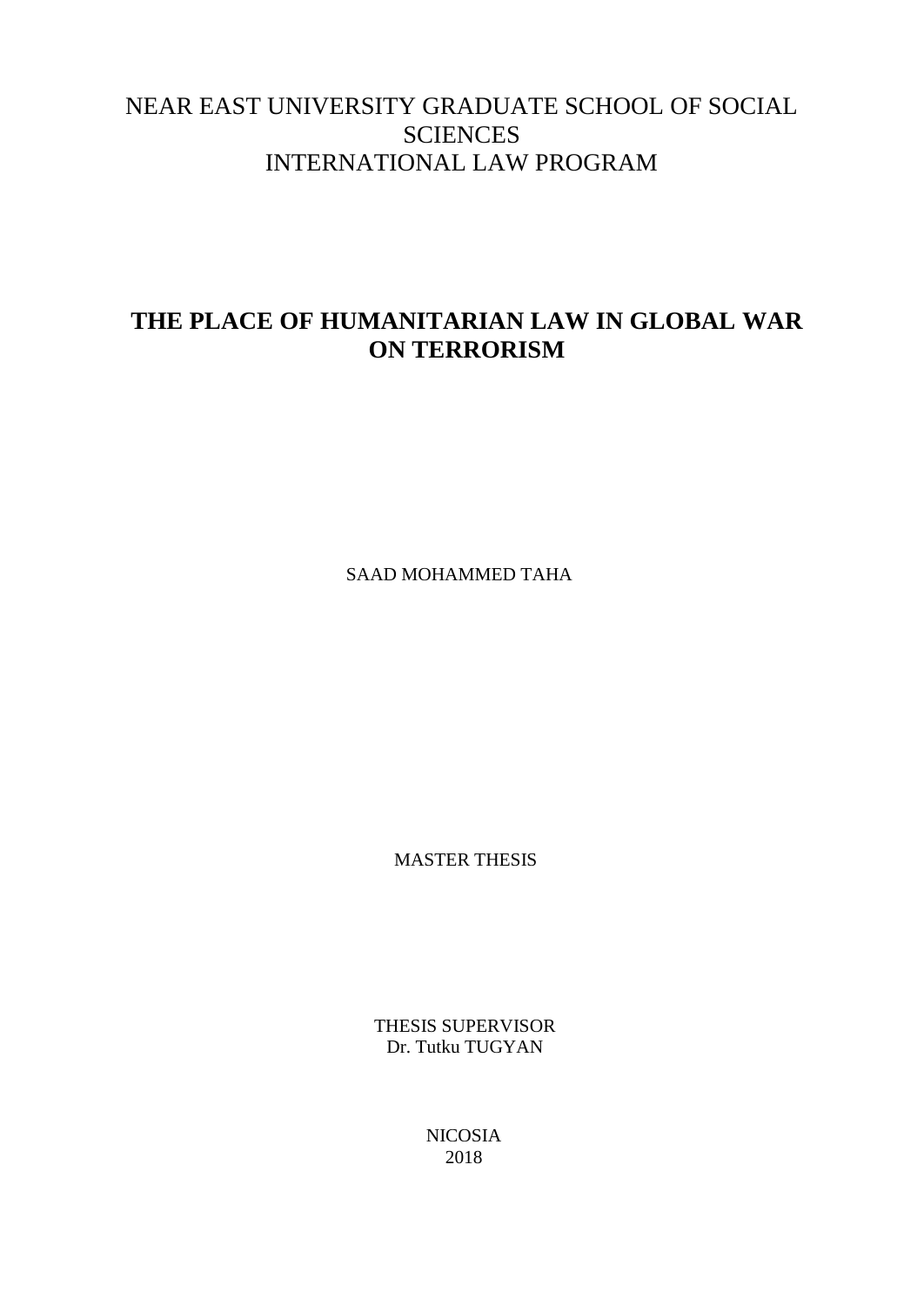NEAR EAST UNIVERSITY GRADUATE SCHOOL OF SOCIAL SCIENCES
INTERNATIONAL LAW PROGRAM

# THE PLACE OF HUMANITARIAN LAW IN GLOBAL WAR ON TERRORISM

SAAD MOHAMMED TAHA

MASTER THESIS

THESIS SUPERVISOR
Dr. Tutku TUGYAN

NICOSIA
2018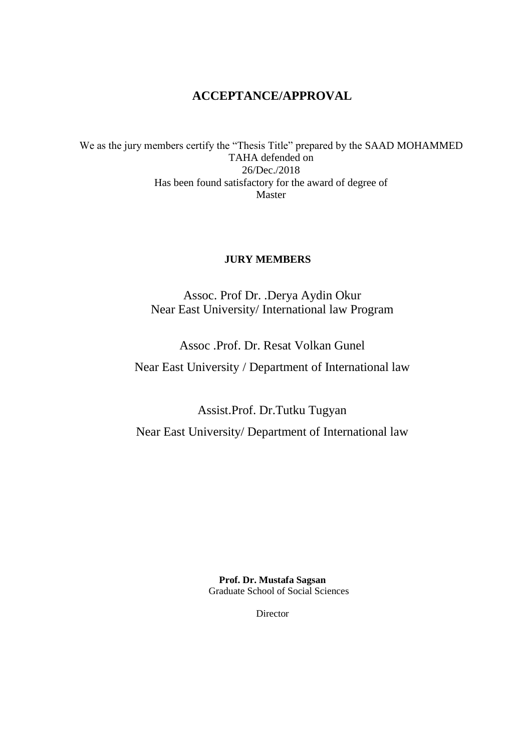# ACCEPTANCE/APPROVAL

We as the jury members certify the "Thesis Title" prepared by the SAAD MOHAMMED TAHA defended on
26/Dec./2018
Has been found satisfactory for the award of degree of
Master

**JURY MEMBERS**

Assoc. Prof Dr. .Derya Aydin Okur
Near East University/ International law Program

Assoc .Prof. Dr. Resat Volkan Gunel

Near East University / Department of International law

Assist.Prof. Dr.Tutku Tugyan

Near East University/ Department of International law

**Prof. Dr. Mustafa Sagsan**
Graduate School of Social Sciences

Director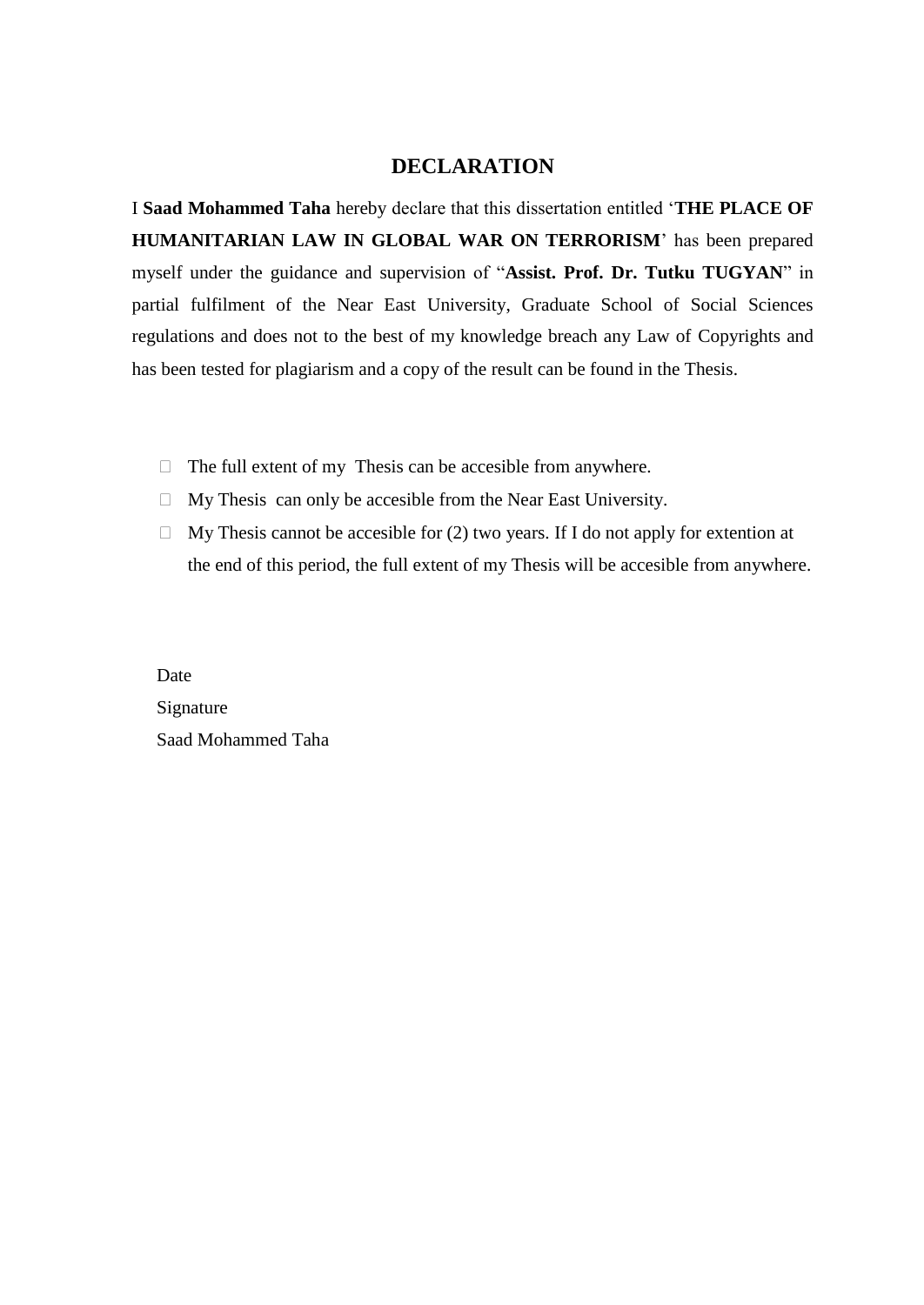# DECLARATION

I **Saad Mohammed Taha** hereby declare that this dissertation entitled '**THE PLACE OF HUMANITARIAN LAW IN GLOBAL WAR ON TERRORISM**' has been prepared myself under the guidance and supervision of "**Assist. Prof. Dr. Tutku TUGYAN**" in partial fulfilment of the Near East University, Graduate School of Social Sciences regulations and does not to the best of my knowledge breach any Law of Copyrights and has been tested for plagiarism and a copy of the result can be found in the Thesis.

- The full extent of my Thesis can be accesible from anywhere.
- My Thesis can only be accesible from the Near East University.
- My Thesis cannot be accesible for (2) two years. If I do not apply for extention at the end of this period, the full extent of my Thesis will be accesible from anywhere.

Date

Signature

Saad Mohammed Taha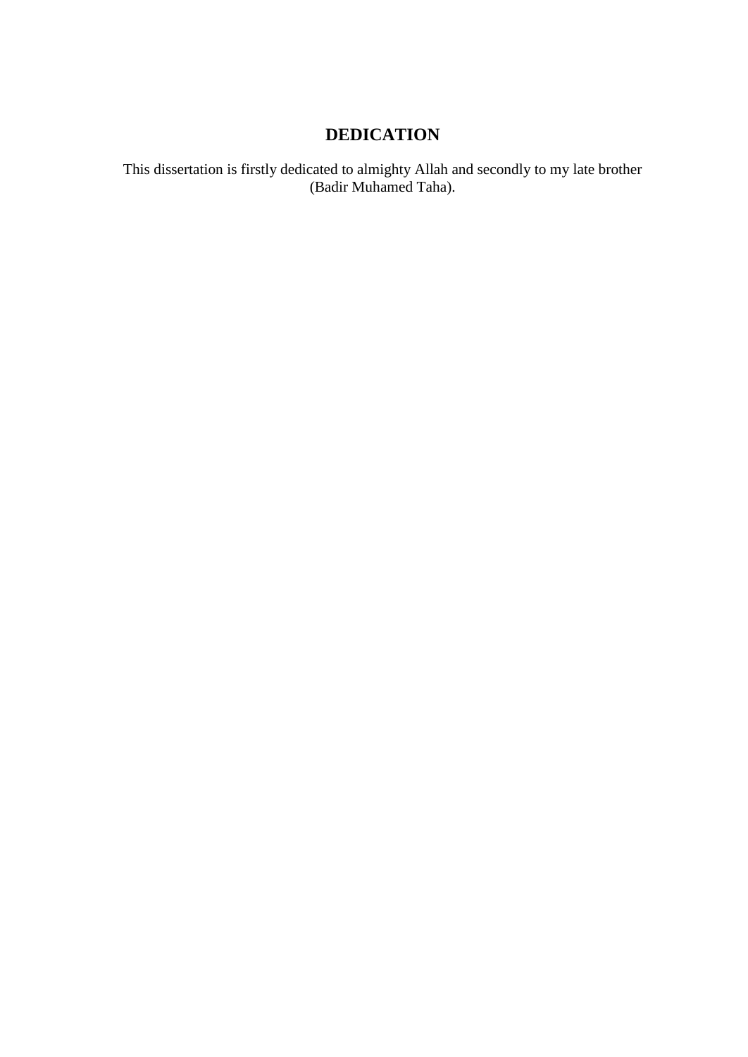# DEDICATION

This dissertation is firstly dedicated to almighty Allah and secondly to my late brother (Badir Muhamed Taha).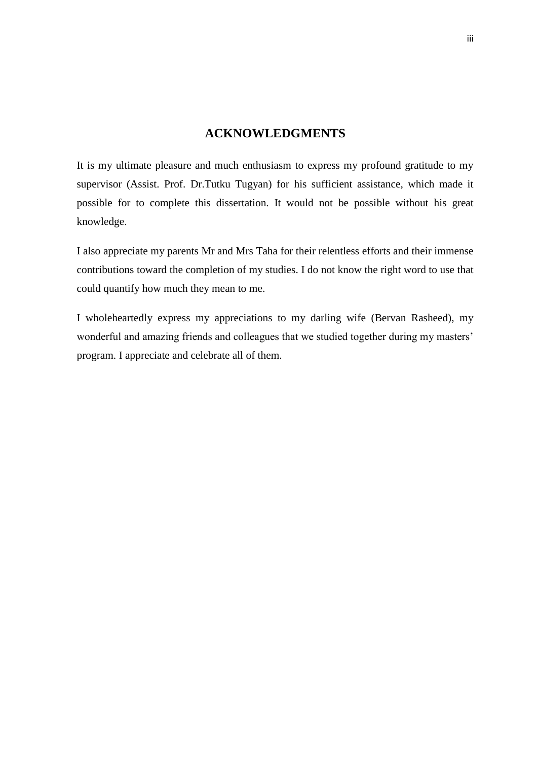## ACKNOWLEDGMENTS

It is my ultimate pleasure and much enthusiasm to express my profound gratitude to my supervisor (Assist. Prof. Dr.Tutku Tugyan) for his sufficient assistance, which made it possible for to complete this dissertation. It would not be possible without his great knowledge.

I also appreciate my parents Mr and Mrs Taha for their relentless efforts and their immense contributions toward the completion of my studies. I do not know the right word to use that could quantify how much they mean to me.

I wholeheartedly express my appreciations to my darling wife (Bervan Rasheed), my wonderful and amazing friends and colleagues that we studied together during my masters' program. I appreciate and celebrate all of them.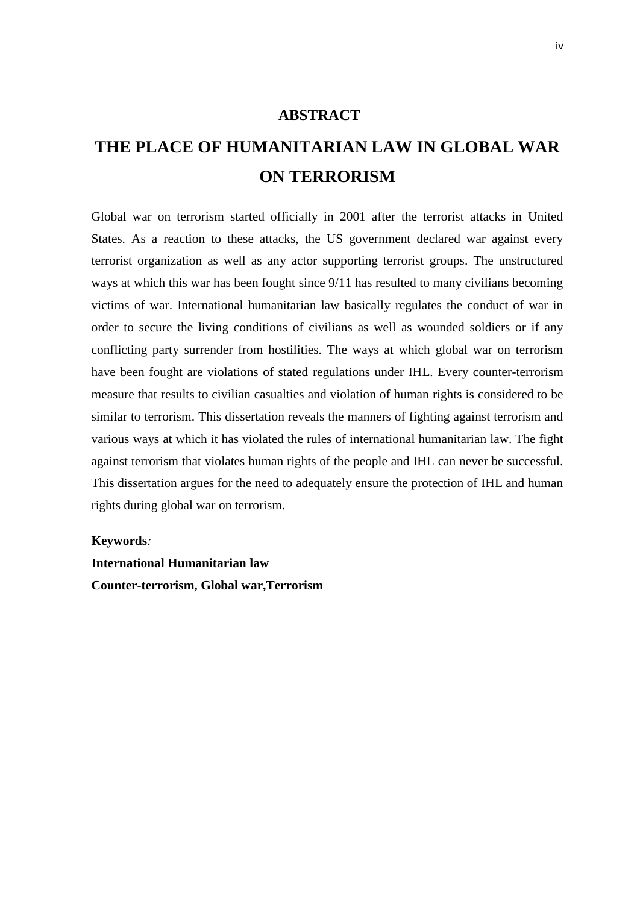# ABSTRACT

## THE PLACE OF HUMANITARIAN LAW IN GLOBAL WAR ON TERRORISM

Global war on terrorism started officially in 2001 after the terrorist attacks in United States. As a reaction to these attacks, the US government declared war against every terrorist organization as well as any actor supporting terrorist groups. The unstructured ways at which this war has been fought since 9/11 has resulted to many civilians becoming victims of war. International humanitarian law basically regulates the conduct of war in order to secure the living conditions of civilians as well as wounded soldiers or if any conflicting party surrender from hostilities. The ways at which global war on terrorism have been fought are violations of stated regulations under IHL. Every counter-terrorism measure that results to civilian casualties and violation of human rights is considered to be similar to terrorism. This dissertation reveals the manners of fighting against terrorism and various ways at which it has violated the rules of international humanitarian law. The fight against terrorism that violates human rights of the people and IHL can never be successful. This dissertation argues for the need to adequately ensure the protection of IHL and human rights during global war on terrorism.

**Keywords***:*

**International Humanitarian law**

**Counter-terrorism, Global war,Terrorism**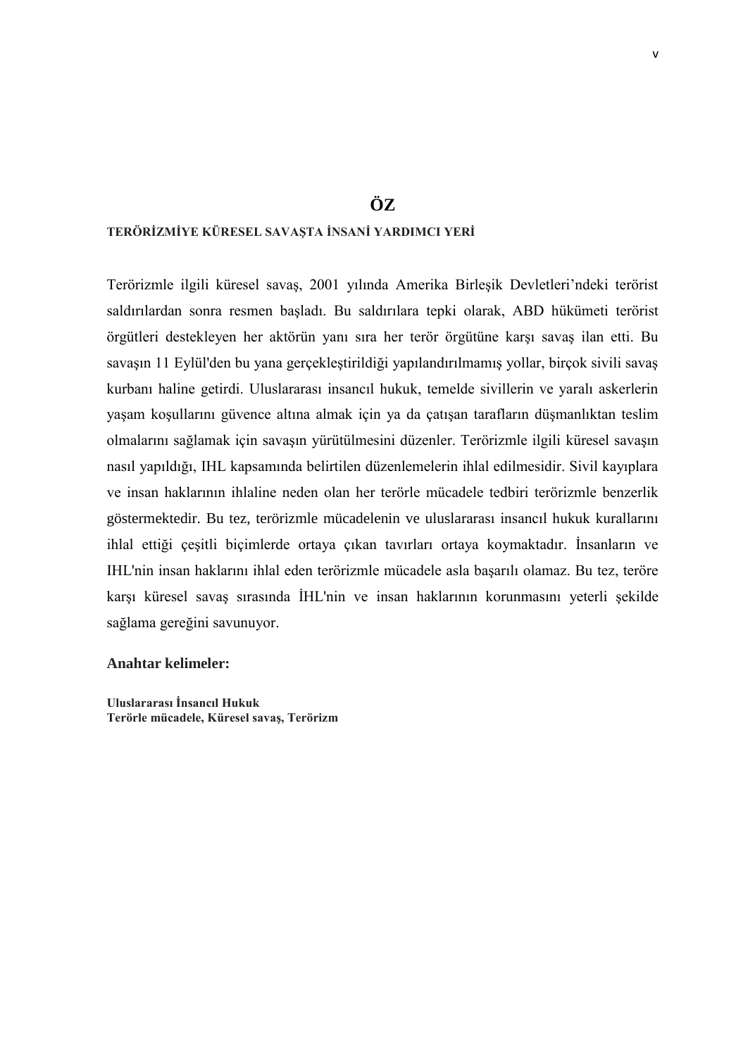# ÖZ

**TERÖRİZMİYE KÜRESEL SAVAŞTA İNSANİ YARDIMCI YERİ**

Terörizmle ilgili küresel savaş, 2001 yılında Amerika Birleşik Devletleri'ndeki terörist saldırılardan sonra resmen başladı. Bu saldırılara tepki olarak, ABD hükümeti terörist örgütleri destekleyen her aktörün yanı sıra her terör örgütüne karşı savaş ilan etti. Bu savaşın 11 Eylül'den bu yana gerçekleştirildiği yapılandırılmamış yollar, birçok sivili savaş kurbanı haline getirdi. Uluslararası insancıl hukuk, temelde sivillerin ve yaralı askerlerin yaşam koşullarını güvence altına almak için ya da çatışan tarafların düşmanlıktan teslim olmalarını sağlamak için savaşın yürütülmesini düzenler. Terörizmle ilgili küresel savaşın nasıl yapıldığı, IHL kapsamında belirtilen düzenlemelerin ihlal edilmesidir. Sivil kayıplara ve insan haklarının ihlaline neden olan her terörle mücadele tedbiri terörizmle benzerlik göstermektedir. Bu tez, terörizmle mücadelenin ve uluslararası insancıl hukuk kurallarını ihlal ettiği çeşitli biçimlerde ortaya çıkan tavırları ortaya koymaktadır. İnsanların ve IHL'nin insan haklarını ihlal eden terörizmle mücadele asla başarılı olamaz. Bu tez, teröre karşı küresel savaş sırasında İHL'nin ve insan haklarının korunmasını yeterli şekilde sağlama gereğini savunuyor.

**Anahtar kelimeler:**

**Uluslararası İnsancıl Hukuk**
**Terörle mücadele, Küresel savaş, Terörizm**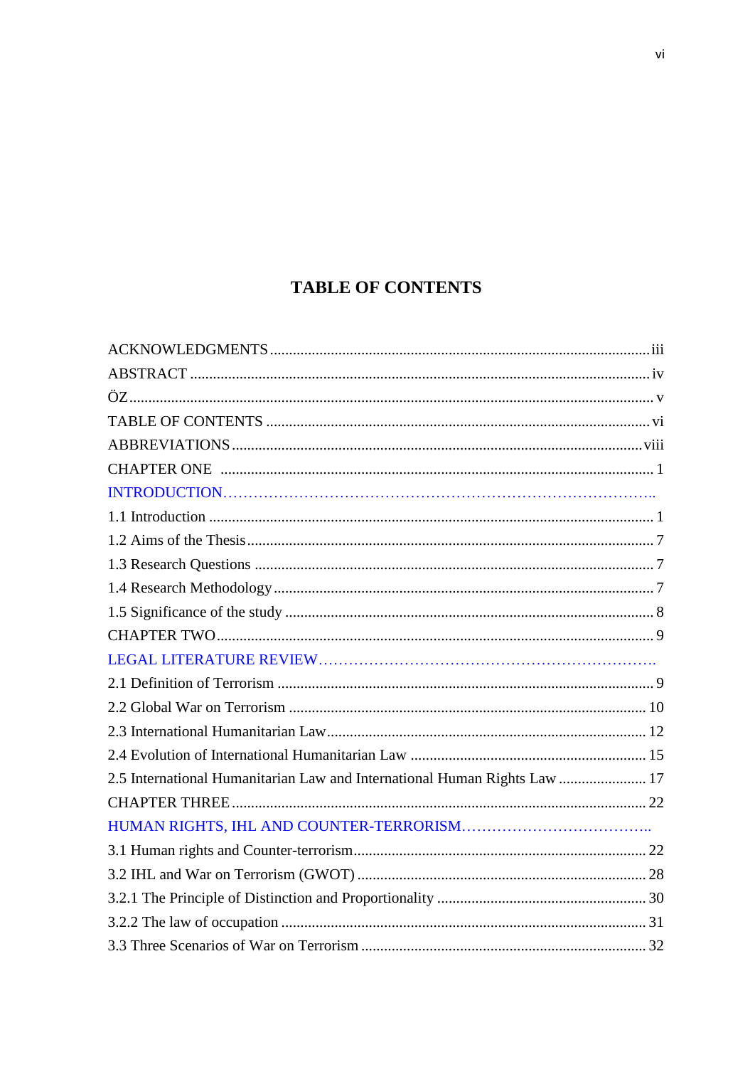# TABLE OF CONTENTS

ACKNOWLEDGMENTS ........................................................................................ iii
ABSTRACT ........................................................................................................ iv
ÖZ ........................................................................................................................ v
TABLE OF CONTENTS ...................................................................................... vi
ABBREVIATIONS .............................................................................................. viii
CHAPTER ONE ...................................................................................................... 1
INTRODUCTION……………………………………………………………………..
1.1 Introduction ........................................................................................................ 1
1.2 Aims of the Thesis .............................................................................................. 7
1.3 Research Questions ............................................................................................ 7
1.4 Research Methodology ....................................................................................... 7
1.5 Significance of the study ..................................................................................... 8
CHAPTER TWO ...................................................................................................... 9
LEGAL LITERATURE REVIEW………………………………………………………….
2.1 Definition of Terrorism ....................................................................................... 9
2.2 Global War on Terrorism .................................................................................. 10
2.3 International Humanitarian Law ........................................................................ 12
2.4 Evolution of International Humanitarian Law ................................................... 15
2.5 International Humanitarian Law and International Human Rights Law ............. 17
CHAPTER THREE ................................................................................................ 22
HUMAN RIGHTS, IHL AND COUNTER-TERRORISM………………………………..
3.1 Human rights and Counter-terrorism ................................................................. 22
3.2 IHL and War on Terrorism (GWOT) ................................................................. 28
3.2.1 The Principle of Distinction and Proportionality ............................................ 30
3.2.2 The law of occupation ..................................................................................... 31
3.3 Three Scenarios of War on Terrorism ................................................................ 32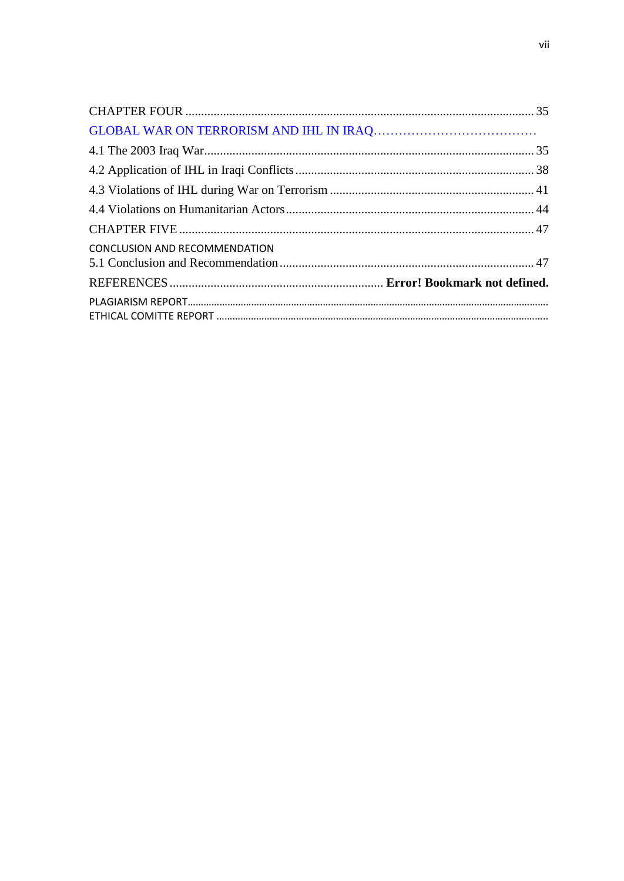CHAPTER FOUR ............................................................................................................. 35

GLOBAL WAR ON TERRORISM AND IHL IN IRAQ……………………………………

4.1 The 2003 Iraq War......................................................................................................... 35

4.2 Application of IHL in Iraqi Conflicts ............................................................................ 38

4.3 Violations of IHL during War on Terrorism ................................................................. 41

4.4 Violations on Humanitarian Actors ............................................................................... 44

CHAPTER FIVE ................................................................................................................ 47

CONCLUSION AND RECOMMENDATION

5.1 Conclusion and Recommendation ................................................................................. 47

REFERENCES .................................................................... **Error! Bookmark not defined.**

PLAGIARISM REPORT.......................................................................................................................................

ETHICAL COMITTE REPORT ..........................................................................................................................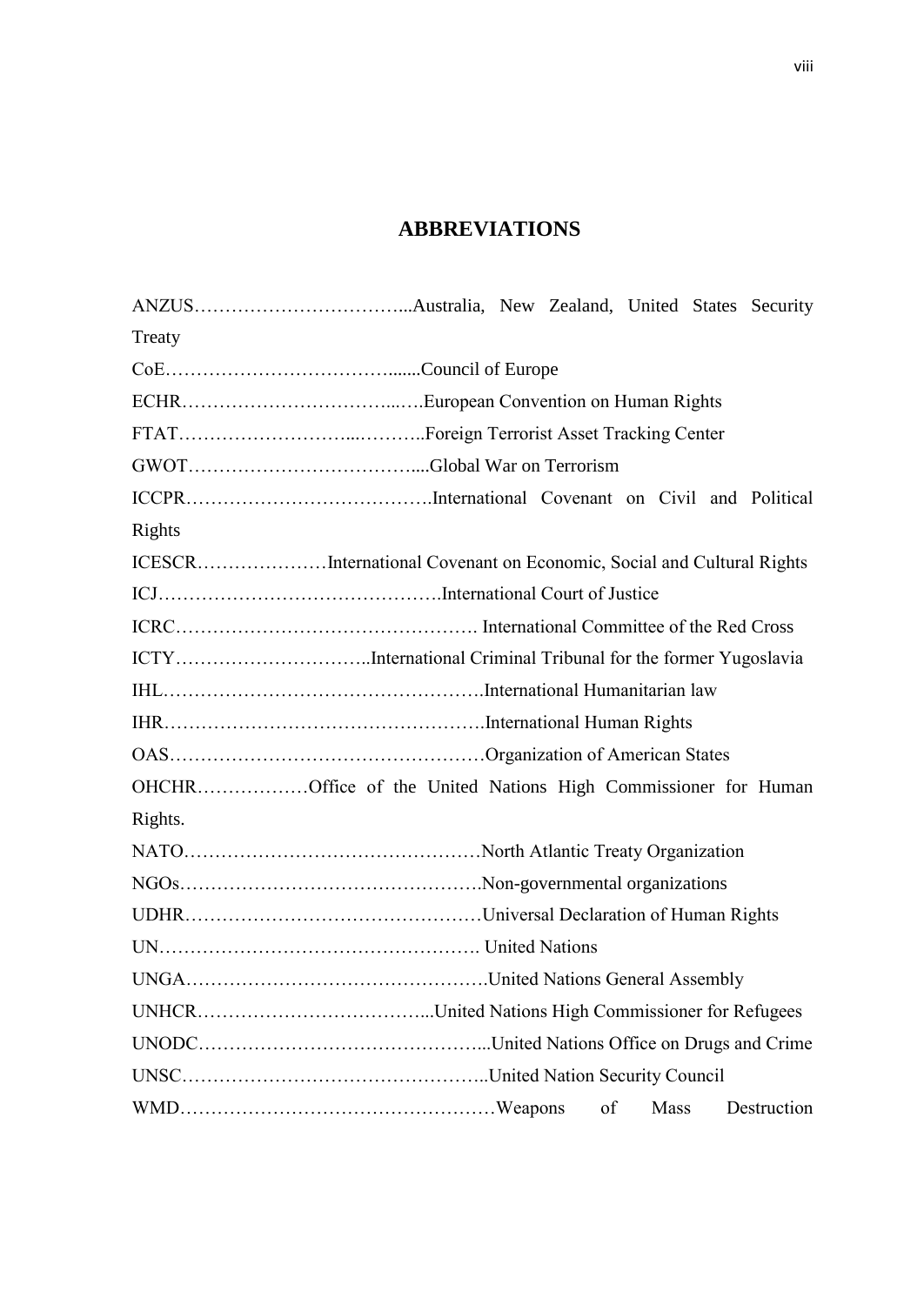# ABBREVIATIONS

ANZUS……………………………...Australia, New Zealand, United States Security Treaty

CoE……………………………......Council of Europe

ECHR……………………………...….European Convention on Human Rights

FTAT……………………...………..Foreign Terrorist Asset Tracking Center

GWOT……………………………....Global War on Terrorism

ICCPR………………………………….International Covenant on Civil and Political Rights

ICESCR…………………International Covenant on Economic, Social and Cultural Rights

ICJ……………………………………….International Court of Justice

ICRC…………………………………………. International Committee of the Red Cross

ICTY…………………………..International Criminal Tribunal for the former Yugoslavia

IHL…………………………………………….International Humanitarian law

IHR…………………………………………….International Human Rights

OAS……………………………………………Organization of American States

OHCHR………………Office of the United Nations High Commissioner for Human Rights.

NATO…………………………………………North Atlantic Treaty Organization

NGOs………………………………………….Non-governmental organizations

UDHR…………………………………………Universal Declaration of Human Rights

UN……………………………………………. United Nations

UNGA………………………………………….United Nations General Assembly

UNHCR………………………………...United Nations High Commissioner for Refugees

UNODC………………………………………...United Nations Office on Drugs and Crime

UNSC…………………………………………..United Nation Security Council

WMD……………………………………………Weapons of Mass Destruction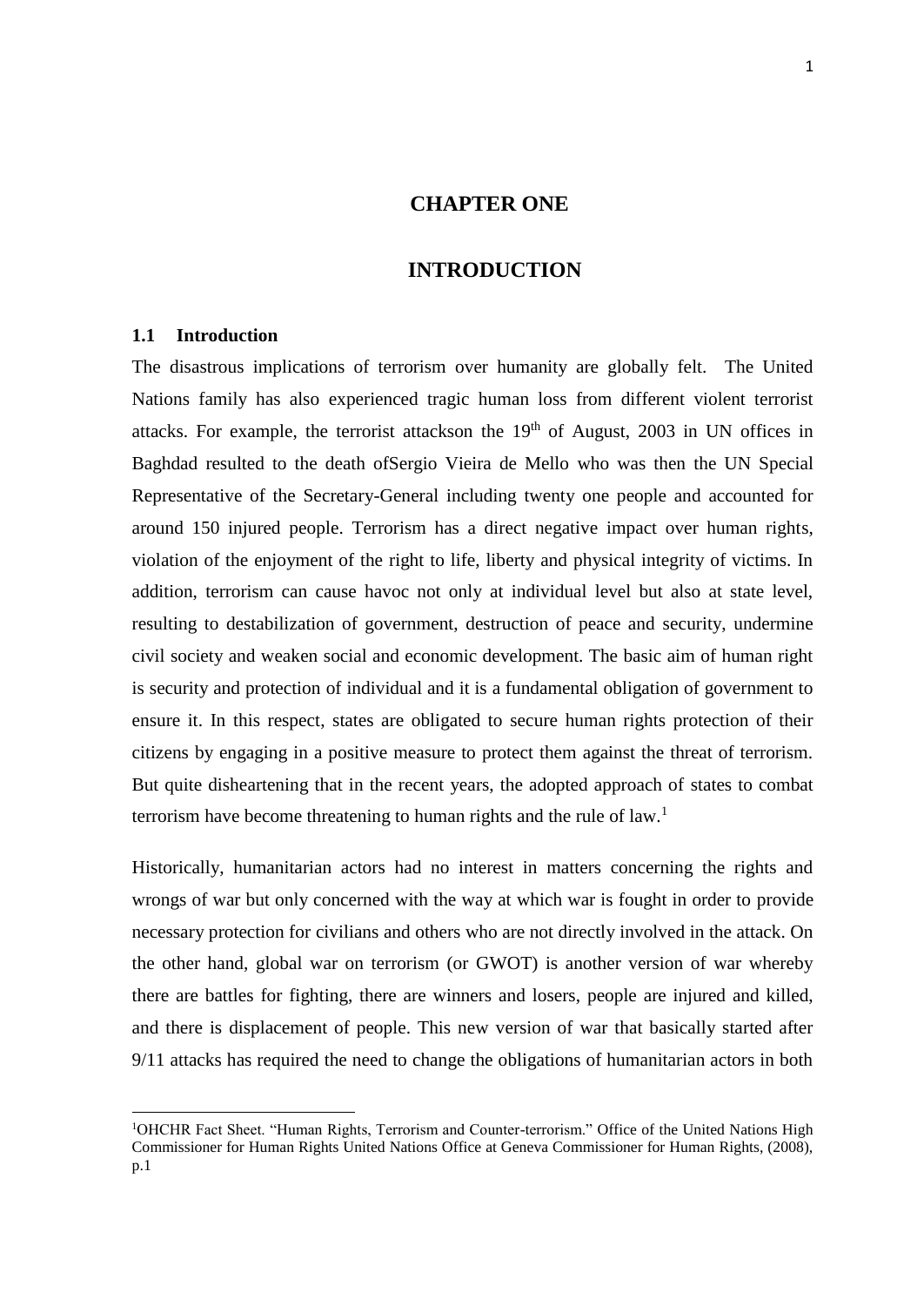# CHAPTER ONE

# INTRODUCTION

### 1.1 Introduction

The disastrous implications of terrorism over humanity are globally felt. The United Nations family has also experienced tragic human loss from different violent terrorist attacks. For example, the terrorist attackson the 19th of August, 2003 in UN offices in Baghdad resulted to the death ofSergio Vieira de Mello who was then the UN Special Representative of the Secretary-General including twenty one people and accounted for around 150 injured people. Terrorism has a direct negative impact over human rights, violation of the enjoyment of the right to life, liberty and physical integrity of victims. In addition, terrorism can cause havoc not only at individual level but also at state level, resulting to destabilization of government, destruction of peace and security, undermine civil society and weaken social and economic development. The basic aim of human right is security and protection of individual and it is a fundamental obligation of government to ensure it. In this respect, states are obligated to secure human rights protection of their citizens by engaging in a positive measure to protect them against the threat of terrorism. But quite disheartening that in the recent years, the adopted approach of states to combat terrorism have become threatening to human rights and the rule of law.[1]

Historically, humanitarian actors had no interest in matters concerning the rights and wrongs of war but only concerned with the way at which war is fought in order to provide necessary protection for civilians and others who are not directly involved in the attack. On the other hand, global war on terrorism (or GWOT) is another version of war whereby there are battles for fighting, there are winners and losers, people are injured and killed, and there is displacement of people. This new version of war that basically started after 9/11 attacks has required the need to change the obligations of humanitarian actors in both

[1]OHCHR Fact Sheet. "Human Rights, Terrorism and Counter-terrorism." Office of the United Nations High Commissioner for Human Rights United Nations Office at Geneva Commissioner for Human Rights, (2008), p.1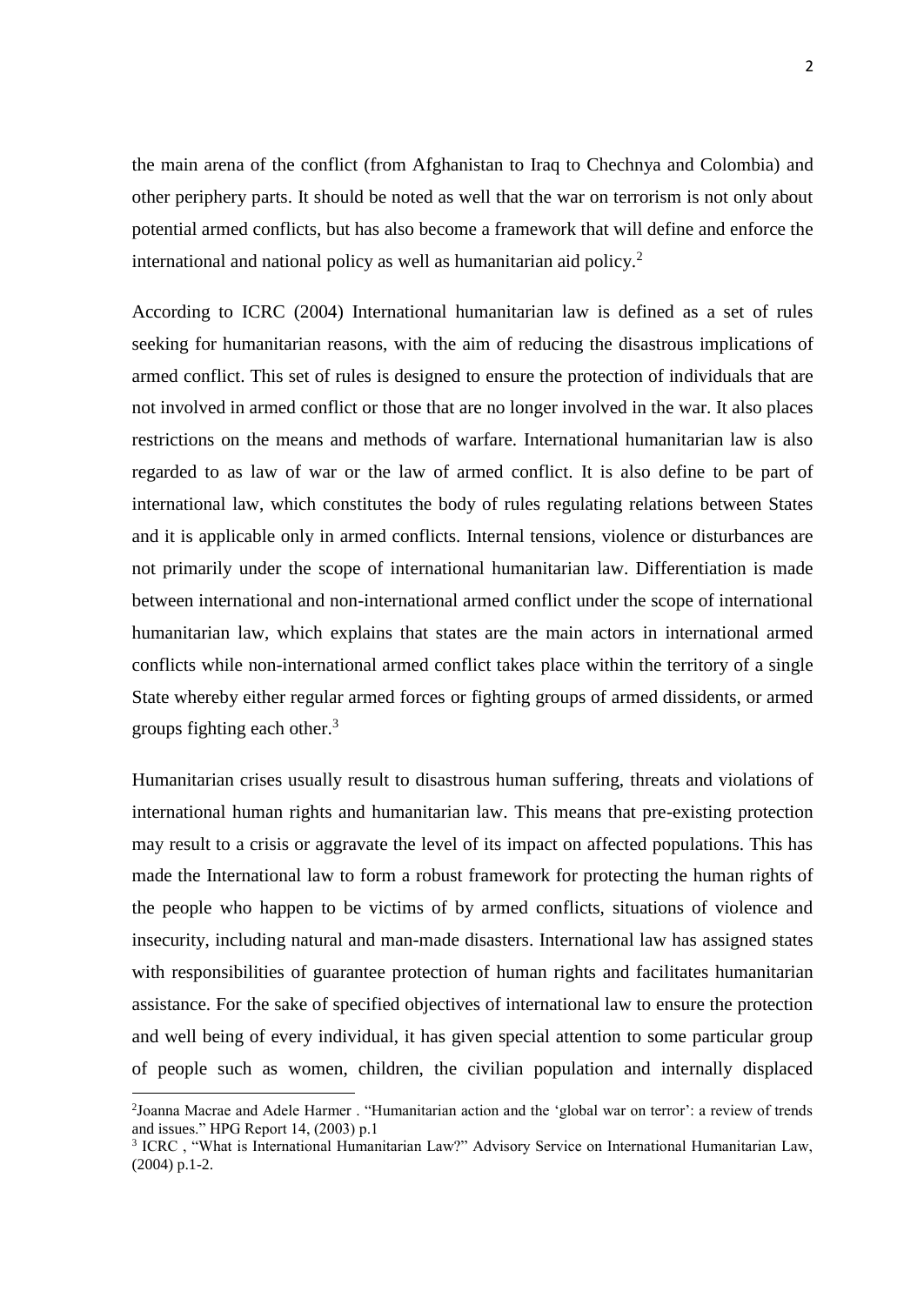the main arena of the conflict (from Afghanistan to Iraq to Chechnya and Colombia) and other periphery parts. It should be noted as well that the war on terrorism is not only about potential armed conflicts, but has also become a framework that will define and enforce the international and national policy as well as humanitarian aid policy.[2]

According to ICRC (2004) International humanitarian law is defined as a set of rules seeking for humanitarian reasons, with the aim of reducing the disastrous implications of armed conflict. This set of rules is designed to ensure the protection of individuals that are not involved in armed conflict or those that are no longer involved in the war. It also places restrictions on the means and methods of warfare. International humanitarian law is also regarded to as law of war or the law of armed conflict. It is also define to be part of international law, which constitutes the body of rules regulating relations between States and it is applicable only in armed conflicts. Internal tensions, violence or disturbances are not primarily under the scope of international humanitarian law. Differentiation is made between international and non-international armed conflict under the scope of international humanitarian law, which explains that states are the main actors in international armed conflicts while non-international armed conflict takes place within the territory of a single State whereby either regular armed forces or fighting groups of armed dissidents, or armed groups fighting each other.[3]

Humanitarian crises usually result to disastrous human suffering, threats and violations of international human rights and humanitarian law. This means that pre-existing protection may result to a crisis or aggravate the level of its impact on affected populations. This has made the International law to form a robust framework for protecting the human rights of the people who happen to be victims of by armed conflicts, situations of violence and insecurity, including natural and man-made disasters. International law has assigned states with responsibilities of guarantee protection of human rights and facilitates humanitarian assistance. For the sake of specified objectives of international law to ensure the protection and well being of every individual, it has given special attention to some particular group of people such as women, children, the civilian population and internally displaced

---

[2] Joanna Macrae and Adele Harmer . "Humanitarian action and the 'global war on terror': a review of trends and issues." HPG Report 14, (2003) p.1

[3] ICRC , "What is International Humanitarian Law?" Advisory Service on International Humanitarian Law, (2004) p.1-2.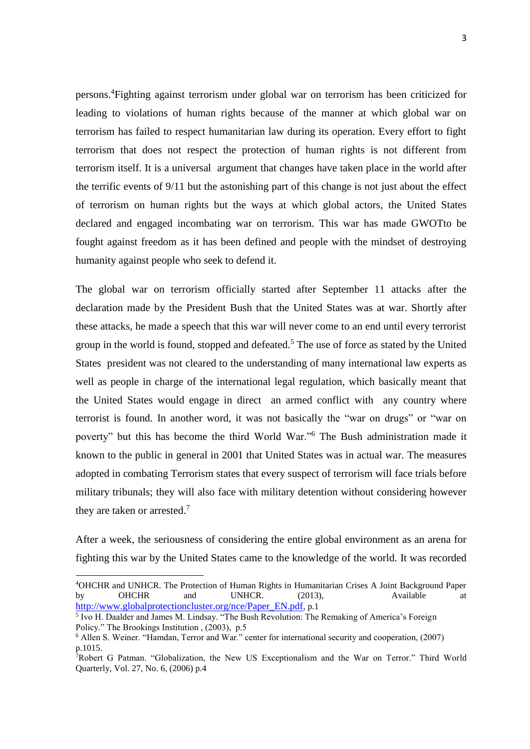persons.[4]Fighting against terrorism under global war on terrorism has been criticized for leading to violations of human rights because of the manner at which global war on terrorism has failed to respect humanitarian law during its operation. Every effort to fight terrorism that does not respect the protection of human rights is not different from terrorism itself. It is a universal argument that changes have taken place in the world after the terrific events of 9/11 but the astonishing part of this change is not just about the effect of terrorism on human rights but the ways at which global actors, the United States declared and engaged incombating war on terrorism. This war has made GWOTto be fought against freedom as it has been defined and people with the mindset of destroying humanity against people who seek to defend it.

The global war on terrorism officially started after September 11 attacks after the declaration made by the President Bush that the United States was at war. Shortly after these attacks, he made a speech that this war will never come to an end until every terrorist group in the world is found, stopped and defeated.[5] The use of force as stated by the United States president was not cleared to the understanding of many international law experts as well as people in charge of the international legal regulation, which basically meant that the United States would engage in direct an armed conflict with any country where terrorist is found. In another word, it was not basically the "war on drugs" or "war on poverty" but this has become the third World War."[6] The Bush administration made it known to the public in general in 2001 that United States was in actual war. The measures adopted in combating Terrorism states that every suspect of terrorism will face trials before military tribunals; they will also face with military detention without considering however they are taken or arrested.[7]

After a week, the seriousness of considering the entire global environment as an arena for fighting this war by the United States came to the knowledge of the world. It was recorded

---

[4]OHCHR and UNHCR. The Protection of Human Rights in Humanitarian Crises A Joint Background Paper by OHCHR and UNHCR. (2013), Available at http://www.globalprotectioncluster.org/nce/Paper_EN.pdf, p.1

[5] Ivo H. Daalder and James M. Lindsay. "The Bush Revolution: The Remaking of America's Foreign Policy." The Brookings Institution , (2003), p.5

[6] Allen S. Weiner. "Hamdan, Terror and War." center for international security and cooperation, (2007) p.1015.

[7]Robert G Patman. "Globalization, the New US Exceptionalism and the War on Terror." Third World Quarterly, Vol. 27, No. 6, (2006) p.4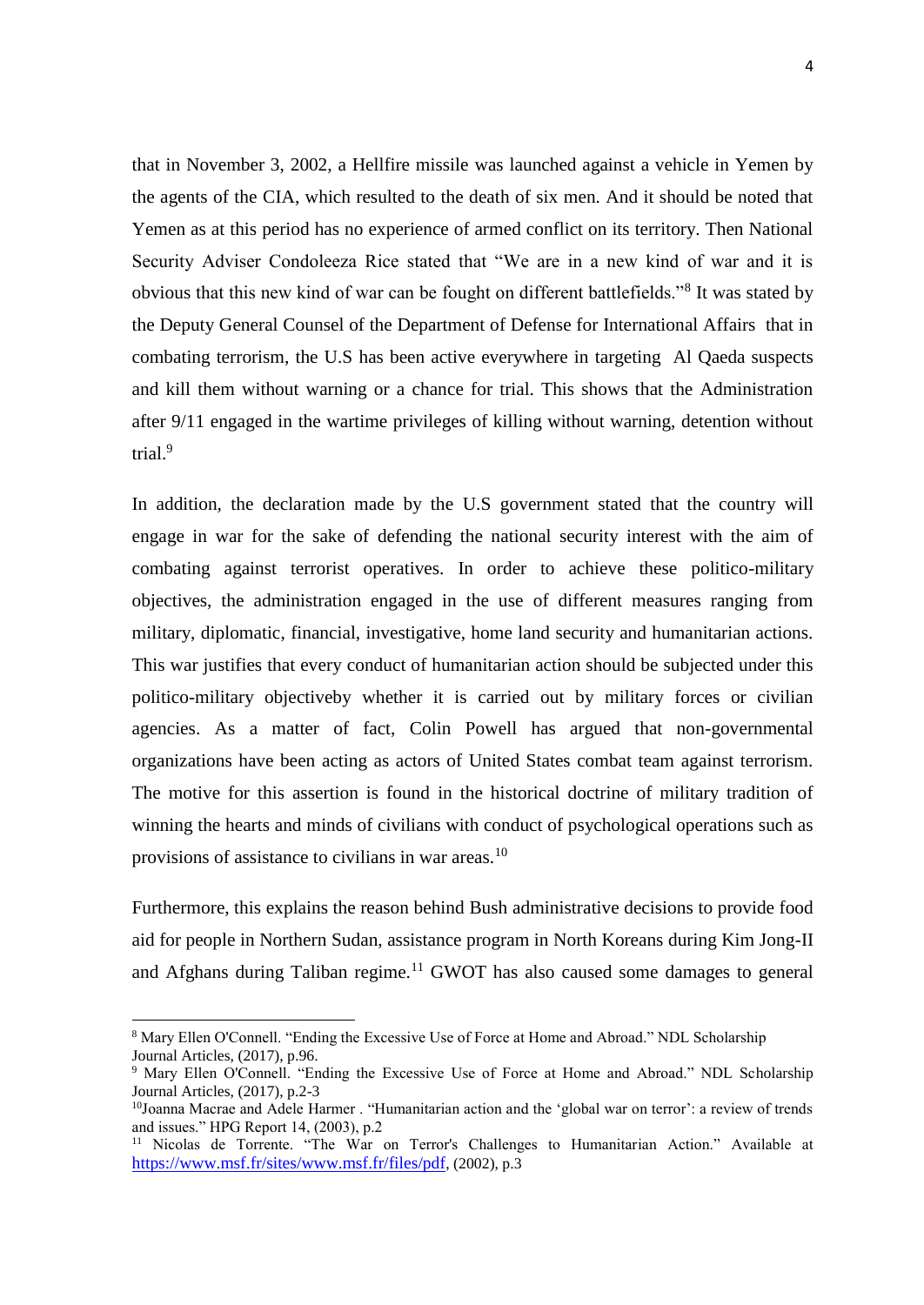that in November 3, 2002, a Hellfire missile was launched against a vehicle in Yemen by the agents of the CIA, which resulted to the death of six men. And it should be noted that Yemen as at this period has no experience of armed conflict on its territory. Then National Security Adviser Condoleeza Rice stated that "We are in a new kind of war and it is obvious that this new kind of war can be fought on different battlefields."[8] It was stated by the Deputy General Counsel of the Department of Defense for International Affairs that in combating terrorism, the U.S has been active everywhere in targeting Al Qaeda suspects and kill them without warning or a chance for trial. This shows that the Administration after 9/11 engaged in the wartime privileges of killing without warning, detention without trial.[9]

In addition, the declaration made by the U.S government stated that the country will engage in war for the sake of defending the national security interest with the aim of combating against terrorist operatives. In order to achieve these politico-military objectives, the administration engaged in the use of different measures ranging from military, diplomatic, financial, investigative, home land security and humanitarian actions. This war justifies that every conduct of humanitarian action should be subjected under this politico-military objectiveby whether it is carried out by military forces or civilian agencies. As a matter of fact, Colin Powell has argued that non-governmental organizations have been acting as actors of United States combat team against terrorism. The motive for this assertion is found in the historical doctrine of military tradition of winning the hearts and minds of civilians with conduct of psychological operations such as provisions of assistance to civilians in war areas.[10]

Furthermore, this explains the reason behind Bush administrative decisions to provide food aid for people in Northern Sudan, assistance program in North Koreans during Kim Jong-II and Afghans during Taliban regime.[11] GWOT has also caused some damages to general

---

[8] Mary Ellen O'Connell. "Ending the Excessive Use of Force at Home and Abroad." NDL Scholarship Journal Articles, (2017), p.96.

[9] Mary Ellen O'Connell. "Ending the Excessive Use of Force at Home and Abroad." NDL Scholarship Journal Articles, (2017), p.2-3

[10] Joanna Macrae and Adele Harmer . "Humanitarian action and the 'global war on terror': a review of trends and issues." HPG Report 14, (2003), p.2

[11] Nicolas de Torrente. "The War on Terror's Challenges to Humanitarian Action." Available at https://www.msf.fr/sites/www.msf.fr/files/pdf, (2002), p.3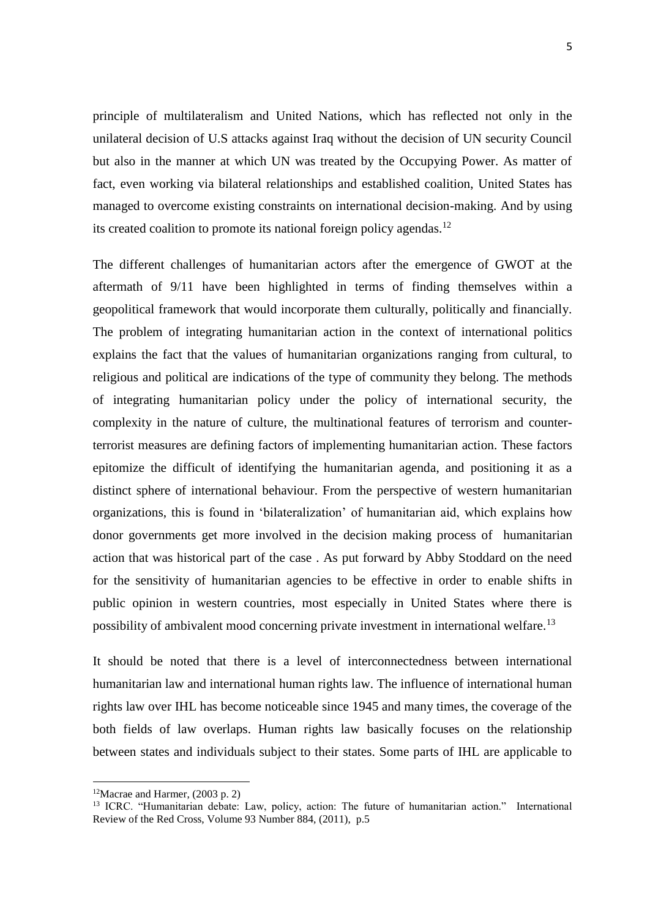principle of multilateralism and United Nations, which has reflected not only in the unilateral decision of U.S attacks against Iraq without the decision of UN security Council but also in the manner at which UN was treated by the Occupying Power. As matter of fact, even working via bilateral relationships and established coalition, United States has managed to overcome existing constraints on international decision-making. And by using its created coalition to promote its national foreign policy agendas.[12]

The different challenges of humanitarian actors after the emergence of GWOT at the aftermath of 9/11 have been highlighted in terms of finding themselves within a geopolitical framework that would incorporate them culturally, politically and financially. The problem of integrating humanitarian action in the context of international politics explains the fact that the values of humanitarian organizations ranging from cultural, to religious and political are indications of the type of community they belong. The methods of integrating humanitarian policy under the policy of international security, the complexity in the nature of culture, the multinational features of terrorism and counter-terrorist measures are defining factors of implementing humanitarian action. These factors epitomize the difficult of identifying the humanitarian agenda, and positioning it as a distinct sphere of international behaviour. From the perspective of western humanitarian organizations, this is found in 'bilateralization' of humanitarian aid, which explains how donor governments get more involved in the decision making process of humanitarian action that was historical part of the case . As put forward by Abby Stoddard on the need for the sensitivity of humanitarian agencies to be effective in order to enable shifts in public opinion in western countries, most especially in United States where there is possibility of ambivalent mood concerning private investment in international welfare.[13]

It should be noted that there is a level of interconnectedness between international humanitarian law and international human rights law. The influence of international human rights law over IHL has become noticeable since 1945 and many times, the coverage of the both fields of law overlaps. Human rights law basically focuses on the relationship between states and individuals subject to their states. Some parts of IHL are applicable to

---

[12] Macrae and Harmer, (2003 p. 2)

[13] ICRC. "Humanitarian debate: Law, policy, action: The future of humanitarian action." International Review of the Red Cross, Volume 93 Number 884, (2011), p.5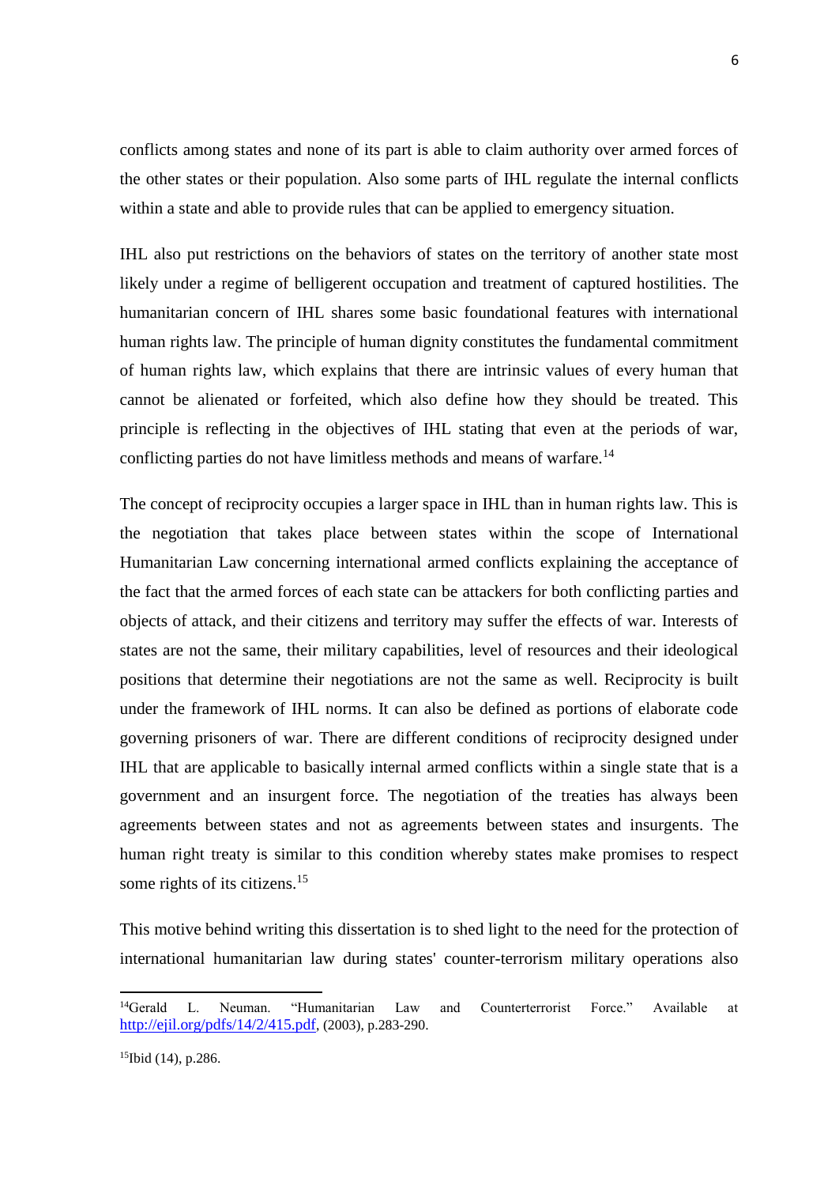conflicts among states and none of its part is able to claim authority over armed forces of the other states or their population. Also some parts of IHL regulate the internal conflicts within a state and able to provide rules that can be applied to emergency situation.

IHL also put restrictions on the behaviors of states on the territory of another state most likely under a regime of belligerent occupation and treatment of captured hostilities. The humanitarian concern of IHL shares some basic foundational features with international human rights law. The principle of human dignity constitutes the fundamental commitment of human rights law, which explains that there are intrinsic values of every human that cannot be alienated or forfeited, which also define how they should be treated. This principle is reflecting in the objectives of IHL stating that even at the periods of war, conflicting parties do not have limitless methods and means of warfare.[14]

The concept of reciprocity occupies a larger space in IHL than in human rights law. This is the negotiation that takes place between states within the scope of International Humanitarian Law concerning international armed conflicts explaining the acceptance of the fact that the armed forces of each state can be attackers for both conflicting parties and objects of attack, and their citizens and territory may suffer the effects of war. Interests of states are not the same, their military capabilities, level of resources and their ideological positions that determine their negotiations are not the same as well. Reciprocity is built under the framework of IHL norms. It can also be defined as portions of elaborate code governing prisoners of war. There are different conditions of reciprocity designed under IHL that are applicable to basically internal armed conflicts within a single state that is a government and an insurgent force. The negotiation of the treaties has always been agreements between states and not as agreements between states and insurgents. The human right treaty is similar to this condition whereby states make promises to respect some rights of its citizens.[15]

This motive behind writing this dissertation is to shed light to the need for the protection of international humanitarian law during states' counter-terrorism military operations also

---

[14]Gerald L. Neuman. "Humanitarian Law and Counterterrorist Force." Available at http://ejil.org/pdfs/14/2/415.pdf, (2003), p.283-290.

[15]Ibid (14), p.286.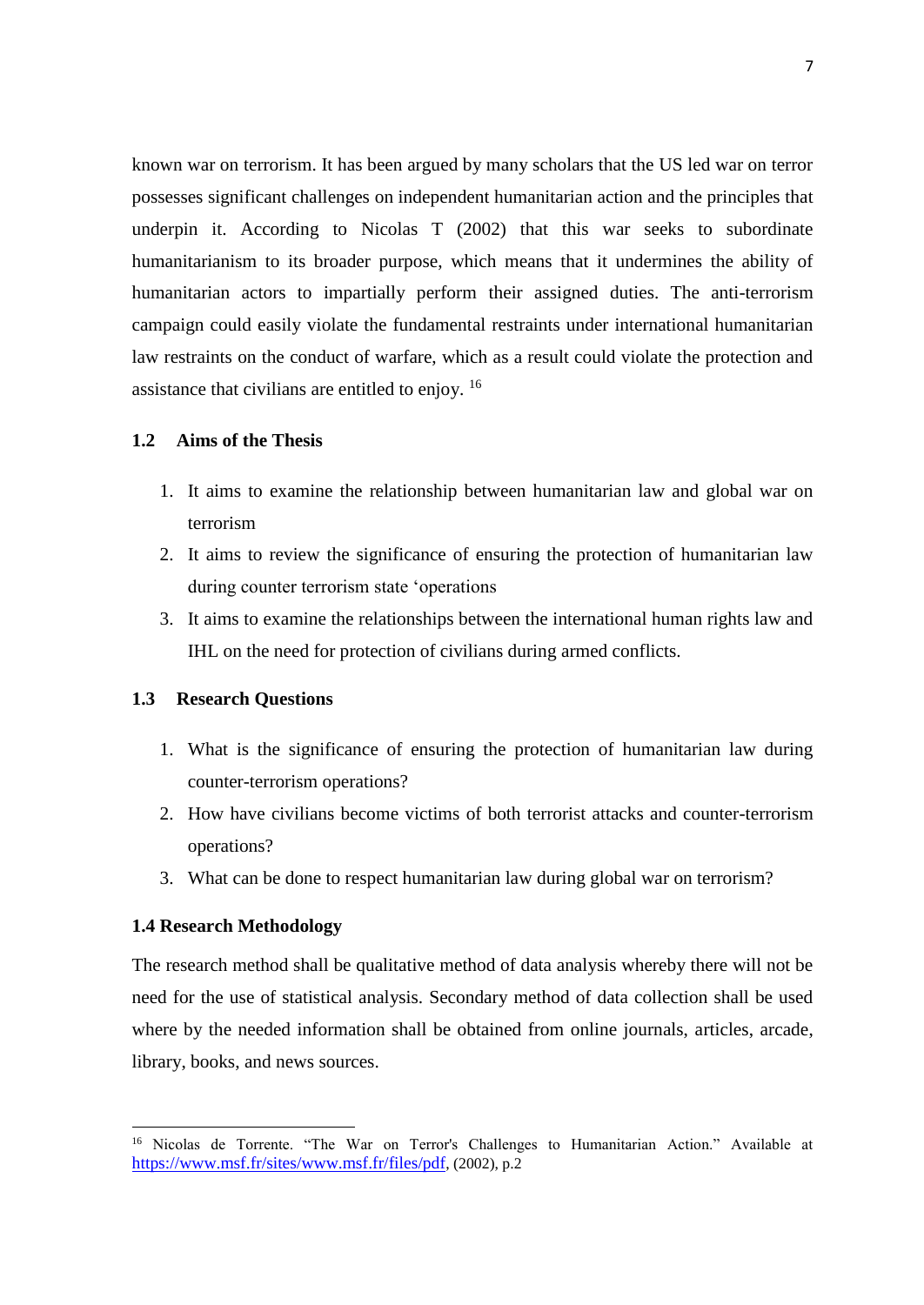known war on terrorism. It has been argued by many scholars that the US led war on terror possesses significant challenges on independent humanitarian action and the principles that underpin it. According to Nicolas T (2002) that this war seeks to subordinate humanitarianism to its broader purpose, which means that it undermines the ability of humanitarian actors to impartially perform their assigned duties. The anti-terrorism campaign could easily violate the fundamental restraints under international humanitarian law restraints on the conduct of warfare, which as a result could violate the protection and assistance that civilians are entitled to enjoy. [16]

### 1.2 Aims of the Thesis

1. It aims to examine the relationship between humanitarian law and global war on terrorism
2. It aims to review the significance of ensuring the protection of humanitarian law during counter terrorism state 'operations
3. It aims to examine the relationships between the international human rights law and IHL on the need for protection of civilians during armed conflicts.

### 1.3 Research Questions

1. What is the significance of ensuring the protection of humanitarian law during counter-terrorism operations?
2. How have civilians become victims of both terrorist attacks and counter-terrorism operations?
3. What can be done to respect humanitarian law during global war on terrorism?

### 1.4 Research Methodology

The research method shall be qualitative method of data analysis whereby there will not be need for the use of statistical analysis. Secondary method of data collection shall be used where by the needed information shall be obtained from online journals, articles, arcade, library, books, and news sources.

---

[16] Nicolas de Torrente. "The War on Terror's Challenges to Humanitarian Action." Available at https://www.msf.fr/sites/www.msf.fr/files/pdf, (2002), p.2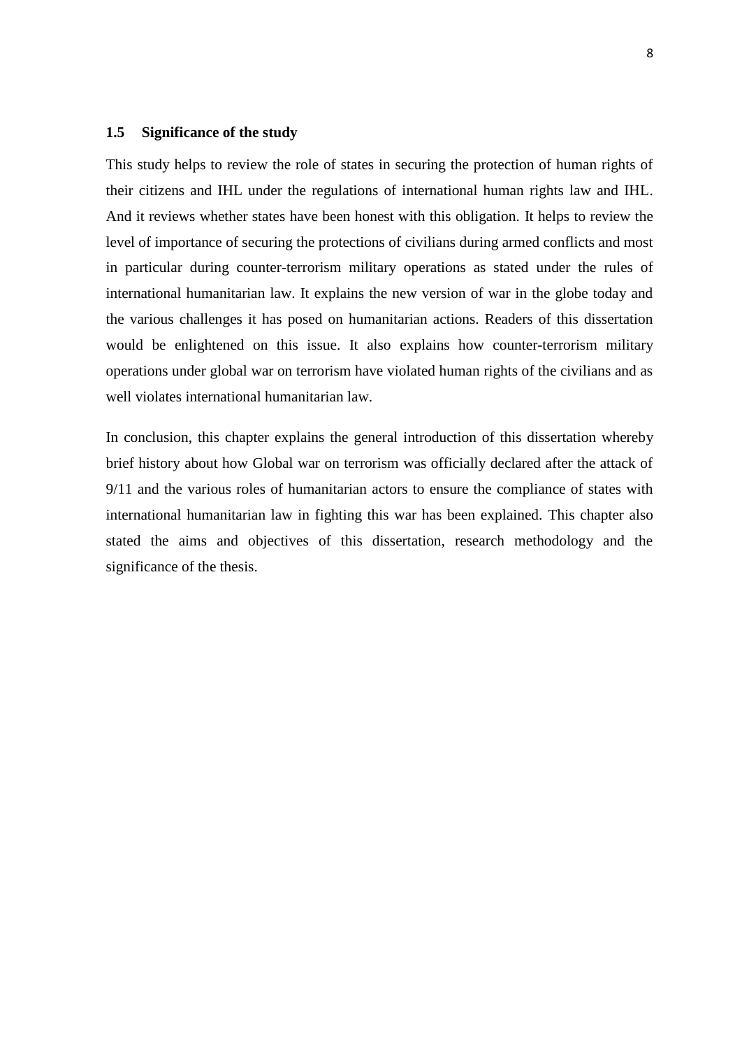### 1.5 Significance of the study

This study helps to review the role of states in securing the protection of human rights of their citizens and IHL under the regulations of international human rights law and IHL. And it reviews whether states have been honest with this obligation. It helps to review the level of importance of securing the protections of civilians during armed conflicts and most in particular during counter-terrorism military operations as stated under the rules of international humanitarian law. It explains the new version of war in the globe today and the various challenges it has posed on humanitarian actions. Readers of this dissertation would be enlightened on this issue. It also explains how counter-terrorism military operations under global war on terrorism have violated human rights of the civilians and as well violates international humanitarian law.

In conclusion, this chapter explains the general introduction of this dissertation whereby brief history about how Global war on terrorism was officially declared after the attack of 9/11 and the various roles of humanitarian actors to ensure the compliance of states with international humanitarian law in fighting this war has been explained. This chapter also stated the aims and objectives of this dissertation, research methodology and the significance of the thesis.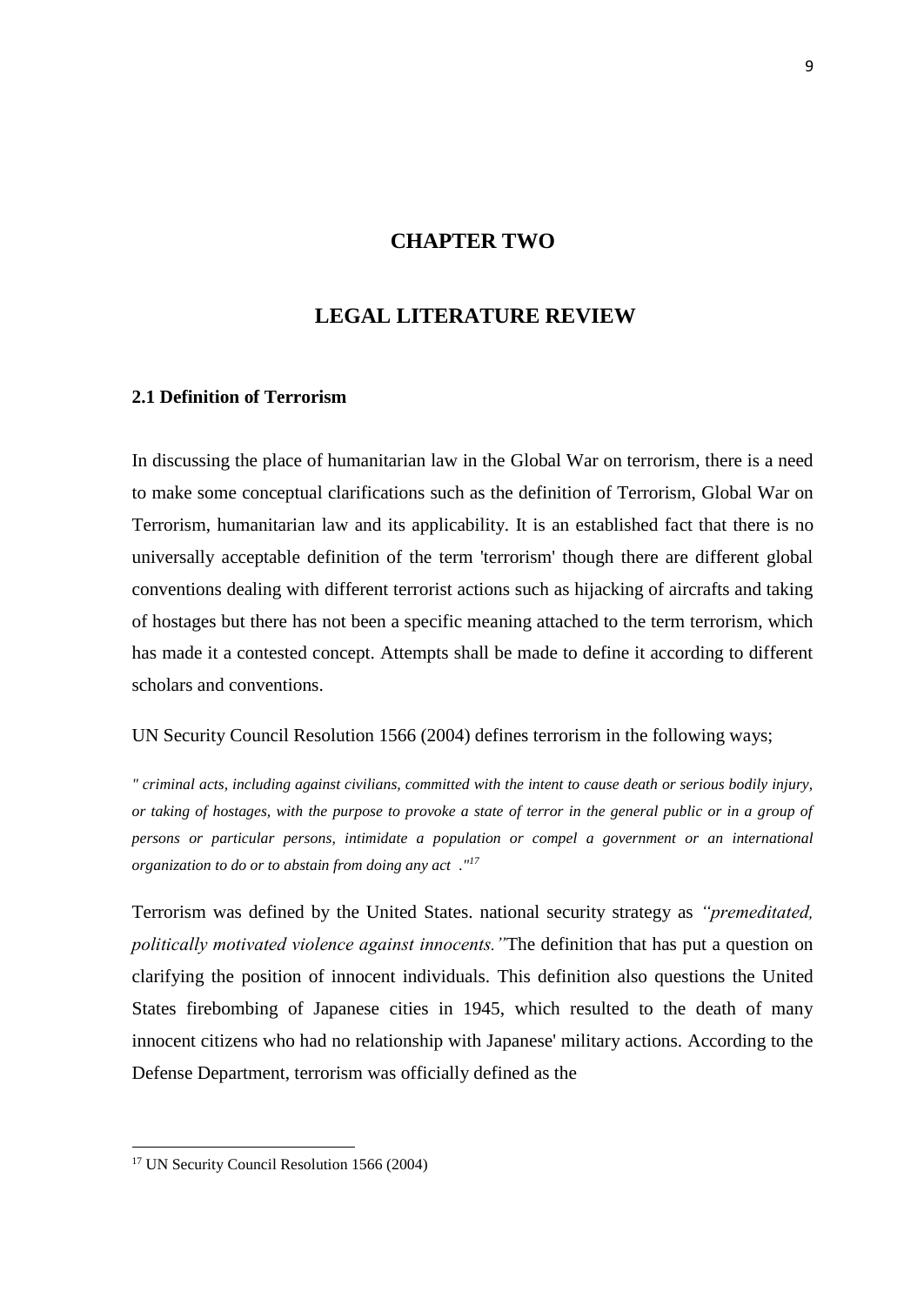# CHAPTER TWO

# LEGAL LITERATURE REVIEW

### 2.1 Definition of Terrorism

In discussing the place of humanitarian law in the Global War on terrorism, there is a need to make some conceptual clarifications such as the definition of Terrorism, Global War on Terrorism, humanitarian law and its applicability. It is an established fact that there is no universally acceptable definition of the term 'terrorism' though there are different global conventions dealing with different terrorist actions such as hijacking of aircrafts and taking of hostages but there has not been a specific meaning attached to the term terrorism, which has made it a contested concept. Attempts shall be made to define it according to different scholars and conventions.

UN Security Council Resolution 1566 (2004) defines terrorism in the following ways;

*" criminal acts, including against civilians, committed with the intent to cause death or serious bodily injury, or taking of hostages, with the purpose to provoke a state of terror in the general public or in a group of persons or particular persons, intimidate a population or compel a government or an international organization to do or to abstain from doing any act ."*[17]

Terrorism was defined by the United States. national security strategy as *"premeditated, politically motivated violence against innocents."*The definition that has put a question on clarifying the position of innocent individuals. This definition also questions the United States firebombing of Japanese cities in 1945, which resulted to the death of many innocent citizens who had no relationship with Japanese' military actions. According to the Defense Department, terrorism was officially defined as the

---

[17] UN Security Council Resolution 1566 (2004)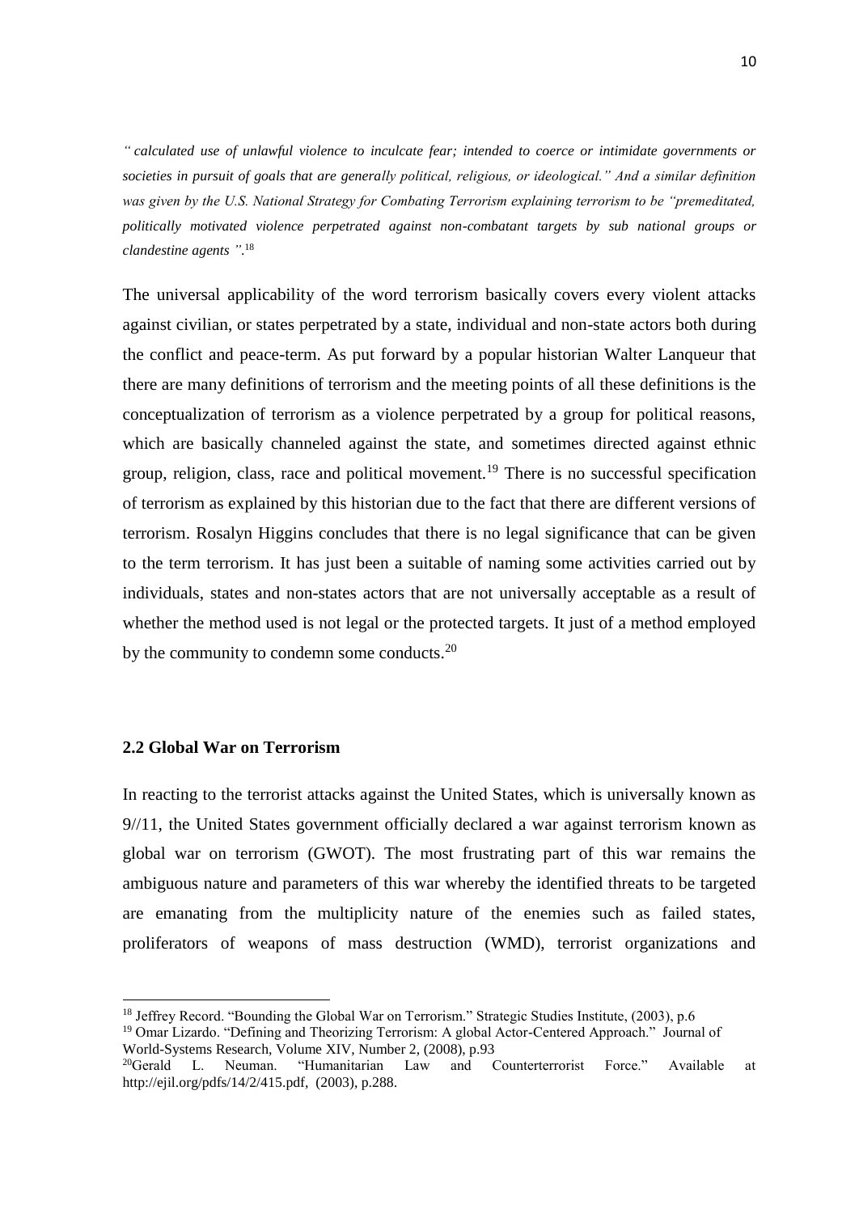*" calculated use of unlawful violence to inculcate fear; intended to coerce or intimidate governments or societies in pursuit of goals that are generally political, religious, or ideological." And a similar definition was given by the U.S. National Strategy for Combating Terrorism explaining terrorism to be "premeditated, politically motivated violence perpetrated against non-combatant targets by sub national groups or clandestine agents ".*[18]

The universal applicability of the word terrorism basically covers every violent attacks against civilian, or states perpetrated by a state, individual and non-state actors both during the conflict and peace-term. As put forward by a popular historian Walter Lanqueur that there are many definitions of terrorism and the meeting points of all these definitions is the conceptualization of terrorism as a violence perpetrated by a group for political reasons, which are basically channeled against the state, and sometimes directed against ethnic group, religion, class, race and political movement.[19] There is no successful specification of terrorism as explained by this historian due to the fact that there are different versions of terrorism. Rosalyn Higgins concludes that there is no legal significance that can be given to the term terrorism. It has just been a suitable of naming some activities carried out by individuals, states and non-states actors that are not universally acceptable as a result of whether the method used is not legal or the protected targets. It just of a method employed by the community to condemn some conducts.[20]

## 2.2 Global War on Terrorism

In reacting to the terrorist attacks against the United States, which is universally known as 9//11, the United States government officially declared a war against terrorism known as global war on terrorism (GWOT). The most frustrating part of this war remains the ambiguous nature and parameters of this war whereby the identified threats to be targeted are emanating from the multiplicity nature of the enemies such as failed states, proliferators of weapons of mass destruction (WMD), terrorist organizations and

---

[18] Jeffrey Record. "Bounding the Global War on Terrorism." Strategic Studies Institute, (2003), p.6

[19] Omar Lizardo. "Defining and Theorizing Terrorism: A global Actor-Centered Approach." Journal of World-Systems Research, Volume XIV, Number 2, (2008), p.93

[20] Gerald L. Neuman. "Humanitarian Law and Counterterrorist Force." Available at http://ejil.org/pdfs/14/2/415.pdf, (2003), p.288.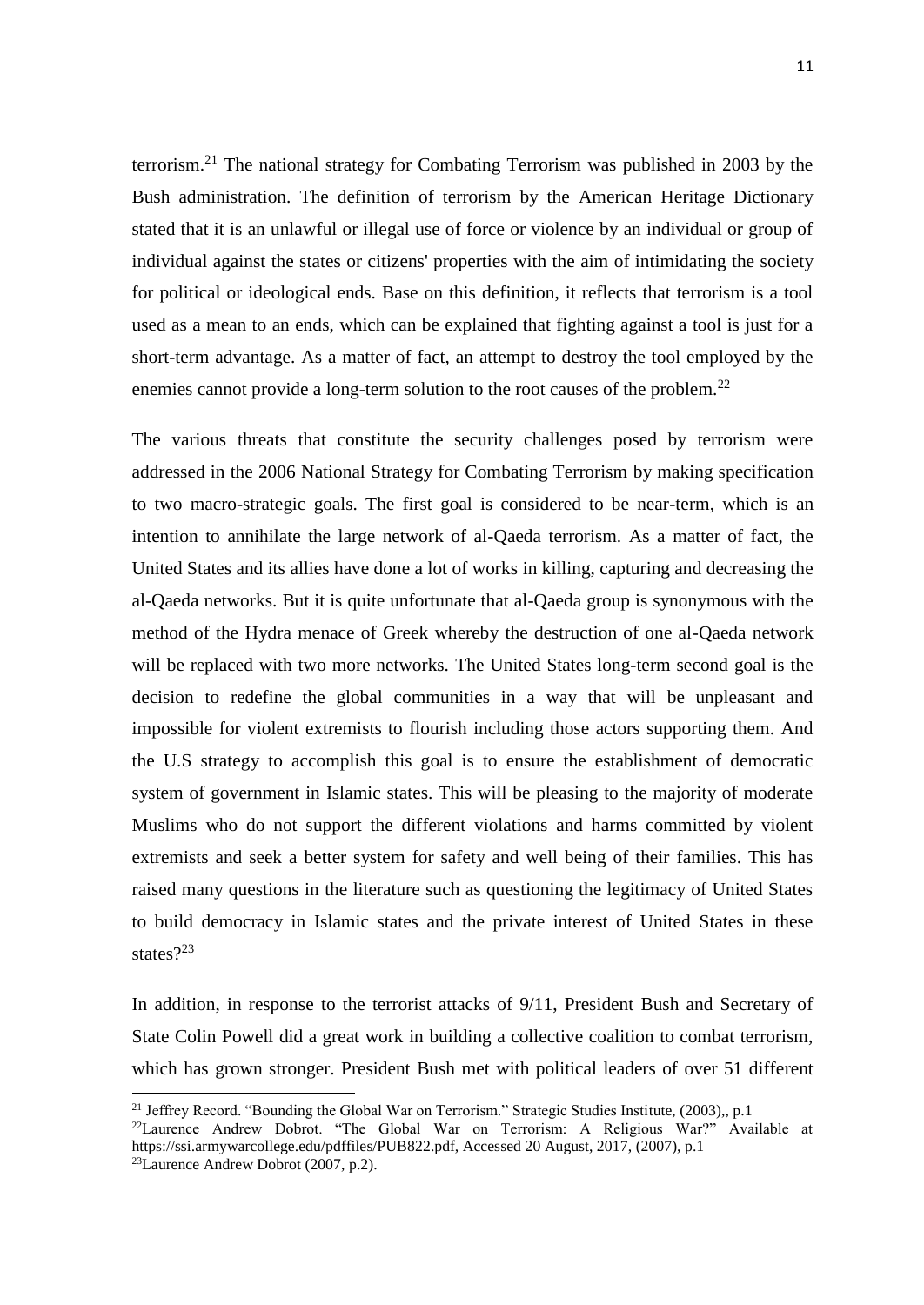terrorism.[21] The national strategy for Combating Terrorism was published in 2003 by the Bush administration. The definition of terrorism by the American Heritage Dictionary stated that it is an unlawful or illegal use of force or violence by an individual or group of individual against the states or citizens' properties with the aim of intimidating the society for political or ideological ends. Base on this definition, it reflects that terrorism is a tool used as a mean to an ends, which can be explained that fighting against a tool is just for a short-term advantage. As a matter of fact, an attempt to destroy the tool employed by the enemies cannot provide a long-term solution to the root causes of the problem.[22]

The various threats that constitute the security challenges posed by terrorism were addressed in the 2006 National Strategy for Combating Terrorism by making specification to two macro-strategic goals. The first goal is considered to be near-term, which is an intention to annihilate the large network of al-Qaeda terrorism. As a matter of fact, the United States and its allies have done a lot of works in killing, capturing and decreasing the al-Qaeda networks. But it is quite unfortunate that al-Qaeda group is synonymous with the method of the Hydra menace of Greek whereby the destruction of one al-Qaeda network will be replaced with two more networks. The United States long-term second goal is the decision to redefine the global communities in a way that will be unpleasant and impossible for violent extremists to flourish including those actors supporting them. And the U.S strategy to accomplish this goal is to ensure the establishment of democratic system of government in Islamic states. This will be pleasing to the majority of moderate Muslims who do not support the different violations and harms committed by violent extremists and seek a better system for safety and well being of their families. This has raised many questions in the literature such as questioning the legitimacy of United States to build democracy in Islamic states and the private interest of United States in these states?[23]

In addition, in response to the terrorist attacks of 9/11, President Bush and Secretary of State Colin Powell did a great work in building a collective coalition to combat terrorism, which has grown stronger. President Bush met with political leaders of over 51 different

---

[21] Jeffrey Record. "Bounding the Global War on Terrorism." Strategic Studies Institute, (2003),, p.1

[22] Laurence Andrew Dobrot. "The Global War on Terrorism: A Religious War?" Available at https://ssi.armywarcollege.edu/pdffiles/PUB822.pdf, Accessed 20 August, 2017, (2007), p.1

[23] Laurence Andrew Dobrot (2007, p.2).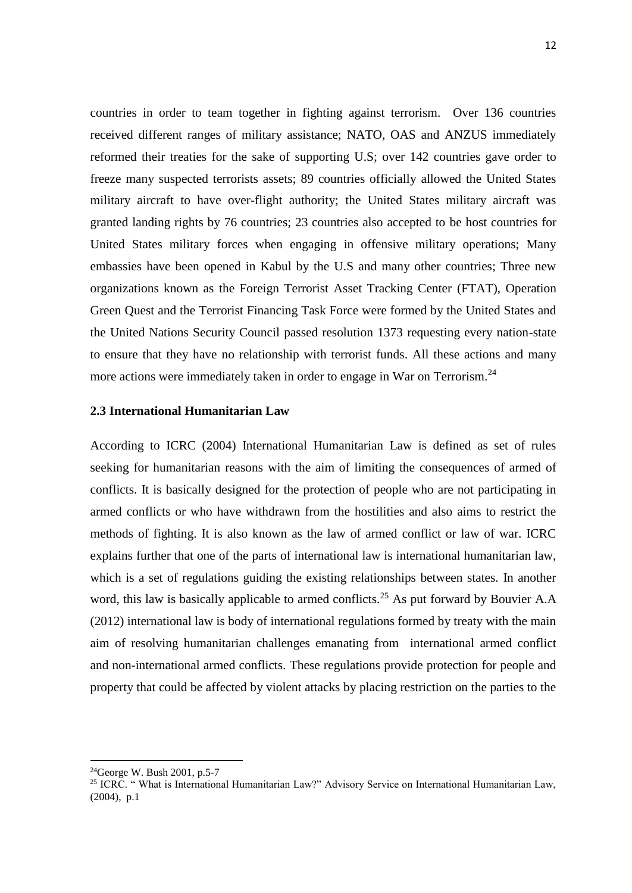countries in order to team together in fighting against terrorism. Over 136 countries received different ranges of military assistance; NATO, OAS and ANZUS immediately reformed their treaties for the sake of supporting U.S; over 142 countries gave order to freeze many suspected terrorists assets; 89 countries officially allowed the United States military aircraft to have over-flight authority; the United States military aircraft was granted landing rights by 76 countries; 23 countries also accepted to be host countries for United States military forces when engaging in offensive military operations; Many embassies have been opened in Kabul by the U.S and many other countries; Three new organizations known as the Foreign Terrorist Asset Tracking Center (FTAT), Operation Green Quest and the Terrorist Financing Task Force were formed by the United States and the United Nations Security Council passed resolution 1373 requesting every nation-state to ensure that they have no relationship with terrorist funds. All these actions and many more actions were immediately taken in order to engage in War on Terrorism.[24]

### 2.3 International Humanitarian Law

According to ICRC (2004) International Humanitarian Law is defined as set of rules seeking for humanitarian reasons with the aim of limiting the consequences of armed of conflicts. It is basically designed for the protection of people who are not participating in armed conflicts or who have withdrawn from the hostilities and also aims to restrict the methods of fighting. It is also known as the law of armed conflict or law of war. ICRC explains further that one of the parts of international law is international humanitarian law, which is a set of regulations guiding the existing relationships between states. In another word, this law is basically applicable to armed conflicts.[25] As put forward by Bouvier A.A (2012) international law is body of international regulations formed by treaty with the main aim of resolving humanitarian challenges emanating from international armed conflict and non-international armed conflicts. These regulations provide protection for people and property that could be affected by violent attacks by placing restriction on the parties to the

---

[24] George W. Bush 2001, p.5-7

[25] ICRC. " What is International Humanitarian Law?" Advisory Service on International Humanitarian Law, (2004), p.1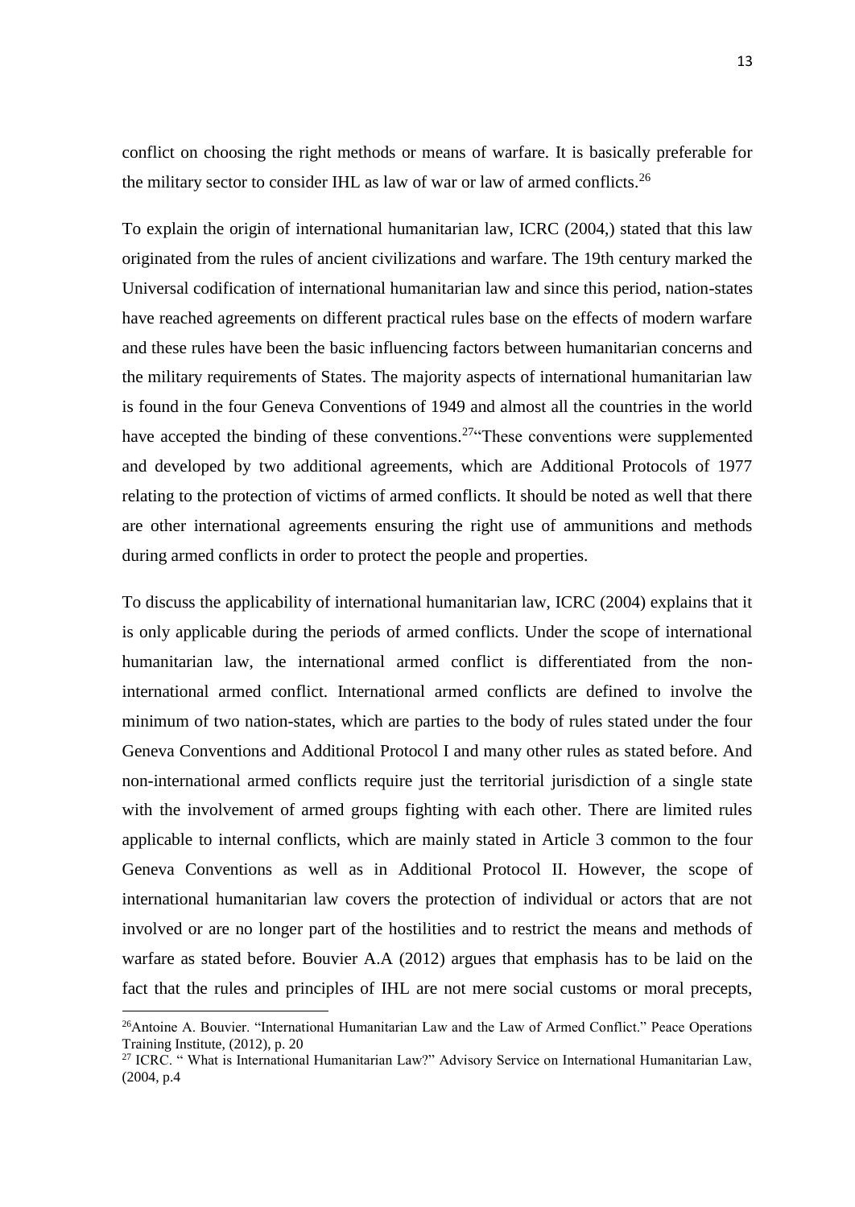conflict on choosing the right methods or means of warfare. It is basically preferable for the military sector to consider IHL as law of war or law of armed conflicts.[26]

To explain the origin of international humanitarian law, ICRC (2004,) stated that this law originated from the rules of ancient civilizations and warfare. The 19th century marked the Universal codification of international humanitarian law and since this period, nation-states have reached agreements on different practical rules base on the effects of modern warfare and these rules have been the basic influencing factors between humanitarian concerns and the military requirements of States. The majority aspects of international humanitarian law is found in the four Geneva Conventions of 1949 and almost all the countries in the world have accepted the binding of these conventions.[27]"These conventions were supplemented and developed by two additional agreements, which are Additional Protocols of 1977 relating to the protection of victims of armed conflicts. It should be noted as well that there are other international agreements ensuring the right use of ammunitions and methods during armed conflicts in order to protect the people and properties.

To discuss the applicability of international humanitarian law, ICRC (2004) explains that it is only applicable during the periods of armed conflicts. Under the scope of international humanitarian law, the international armed conflict is differentiated from the non-international armed conflict. International armed conflicts are defined to involve the minimum of two nation-states, which are parties to the body of rules stated under the four Geneva Conventions and Additional Protocol I and many other rules as stated before. And non-international armed conflicts require just the territorial jurisdiction of a single state with the involvement of armed groups fighting with each other. There are limited rules applicable to internal conflicts, which are mainly stated in Article 3 common to the four Geneva Conventions as well as in Additional Protocol II. However, the scope of international humanitarian law covers the protection of individual or actors that are not involved or are no longer part of the hostilities and to restrict the means and methods of warfare as stated before. Bouvier A.A (2012) argues that emphasis has to be laid on the fact that the rules and principles of IHL are not mere social customs or moral precepts,

---

[26]Antoine A. Bouvier. "International Humanitarian Law and the Law of Armed Conflict." Peace Operations Training Institute, (2012), p. 20

[27] ICRC. " What is International Humanitarian Law?" Advisory Service on International Humanitarian Law, (2004, p.4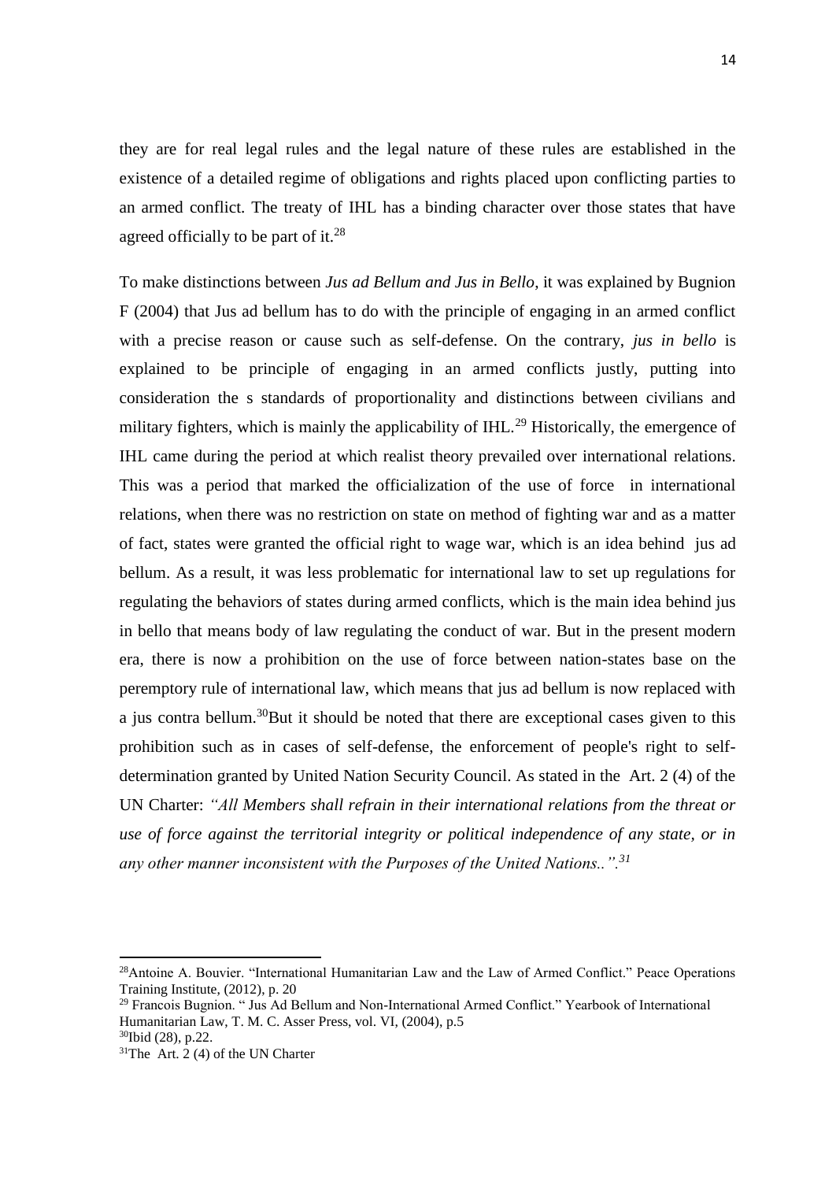they are for real legal rules and the legal nature of these rules are established in the existence of a detailed regime of obligations and rights placed upon conflicting parties to an armed conflict. The treaty of IHL has a binding character over those states that have agreed officially to be part of it.[28]

To make distinctions between *Jus ad Bellum and Jus in Bello*, it was explained by Bugnion F (2004) that Jus ad bellum has to do with the principle of engaging in an armed conflict with a precise reason or cause such as self-defense. On the contrary, *jus in bello* is explained to be principle of engaging in an armed conflicts justly, putting into consideration the s standards of proportionality and distinctions between civilians and military fighters, which is mainly the applicability of IHL.[29] Historically, the emergence of IHL came during the period at which realist theory prevailed over international relations. This was a period that marked the officialization of the use of force in international relations, when there was no restriction on state on method of fighting war and as a matter of fact, states were granted the official right to wage war, which is an idea behind jus ad bellum. As a result, it was less problematic for international law to set up regulations for regulating the behaviors of states during armed conflicts, which is the main idea behind jus in bello that means body of law regulating the conduct of war. But in the present modern era, there is now a prohibition on the use of force between nation-states base on the peremptory rule of international law, which means that jus ad bellum is now replaced with a jus contra bellum.[30]But it should be noted that there are exceptional cases given to this prohibition such as in cases of self-defense, the enforcement of people's right to self-determination granted by United Nation Security Council. As stated in the Art. 2 (4) of the UN Charter: *"All Members shall refrain in their international relations from the threat or use of force against the territorial integrity or political independence of any state, or in any other manner inconsistent with the Purposes of the United Nations..".*[31]

---

[28]Antoine A. Bouvier. "International Humanitarian Law and the Law of Armed Conflict." Peace Operations Training Institute, (2012), p. 20

[29] Francois Bugnion. " Jus Ad Bellum and Non-International Armed Conflict." Yearbook of International Humanitarian Law, T. M. C. Asser Press, vol. VI, (2004), p.5

[30]Ibid (28), p.22.

[31]The Art. 2 (4) of the UN Charter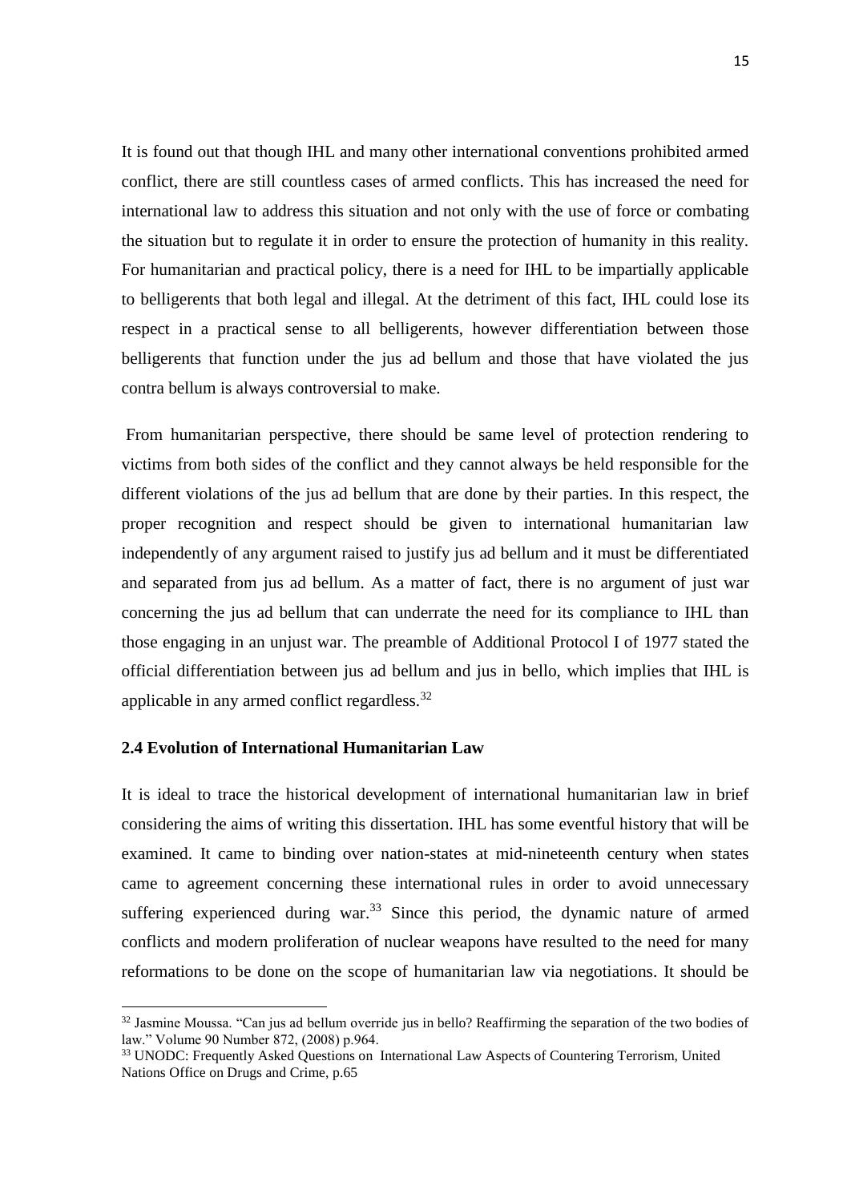It is found out that though IHL and many other international conventions prohibited armed conflict, there are still countless cases of armed conflicts. This has increased the need for international law to address this situation and not only with the use of force or combating the situation but to regulate it in order to ensure the protection of humanity in this reality. For humanitarian and practical policy, there is a need for IHL to be impartially applicable to belligerents that both legal and illegal. At the detriment of this fact, IHL could lose its respect in a practical sense to all belligerents, however differentiation between those belligerents that function under the jus ad bellum and those that have violated the jus contra bellum is always controversial to make.

From humanitarian perspective, there should be same level of protection rendering to victims from both sides of the conflict and they cannot always be held responsible for the different violations of the jus ad bellum that are done by their parties. In this respect, the proper recognition and respect should be given to international humanitarian law independently of any argument raised to justify jus ad bellum and it must be differentiated and separated from jus ad bellum. As a matter of fact, there is no argument of just war concerning the jus ad bellum that can underrate the need for its compliance to IHL than those engaging in an unjust war. The preamble of Additional Protocol I of 1977 stated the official differentiation between jus ad bellum and jus in bello, which implies that IHL is applicable in any armed conflict regardless.[32]

### 2.4 Evolution of International Humanitarian Law

It is ideal to trace the historical development of international humanitarian law in brief considering the aims of writing this dissertation. IHL has some eventful history that will be examined. It came to binding over nation-states at mid-nineteenth century when states came to agreement concerning these international rules in order to avoid unnecessary suffering experienced during war.[33] Since this period, the dynamic nature of armed conflicts and modern proliferation of nuclear weapons have resulted to the need for many reformations to be done on the scope of humanitarian law via negotiations. It should be

---

[32] Jasmine Moussa. "Can jus ad bellum override jus in bello? Reaffirming the separation of the two bodies of law." Volume 90 Number 872, (2008) p.964.

[33] UNODC: Frequently Asked Questions on International Law Aspects of Countering Terrorism, United Nations Office on Drugs and Crime, p.65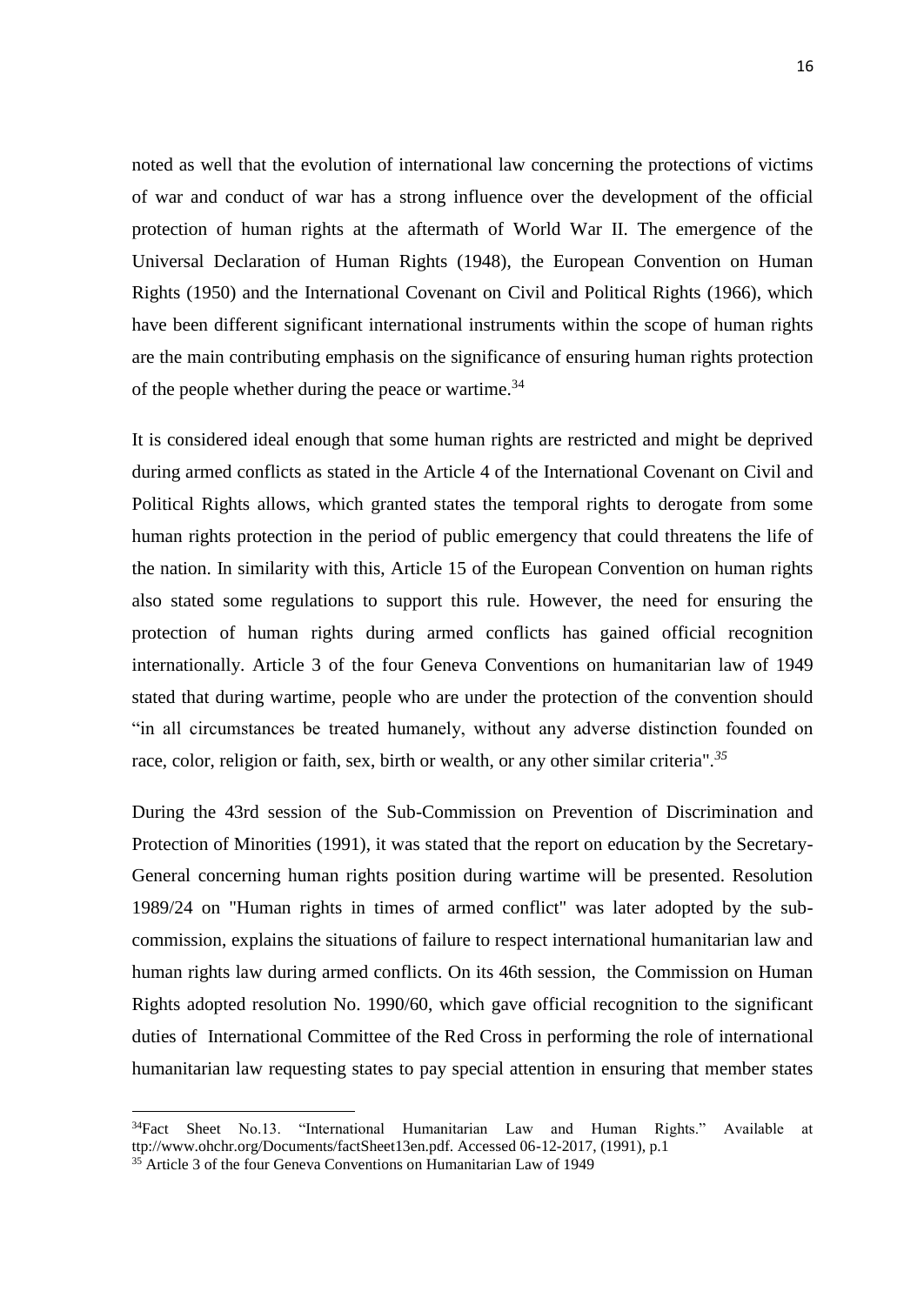noted as well that the evolution of international law concerning the protections of victims of war and conduct of war has a strong influence over the development of the official protection of human rights at the aftermath of World War II. The emergence of the Universal Declaration of Human Rights (1948), the European Convention on Human Rights (1950) and the International Covenant on Civil and Political Rights (1966), which have been different significant international instruments within the scope of human rights are the main contributing emphasis on the significance of ensuring human rights protection of the people whether during the peace or wartime.[34]

It is considered ideal enough that some human rights are restricted and might be deprived during armed conflicts as stated in the Article 4 of the International Covenant on Civil and Political Rights allows, which granted states the temporal rights to derogate from some human rights protection in the period of public emergency that could threatens the life of the nation. In similarity with this, Article 15 of the European Convention on human rights also stated some regulations to support this rule. However, the need for ensuring the protection of human rights during armed conflicts has gained official recognition internationally. Article 3 of the four Geneva Conventions on humanitarian law of 1949 stated that during wartime, people who are under the protection of the convention should "in all circumstances be treated humanely, without any adverse distinction founded on race, color, religion or faith, sex, birth or wealth, or any other similar criteria".[35]

During the 43rd session of the Sub-Commission on Prevention of Discrimination and Protection of Minorities (1991), it was stated that the report on education by the Secretary-General concerning human rights position during wartime will be presented. Resolution 1989/24 on "Human rights in times of armed conflict" was later adopted by the sub-commission, explains the situations of failure to respect international humanitarian law and human rights law during armed conflicts. On its 46th session, the Commission on Human Rights adopted resolution No. 1990/60, which gave official recognition to the significant duties of International Committee of the Red Cross in performing the role of international humanitarian law requesting states to pay special attention in ensuring that member states

---

[34] Fact Sheet No.13. "International Humanitarian Law and Human Rights." Available at ttp://www.ohchr.org/Documents/factSheet13en.pdf. Accessed 06-12-2017, (1991), p.1

[35] Article 3 of the four Geneva Conventions on Humanitarian Law of 1949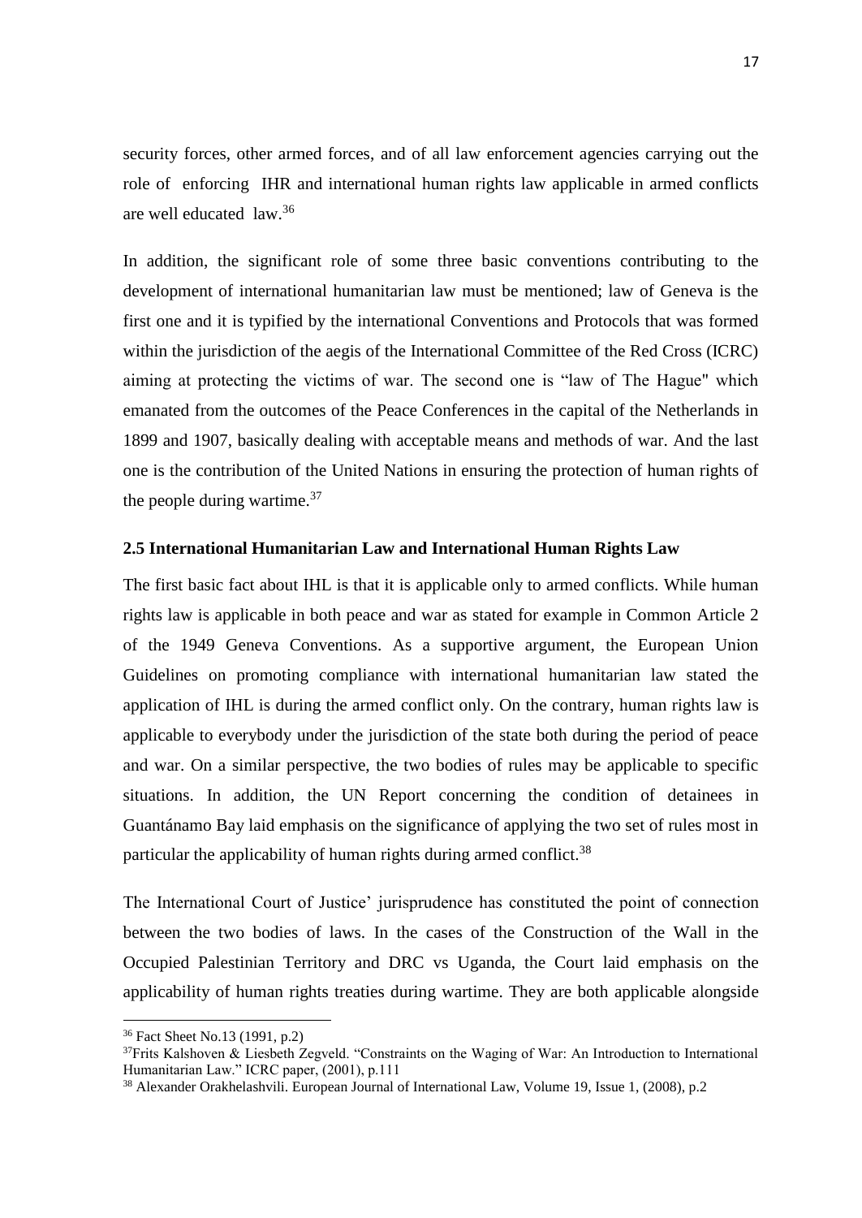security forces, other armed forces, and of all law enforcement agencies carrying out the role of enforcing IHR and international human rights law applicable in armed conflicts are well educated law.[36]

In addition, the significant role of some three basic conventions contributing to the development of international humanitarian law must be mentioned; law of Geneva is the first one and it is typified by the international Conventions and Protocols that was formed within the jurisdiction of the aegis of the International Committee of the Red Cross (ICRC) aiming at protecting the victims of war. The second one is "law of The Hague" which emanated from the outcomes of the Peace Conferences in the capital of the Netherlands in 1899 and 1907, basically dealing with acceptable means and methods of war. And the last one is the contribution of the United Nations in ensuring the protection of human rights of the people during wartime.[37]

### 2.5 International Humanitarian Law and International Human Rights Law

The first basic fact about IHL is that it is applicable only to armed conflicts. While human rights law is applicable in both peace and war as stated for example in Common Article 2 of the 1949 Geneva Conventions. As a supportive argument, the European Union Guidelines on promoting compliance with international humanitarian law stated the application of IHL is during the armed conflict only. On the contrary, human rights law is applicable to everybody under the jurisdiction of the state both during the period of peace and war. On a similar perspective, the two bodies of rules may be applicable to specific situations. In addition, the UN Report concerning the condition of detainees in Guantánamo Bay laid emphasis on the significance of applying the two set of rules most in particular the applicability of human rights during armed conflict.[38]

The International Court of Justice' jurisprudence has constituted the point of connection between the two bodies of laws. In the cases of the Construction of the Wall in the Occupied Palestinian Territory and DRC vs Uganda, the Court laid emphasis on the applicability of human rights treaties during wartime. They are both applicable alongside

---

[36] Fact Sheet No.13 (1991, p.2)

[37] Frits Kalshoven & Liesbeth Zegveld. "Constraints on the Waging of War: An Introduction to International Humanitarian Law." ICRC paper, (2001), p.111

[38] Alexander Orakhelashvili. European Journal of International Law, Volume 19, Issue 1, (2008), p.2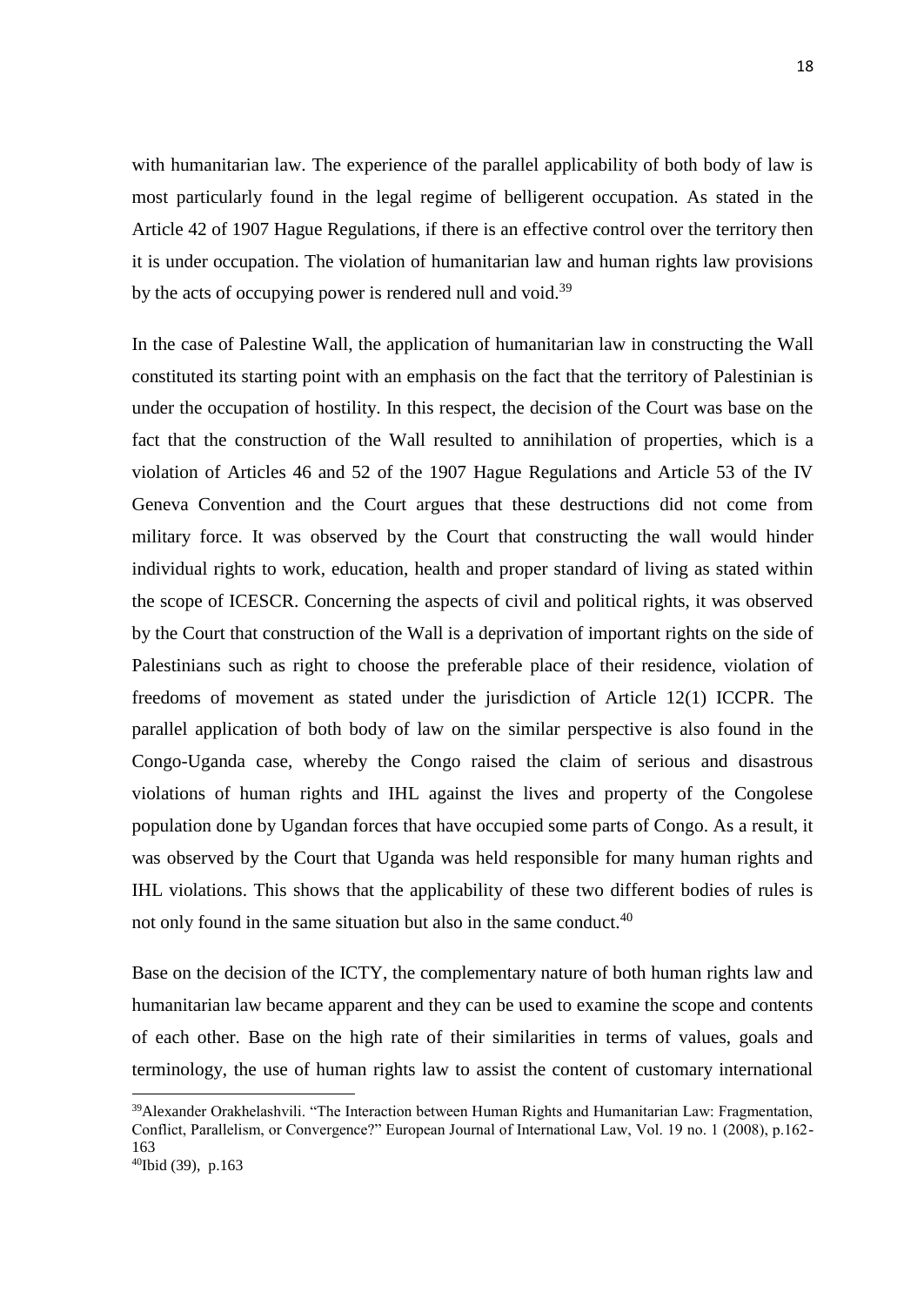with humanitarian law. The experience of the parallel applicability of both body of law is most particularly found in the legal regime of belligerent occupation. As stated in the Article 42 of 1907 Hague Regulations, if there is an effective control over the territory then it is under occupation. The violation of humanitarian law and human rights law provisions by the acts of occupying power is rendered null and void.[39]

In the case of Palestine Wall, the application of humanitarian law in constructing the Wall constituted its starting point with an emphasis on the fact that the territory of Palestinian is under the occupation of hostility. In this respect, the decision of the Court was base on the fact that the construction of the Wall resulted to annihilation of properties, which is a violation of Articles 46 and 52 of the 1907 Hague Regulations and Article 53 of the IV Geneva Convention and the Court argues that these destructions did not come from military force. It was observed by the Court that constructing the wall would hinder individual rights to work, education, health and proper standard of living as stated within the scope of ICESCR. Concerning the aspects of civil and political rights, it was observed by the Court that construction of the Wall is a deprivation of important rights on the side of Palestinians such as right to choose the preferable place of their residence, violation of freedoms of movement as stated under the jurisdiction of Article 12(1) ICCPR. The parallel application of both body of law on the similar perspective is also found in the Congo-Uganda case, whereby the Congo raised the claim of serious and disastrous violations of human rights and IHL against the lives and property of the Congolese population done by Ugandan forces that have occupied some parts of Congo. As a result, it was observed by the Court that Uganda was held responsible for many human rights and IHL violations. This shows that the applicability of these two different bodies of rules is not only found in the same situation but also in the same conduct.[40]

Base on the decision of the ICTY, the complementary nature of both human rights law and humanitarian law became apparent and they can be used to examine the scope and contents of each other. Base on the high rate of their similarities in terms of values, goals and terminology, the use of human rights law to assist the content of customary international

---

[39] Alexander Orakhelashvili. "The Interaction between Human Rights and Humanitarian Law: Fragmentation, Conflict, Parallelism, or Convergence?" European Journal of International Law, Vol. 19 no. 1 (2008), p.162-163

[40] Ibid (39), p.163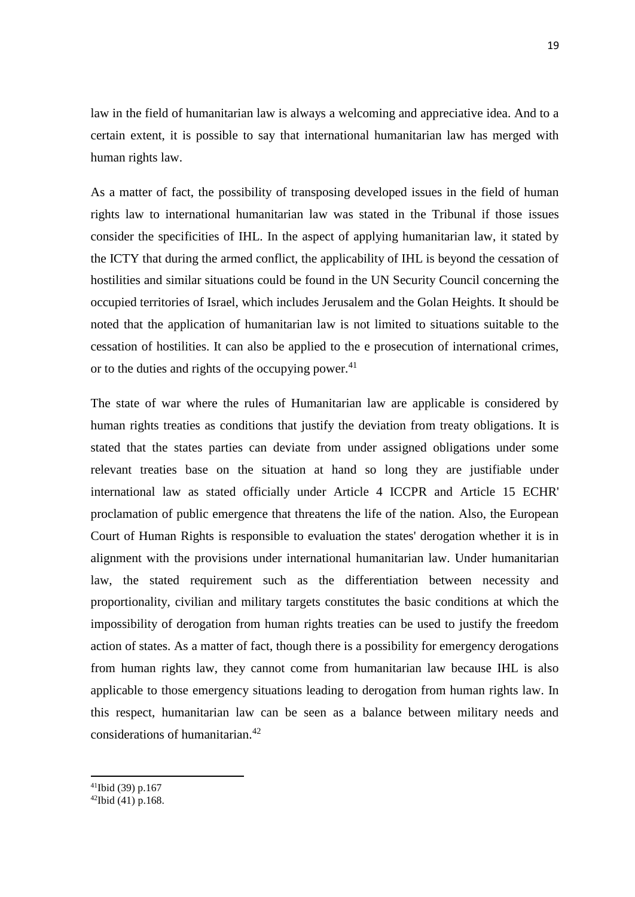law in the field of humanitarian law is always a welcoming and appreciative idea. And to a certain extent, it is possible to say that international humanitarian law has merged with human rights law.

As a matter of fact, the possibility of transposing developed issues in the field of human rights law to international humanitarian law was stated in the Tribunal if those issues consider the specificities of IHL. In the aspect of applying humanitarian law, it stated by the ICTY that during the armed conflict, the applicability of IHL is beyond the cessation of hostilities and similar situations could be found in the UN Security Council concerning the occupied territories of Israel, which includes Jerusalem and the Golan Heights. It should be noted that the application of humanitarian law is not limited to situations suitable to the cessation of hostilities. It can also be applied to the e prosecution of international crimes, or to the duties and rights of the occupying power.[41]

The state of war where the rules of Humanitarian law are applicable is considered by human rights treaties as conditions that justify the deviation from treaty obligations. It is stated that the states parties can deviate from under assigned obligations under some relevant treaties base on the situation at hand so long they are justifiable under international law as stated officially under Article 4 ICCPR and Article 15 ECHR' proclamation of public emergence that threatens the life of the nation. Also, the European Court of Human Rights is responsible to evaluation the states' derogation whether it is in alignment with the provisions under international humanitarian law. Under humanitarian law, the stated requirement such as the differentiation between necessity and proportionality, civilian and military targets constitutes the basic conditions at which the impossibility of derogation from human rights treaties can be used to justify the freedom action of states. As a matter of fact, though there is a possibility for emergency derogations from human rights law, they cannot come from humanitarian law because IHL is also applicable to those emergency situations leading to derogation from human rights law. In this respect, humanitarian law can be seen as a balance between military needs and considerations of humanitarian.[42]

---

[41] Ibid (39) p.167

[42] Ibid (41) p.168.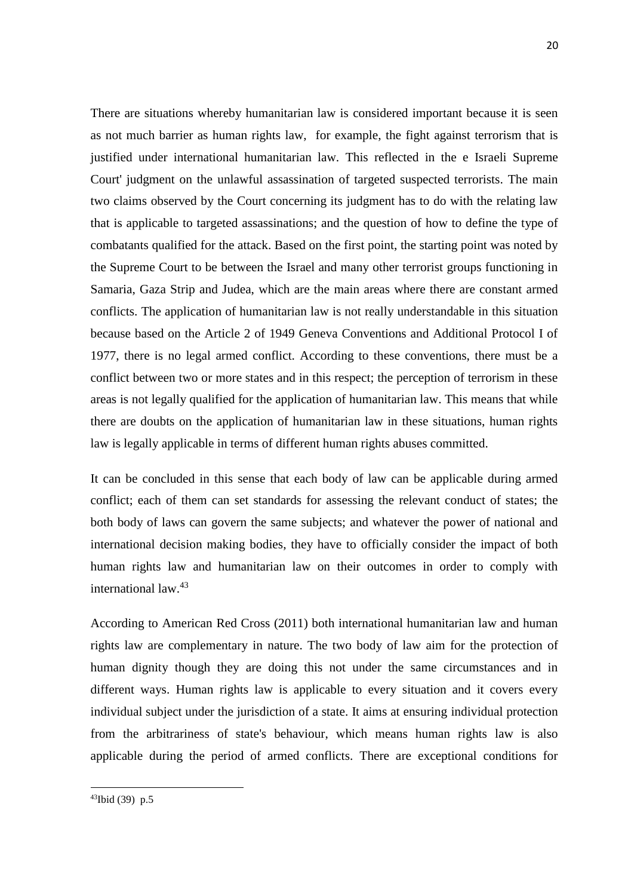There are situations whereby humanitarian law is considered important because it is seen as not much barrier as human rights law, for example, the fight against terrorism that is justified under international humanitarian law. This reflected in the e Israeli Supreme Court' judgment on the unlawful assassination of targeted suspected terrorists. The main two claims observed by the Court concerning its judgment has to do with the relating law that is applicable to targeted assassinations; and the question of how to define the type of combatants qualified for the attack. Based on the first point, the starting point was noted by the Supreme Court to be between the Israel and many other terrorist groups functioning in Samaria, Gaza Strip and Judea, which are the main areas where there are constant armed conflicts. The application of humanitarian law is not really understandable in this situation because based on the Article 2 of 1949 Geneva Conventions and Additional Protocol I of 1977, there is no legal armed conflict. According to these conventions, there must be a conflict between two or more states and in this respect; the perception of terrorism in these areas is not legally qualified for the application of humanitarian law. This means that while there are doubts on the application of humanitarian law in these situations, human rights law is legally applicable in terms of different human rights abuses committed.

It can be concluded in this sense that each body of law can be applicable during armed conflict; each of them can set standards for assessing the relevant conduct of states; the both body of laws can govern the same subjects; and whatever the power of national and international decision making bodies, they have to officially consider the impact of both human rights law and humanitarian law on their outcomes in order to comply with international law.[43]

According to American Red Cross (2011) both international humanitarian law and human rights law are complementary in nature. The two body of law aim for the protection of human dignity though they are doing this not under the same circumstances and in different ways. Human rights law is applicable to every situation and it covers every individual subject under the jurisdiction of a state. It aims at ensuring individual protection from the arbitrariness of state's behaviour, which means human rights law is also applicable during the period of armed conflicts. There are exceptional conditions for

---

[43] Ibid (39) p.5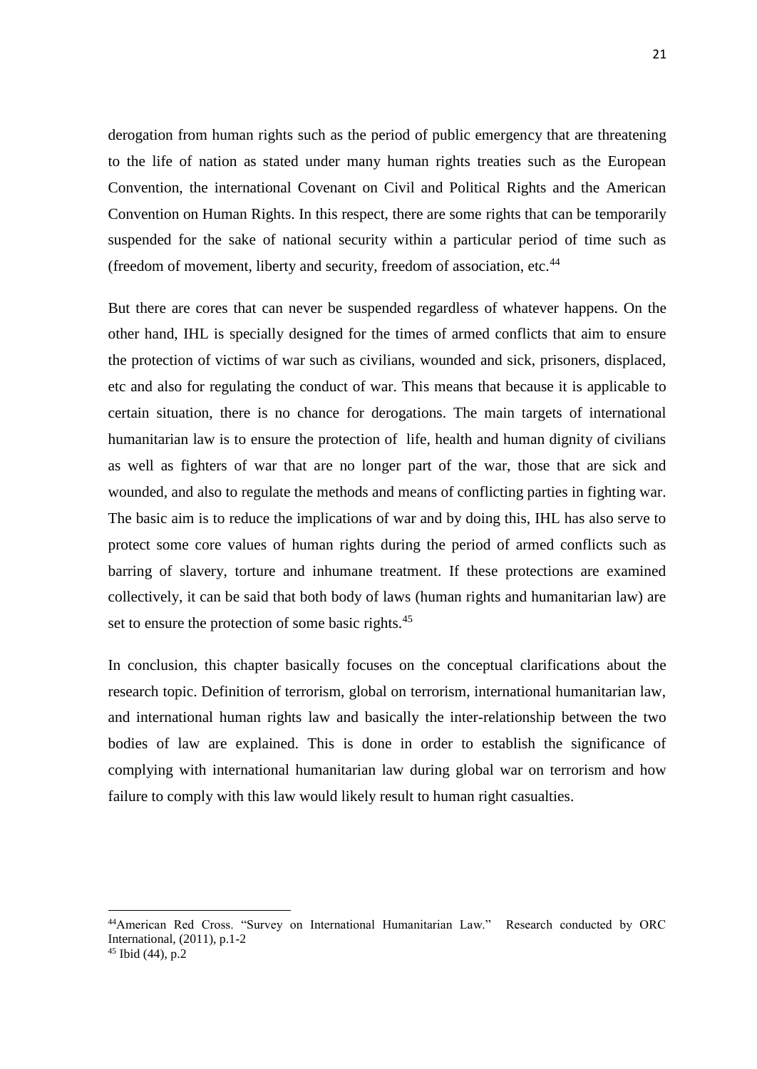derogation from human rights such as the period of public emergency that are threatening to the life of nation as stated under many human rights treaties such as the European Convention, the international Covenant on Civil and Political Rights and the American Convention on Human Rights. In this respect, there are some rights that can be temporarily suspended for the sake of national security within a particular period of time such as (freedom of movement, liberty and security, freedom of association, etc.[44]

But there are cores that can never be suspended regardless of whatever happens. On the other hand, IHL is specially designed for the times of armed conflicts that aim to ensure the protection of victims of war such as civilians, wounded and sick, prisoners, displaced, etc and also for regulating the conduct of war. This means that because it is applicable to certain situation, there is no chance for derogations. The main targets of international humanitarian law is to ensure the protection of life, health and human dignity of civilians as well as fighters of war that are no longer part of the war, those that are sick and wounded, and also to regulate the methods and means of conflicting parties in fighting war. The basic aim is to reduce the implications of war and by doing this, IHL has also serve to protect some core values of human rights during the period of armed conflicts such as barring of slavery, torture and inhumane treatment. If these protections are examined collectively, it can be said that both body of laws (human rights and humanitarian law) are set to ensure the protection of some basic rights.[45]

In conclusion, this chapter basically focuses on the conceptual clarifications about the research topic. Definition of terrorism, global on terrorism, international humanitarian law, and international human rights law and basically the inter-relationship between the two bodies of law are explained. This is done in order to establish the significance of complying with international humanitarian law during global war on terrorism and how failure to comply with this law would likely result to human right casualties.

---

[44] American Red Cross. "Survey on International Humanitarian Law." Research conducted by ORC International, (2011), p.1-2

[45] Ibid (44), p.2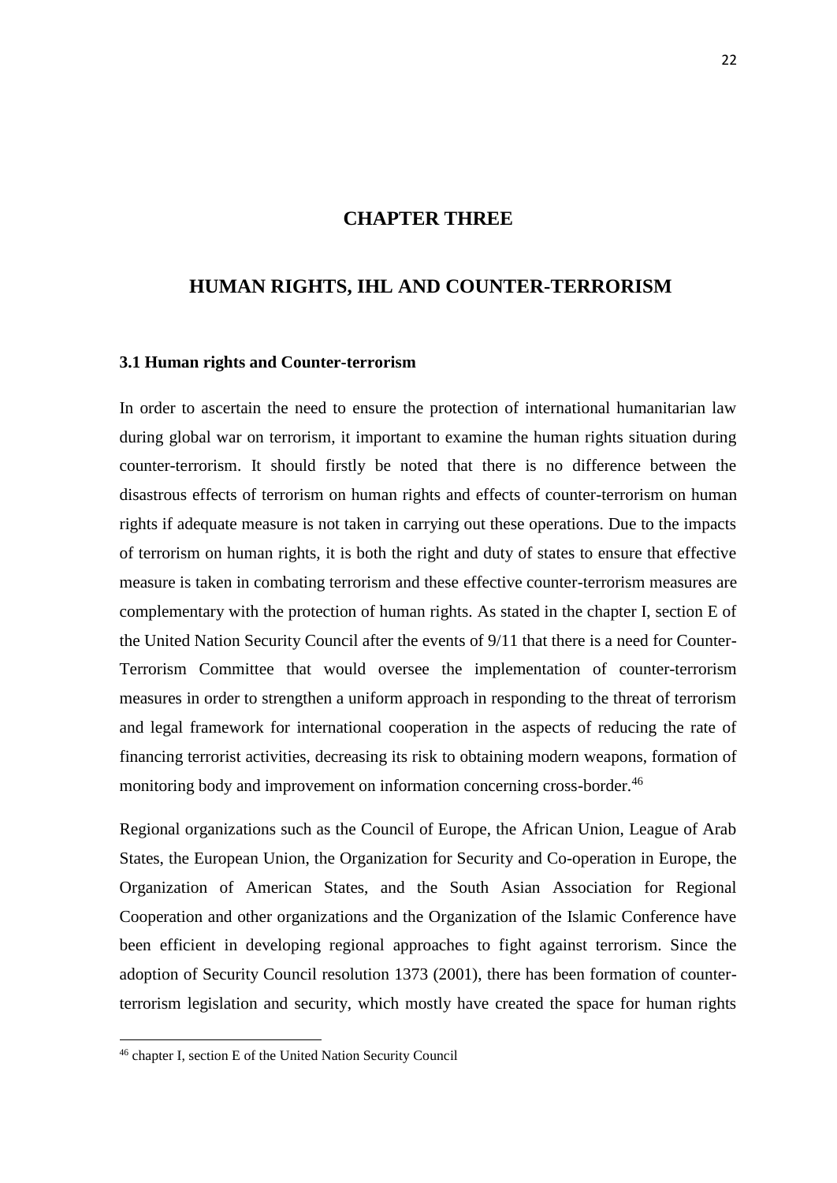# CHAPTER THREE

# HUMAN RIGHTS, IHL AND COUNTER-TERRORISM

### 3.1 Human rights and Counter-terrorism

In order to ascertain the need to ensure the protection of international humanitarian law during global war on terrorism, it important to examine the human rights situation during counter-terrorism. It should firstly be noted that there is no difference between the disastrous effects of terrorism on human rights and effects of counter-terrorism on human rights if adequate measure is not taken in carrying out these operations. Due to the impacts of terrorism on human rights, it is both the right and duty of states to ensure that effective measure is taken in combating terrorism and these effective counter-terrorism measures are complementary with the protection of human rights. As stated in the chapter I, section E of the United Nation Security Council after the events of 9/11 that there is a need for Counter-Terrorism Committee that would oversee the implementation of counter-terrorism measures in order to strengthen a uniform approach in responding to the threat of terrorism and legal framework for international cooperation in the aspects of reducing the rate of financing terrorist activities, decreasing its risk to obtaining modern weapons, formation of monitoring body and improvement on information concerning cross-border.[46]

Regional organizations such as the Council of Europe, the African Union, League of Arab States, the European Union, the Organization for Security and Co-operation in Europe, the Organization of American States, and the South Asian Association for Regional Cooperation and other organizations and the Organization of the Islamic Conference have been efficient in developing regional approaches to fight against terrorism. Since the adoption of Security Council resolution 1373 (2001), there has been formation of counter-terrorism legislation and security, which mostly have created the space for human rights

---

[46] chapter I, section E of the United Nation Security Council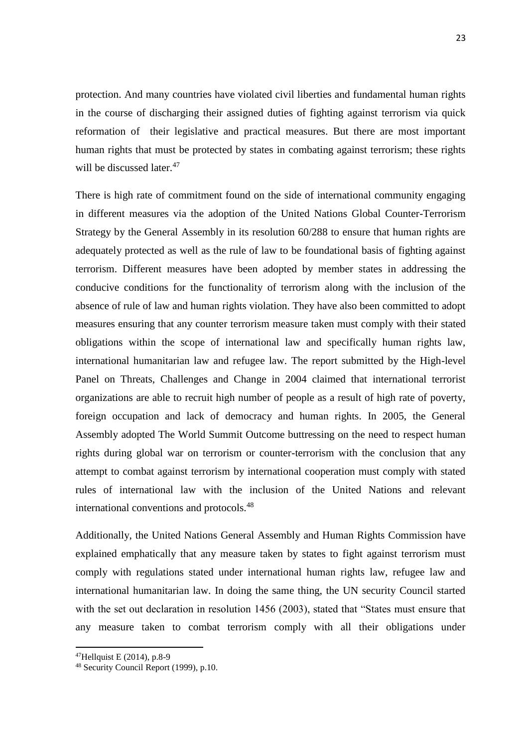protection. And many countries have violated civil liberties and fundamental human rights in the course of discharging their assigned duties of fighting against terrorism via quick reformation of their legislative and practical measures. But there are most important human rights that must be protected by states in combating against terrorism; these rights will be discussed later.[47]

There is high rate of commitment found on the side of international community engaging in different measures via the adoption of the United Nations Global Counter-Terrorism Strategy by the General Assembly in its resolution 60/288 to ensure that human rights are adequately protected as well as the rule of law to be foundational basis of fighting against terrorism. Different measures have been adopted by member states in addressing the conducive conditions for the functionality of terrorism along with the inclusion of the absence of rule of law and human rights violation. They have also been committed to adopt measures ensuring that any counter terrorism measure taken must comply with their stated obligations within the scope of international law and specifically human rights law, international humanitarian law and refugee law. The report submitted by the High-level Panel on Threats, Challenges and Change in 2004 claimed that international terrorist organizations are able to recruit high number of people as a result of high rate of poverty, foreign occupation and lack of democracy and human rights. In 2005, the General Assembly adopted The World Summit Outcome buttressing on the need to respect human rights during global war on terrorism or counter-terrorism with the conclusion that any attempt to combat against terrorism by international cooperation must comply with stated rules of international law with the inclusion of the United Nations and relevant international conventions and protocols.[48]

Additionally, the United Nations General Assembly and Human Rights Commission have explained emphatically that any measure taken by states to fight against terrorism must comply with regulations stated under international human rights law, refugee law and international humanitarian law. In doing the same thing, the UN security Council started with the set out declaration in resolution 1456 (2003), stated that "States must ensure that any measure taken to combat terrorism comply with all their obligations under

---

[47] Hellquist E (2014), p.8-9

[48] Security Council Report (1999), p.10.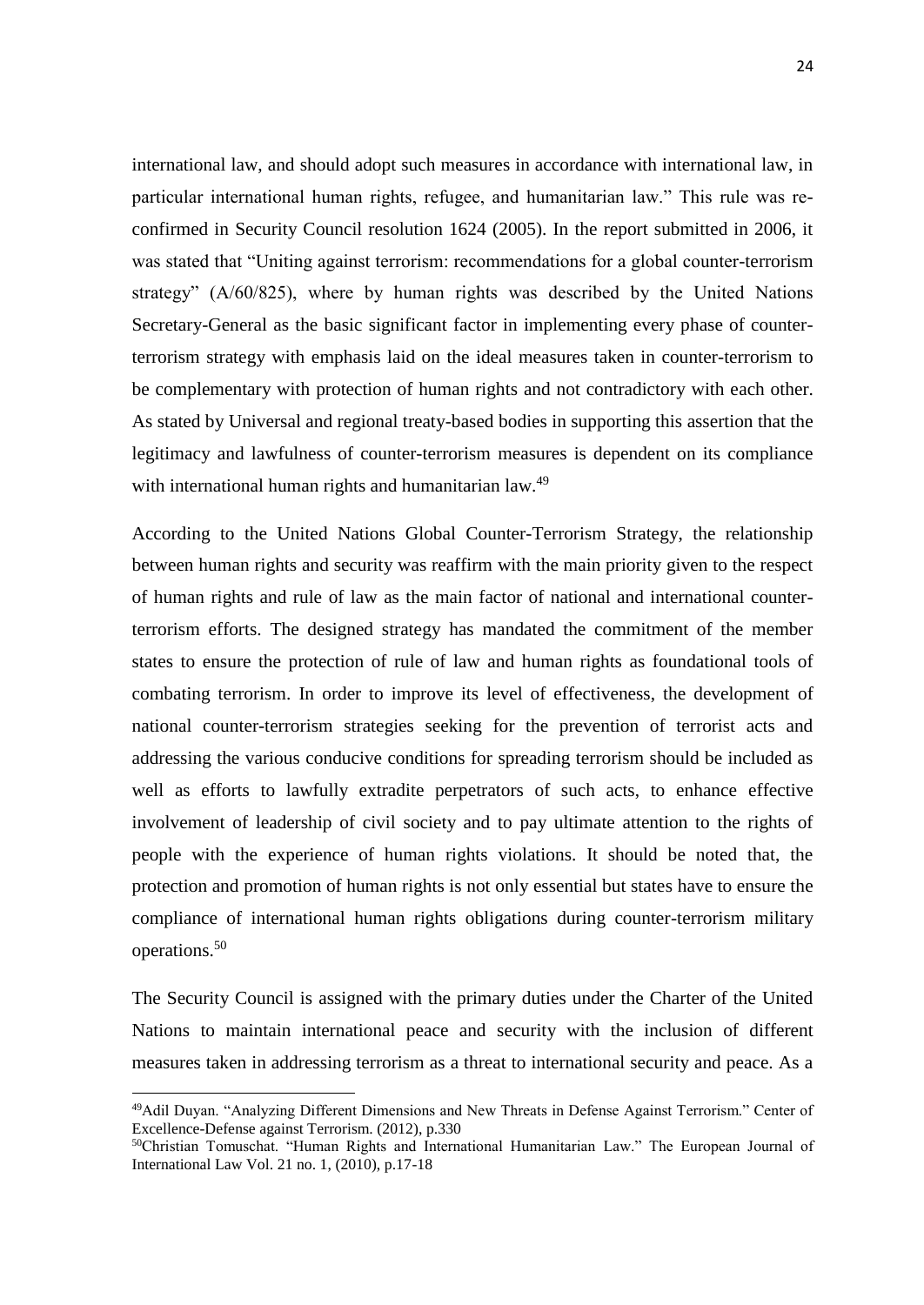international law, and should adopt such measures in accordance with international law, in particular international human rights, refugee, and humanitarian law." This rule was re-confirmed in Security Council resolution 1624 (2005). In the report submitted in 2006, it was stated that "Uniting against terrorism: recommendations for a global counter-terrorism strategy" (A/60/825), where by human rights was described by the United Nations Secretary-General as the basic significant factor in implementing every phase of counter-terrorism strategy with emphasis laid on the ideal measures taken in counter-terrorism to be complementary with protection of human rights and not contradictory with each other. As stated by Universal and regional treaty-based bodies in supporting this assertion that the legitimacy and lawfulness of counter-terrorism measures is dependent on its compliance with international human rights and humanitarian law.[49]

According to the United Nations Global Counter-Terrorism Strategy, the relationship between human rights and security was reaffirm with the main priority given to the respect of human rights and rule of law as the main factor of national and international counter-terrorism efforts. The designed strategy has mandated the commitment of the member states to ensure the protection of rule of law and human rights as foundational tools of combating terrorism. In order to improve its level of effectiveness, the development of national counter-terrorism strategies seeking for the prevention of terrorist acts and addressing the various conducive conditions for spreading terrorism should be included as well as efforts to lawfully extradite perpetrators of such acts, to enhance effective involvement of leadership of civil society and to pay ultimate attention to the rights of people with the experience of human rights violations. It should be noted that, the protection and promotion of human rights is not only essential but states have to ensure the compliance of international human rights obligations during counter-terrorism military operations.[50]

The Security Council is assigned with the primary duties under the Charter of the United Nations to maintain international peace and security with the inclusion of different measures taken in addressing terrorism as a threat to international security and peace. As a

---

[49]Adil Duyan. "Analyzing Different Dimensions and New Threats in Defense Against Terrorism." Center of Excellence-Defense against Terrorism. (2012), p.330

[50]Christian Tomuschat. "Human Rights and International Humanitarian Law." The European Journal of International Law Vol. 21 no. 1, (2010), p.17-18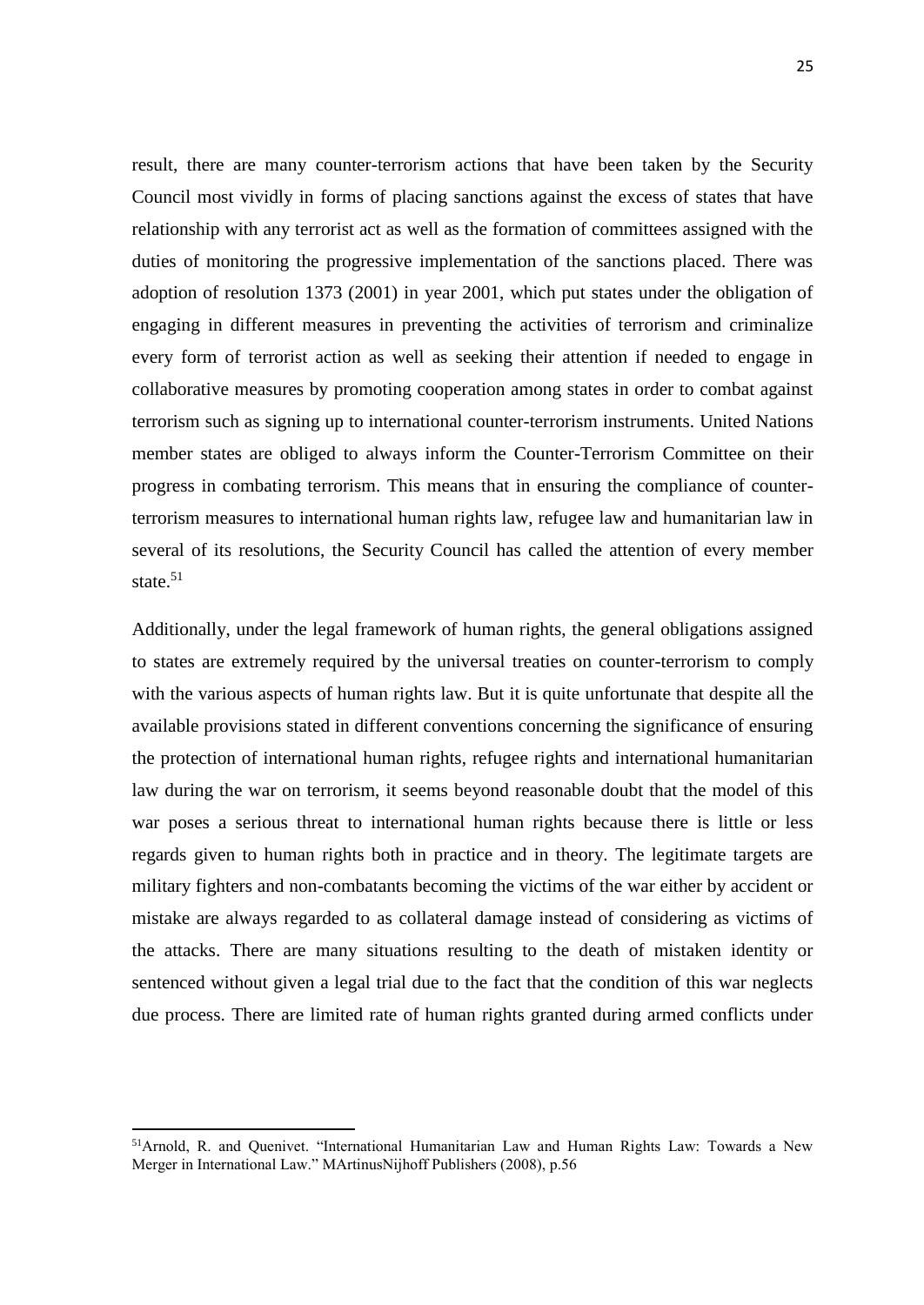result, there are many counter-terrorism actions that have been taken by the Security Council most vividly in forms of placing sanctions against the excess of states that have relationship with any terrorist act as well as the formation of committees assigned with the duties of monitoring the progressive implementation of the sanctions placed. There was adoption of resolution 1373 (2001) in year 2001, which put states under the obligation of engaging in different measures in preventing the activities of terrorism and criminalize every form of terrorist action as well as seeking their attention if needed to engage in collaborative measures by promoting cooperation among states in order to combat against terrorism such as signing up to international counter-terrorism instruments. United Nations member states are obliged to always inform the Counter-Terrorism Committee on their progress in combating terrorism. This means that in ensuring the compliance of counter-terrorism measures to international human rights law, refugee law and humanitarian law in several of its resolutions, the Security Council has called the attention of every member state.[51]

Additionally, under the legal framework of human rights, the general obligations assigned to states are extremely required by the universal treaties on counter-terrorism to comply with the various aspects of human rights law. But it is quite unfortunate that despite all the available provisions stated in different conventions concerning the significance of ensuring the protection of international human rights, refugee rights and international humanitarian law during the war on terrorism, it seems beyond reasonable doubt that the model of this war poses a serious threat to international human rights because there is little or less regards given to human rights both in practice and in theory. The legitimate targets are military fighters and non-combatants becoming the victims of the war either by accident or mistake are always regarded to as collateral damage instead of considering as victims of the attacks. There are many situations resulting to the death of mistaken identity or sentenced without given a legal trial due to the fact that the condition of this war neglects due process. There are limited rate of human rights granted during armed conflicts under

---

[51] Arnold, R. and Quenivet. "International Humanitarian Law and Human Rights Law: Towards a New Merger in International Law." MArtinusNijhoff Publishers (2008), p.56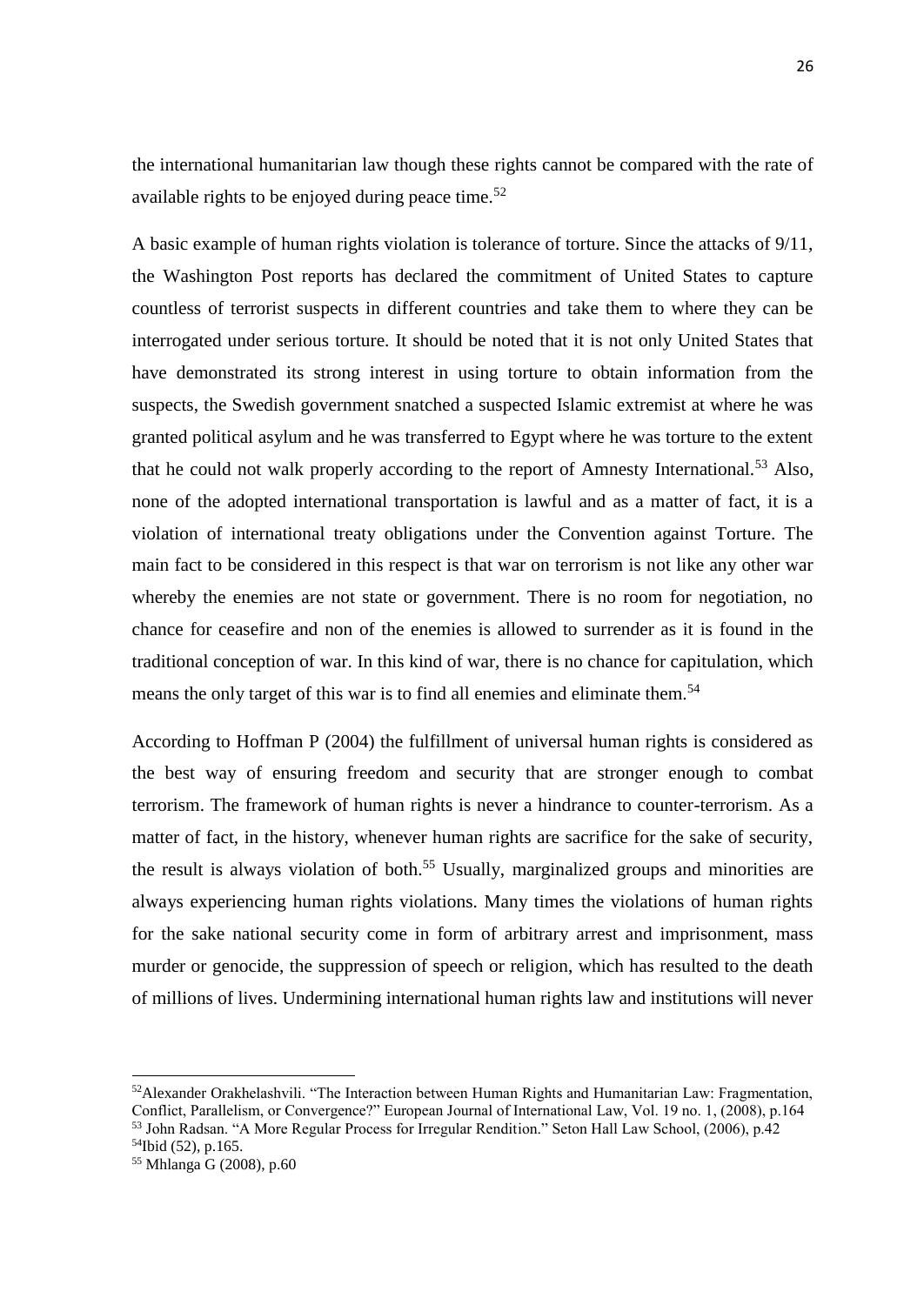the international humanitarian law though these rights cannot be compared with the rate of available rights to be enjoyed during peace time.[52]

A basic example of human rights violation is tolerance of torture. Since the attacks of 9/11, the Washington Post reports has declared the commitment of United States to capture countless of terrorist suspects in different countries and take them to where they can be interrogated under serious torture. It should be noted that it is not only United States that have demonstrated its strong interest in using torture to obtain information from the suspects, the Swedish government snatched a suspected Islamic extremist at where he was granted political asylum and he was transferred to Egypt where he was torture to the extent that he could not walk properly according to the report of Amnesty International.[53] Also, none of the adopted international transportation is lawful and as a matter of fact, it is a violation of international treaty obligations under the Convention against Torture. The main fact to be considered in this respect is that war on terrorism is not like any other war whereby the enemies are not state or government. There is no room for negotiation, no chance for ceasefire and non of the enemies is allowed to surrender as it is found in the traditional conception of war. In this kind of war, there is no chance for capitulation, which means the only target of this war is to find all enemies and eliminate them.[54]

According to Hoffman P (2004) the fulfillment of universal human rights is considered as the best way of ensuring freedom and security that are stronger enough to combat terrorism. The framework of human rights is never a hindrance to counter-terrorism. As a matter of fact, in the history, whenever human rights are sacrifice for the sake of security, the result is always violation of both.[55] Usually, marginalized groups and minorities are always experiencing human rights violations. Many times the violations of human rights for the sake national security come in form of arbitrary arrest and imprisonment, mass murder or genocide, the suppression of speech or religion, which has resulted to the death of millions of lives. Undermining international human rights law and institutions will never

---

[52]Alexander Orakhelashvili. "The Interaction between Human Rights and Humanitarian Law: Fragmentation, Conflict, Parallelism, or Convergence?" European Journal of International Law, Vol. 19 no. 1, (2008), p.164

[53] John Radsan. "A More Regular Process for Irregular Rendition." Seton Hall Law School, (2006), p.42

[54]Ibid (52), p.165.

[55] Mhlanga G (2008), p.60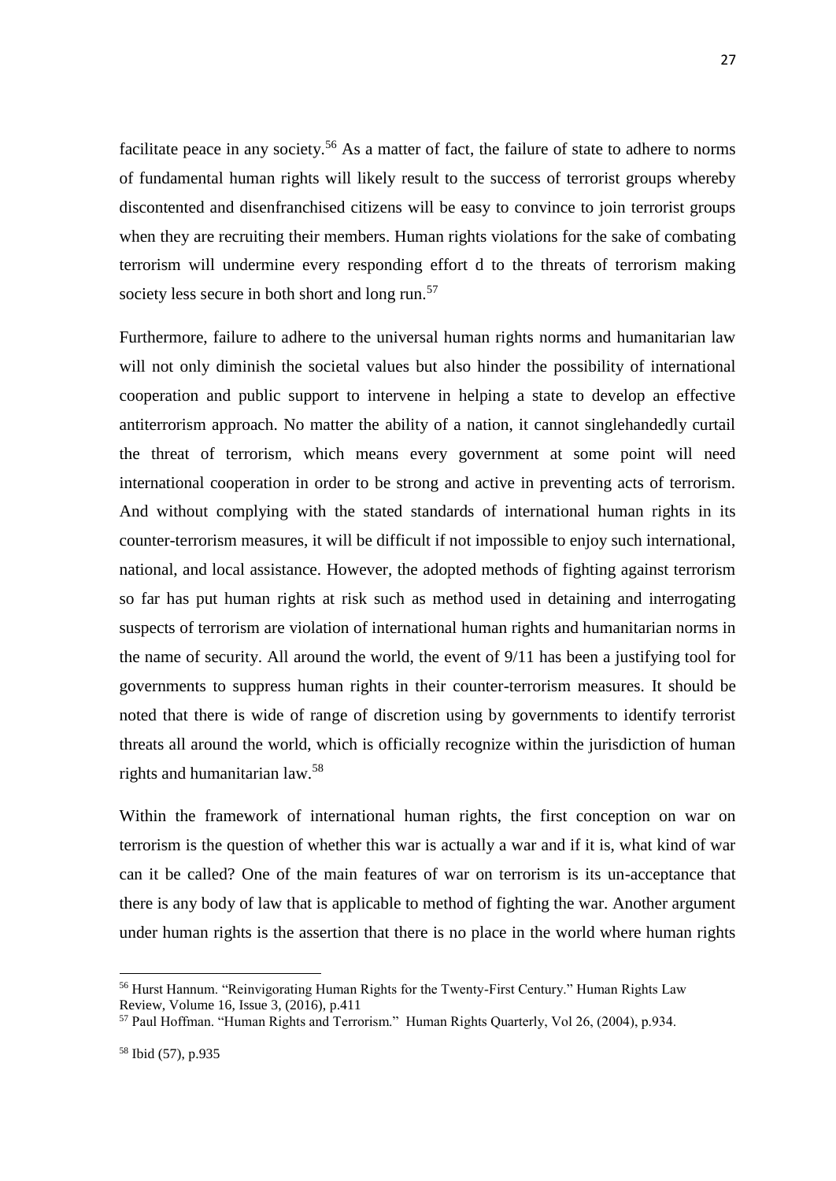facilitate peace in any society.[56] As a matter of fact, the failure of state to adhere to norms of fundamental human rights will likely result to the success of terrorist groups whereby discontented and disenfranchised citizens will be easy to convince to join terrorist groups when they are recruiting their members. Human rights violations for the sake of combating terrorism will undermine every responding effort d to the threats of terrorism making society less secure in both short and long run.[57]

Furthermore, failure to adhere to the universal human rights norms and humanitarian law will not only diminish the societal values but also hinder the possibility of international cooperation and public support to intervene in helping a state to develop an effective antiterrorism approach. No matter the ability of a nation, it cannot singlehandedly curtail the threat of terrorism, which means every government at some point will need international cooperation in order to be strong and active in preventing acts of terrorism. And without complying with the stated standards of international human rights in its counter-terrorism measures, it will be difficult if not impossible to enjoy such international, national, and local assistance. However, the adopted methods of fighting against terrorism so far has put human rights at risk such as method used in detaining and interrogating suspects of terrorism are violation of international human rights and humanitarian norms in the name of security. All around the world, the event of 9/11 has been a justifying tool for governments to suppress human rights in their counter-terrorism measures. It should be noted that there is wide of range of discretion using by governments to identify terrorist threats all around the world, which is officially recognize within the jurisdiction of human rights and humanitarian law.[58]

Within the framework of international human rights, the first conception on war on terrorism is the question of whether this war is actually a war and if it is, what kind of war can it be called? One of the main features of war on terrorism is its un-acceptance that there is any body of law that is applicable to method of fighting the war. Another argument under human rights is the assertion that there is no place in the world where human rights

---

[56] Hurst Hannum. "Reinvigorating Human Rights for the Twenty-First Century." Human Rights Law Review, Volume 16, Issue 3, (2016), p.411

[57] Paul Hoffman. "Human Rights and Terrorism." Human Rights Quarterly, Vol 26, (2004), p.934.

[58] Ibid (57), p.935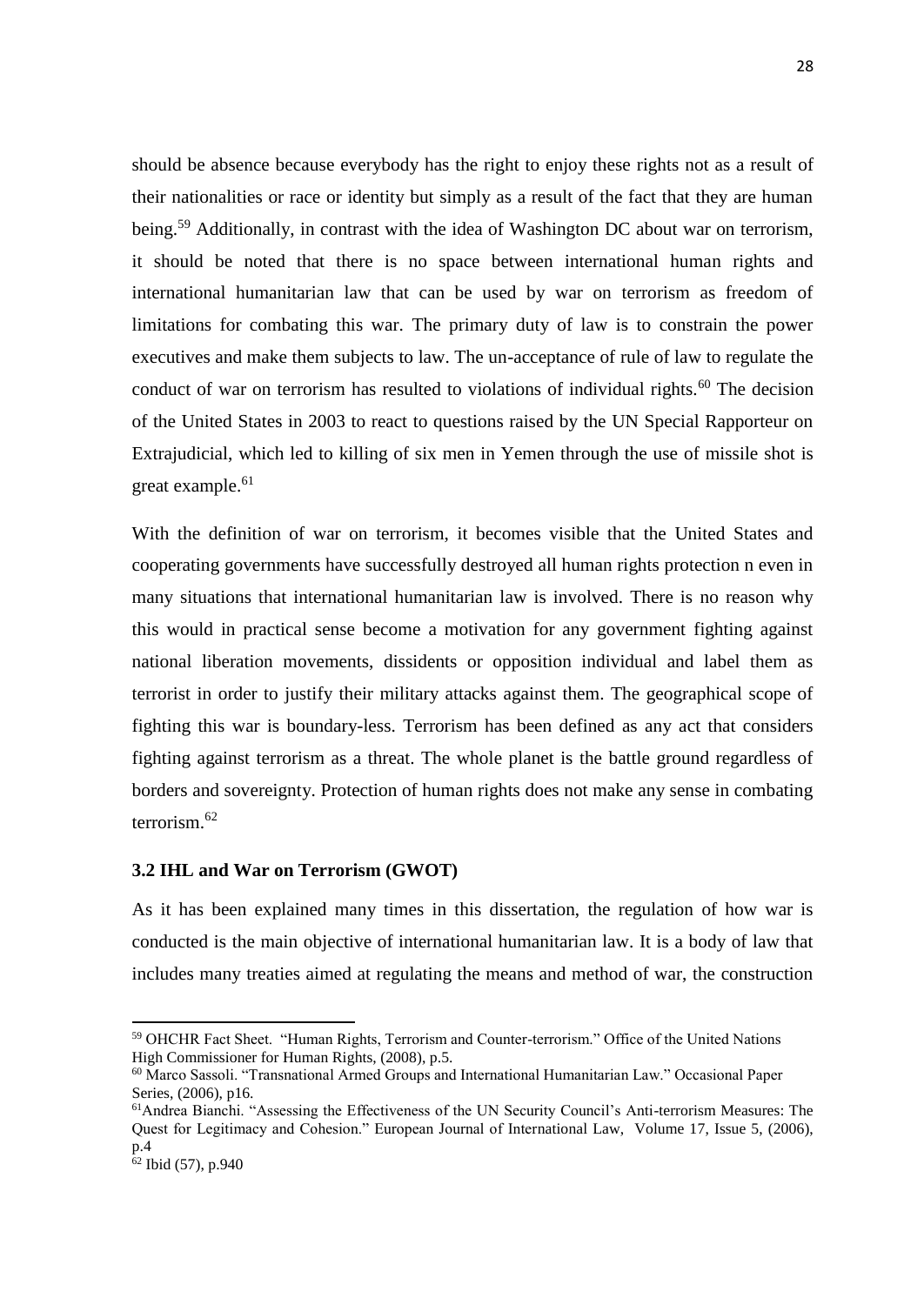should be absence because everybody has the right to enjoy these rights not as a result of their nationalities or race or identity but simply as a result of the fact that they are human being.[59] Additionally, in contrast with the idea of Washington DC about war on terrorism, it should be noted that there is no space between international human rights and international humanitarian law that can be used by war on terrorism as freedom of limitations for combating this war. The primary duty of law is to constrain the power executives and make them subjects to law. The un-acceptance of rule of law to regulate the conduct of war on terrorism has resulted to violations of individual rights.[60] The decision of the United States in 2003 to react to questions raised by the UN Special Rapporteur on Extrajudicial, which led to killing of six men in Yemen through the use of missile shot is great example.[61]

With the definition of war on terrorism, it becomes visible that the United States and cooperating governments have successfully destroyed all human rights protection n even in many situations that international humanitarian law is involved. There is no reason why this would in practical sense become a motivation for any government fighting against national liberation movements, dissidents or opposition individual and label them as terrorist in order to justify their military attacks against them. The geographical scope of fighting this war is boundary-less. Terrorism has been defined as any act that considers fighting against terrorism as a threat. The whole planet is the battle ground regardless of borders and sovereignty. Protection of human rights does not make any sense in combating terrorism.[62]

### 3.2 IHL and War on Terrorism (GWOT)

As it has been explained many times in this dissertation, the regulation of how war is conducted is the main objective of international humanitarian law. It is a body of law that includes many treaties aimed at regulating the means and method of war, the construction

---

[59] OHCHR Fact Sheet. "Human Rights, Terrorism and Counter-terrorism." Office of the United Nations High Commissioner for Human Rights, (2008), p.5.

[60] Marco Sassoli. "Transnational Armed Groups and International Humanitarian Law." Occasional Paper Series, (2006), p16.

[61] Andrea Bianchi. "Assessing the Effectiveness of the UN Security Council's Anti-terrorism Measures: The Quest for Legitimacy and Cohesion." European Journal of International Law, Volume 17, Issue 5, (2006), p.4

[62] Ibid (57), p.940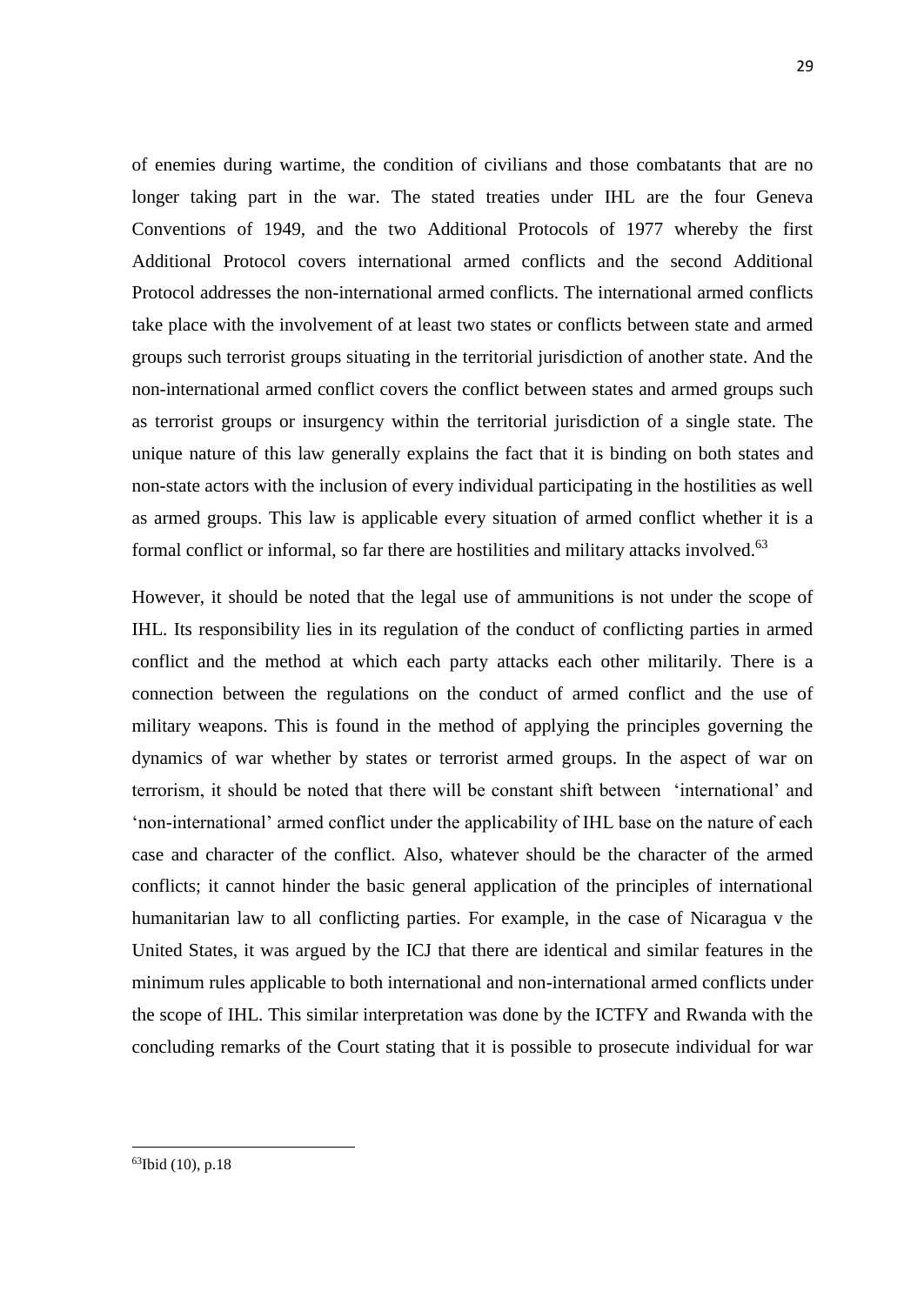of enemies during wartime, the condition of civilians and those combatants that are no longer taking part in the war. The stated treaties under IHL are the four Geneva Conventions of 1949, and the two Additional Protocols of 1977 whereby the first Additional Protocol covers international armed conflicts and the second Additional Protocol addresses the non-international armed conflicts. The international armed conflicts take place with the involvement of at least two states or conflicts between state and armed groups such terrorist groups situating in the territorial jurisdiction of another state. And the non-international armed conflict covers the conflict between states and armed groups such as terrorist groups or insurgency within the territorial jurisdiction of a single state. The unique nature of this law generally explains the fact that it is binding on both states and non-state actors with the inclusion of every individual participating in the hostilities as well as armed groups. This law is applicable every situation of armed conflict whether it is a formal conflict or informal, so far there are hostilities and military attacks involved.[63]

However, it should be noted that the legal use of ammunitions is not under the scope of IHL. Its responsibility lies in its regulation of the conduct of conflicting parties in armed conflict and the method at which each party attacks each other militarily. There is a connection between the regulations on the conduct of armed conflict and the use of military weapons. This is found in the method of applying the principles governing the dynamics of war whether by states or terrorist armed groups. In the aspect of war on terrorism, it should be noted that there will be constant shift between 'international' and 'non-international' armed conflict under the applicability of IHL base on the nature of each case and character of the conflict. Also, whatever should be the character of the armed conflicts; it cannot hinder the basic general application of the principles of international humanitarian law to all conflicting parties. For example, in the case of Nicaragua v the United States, it was argued by the ICJ that there are identical and similar features in the minimum rules applicable to both international and non-international armed conflicts under the scope of IHL. This similar interpretation was done by the ICTFY and Rwanda with the concluding remarks of the Court stating that it is possible to prosecute individual for war

[63]Ibid (10), p.18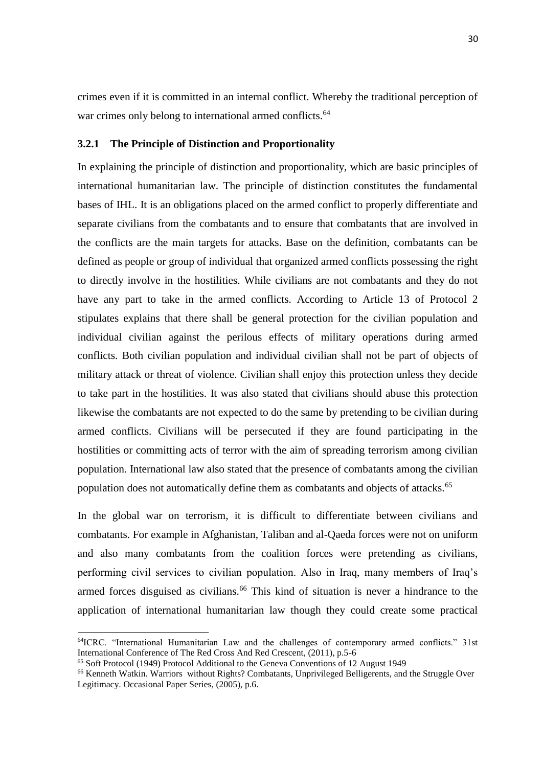crimes even if it is committed in an internal conflict. Whereby the traditional perception of war crimes only belong to international armed conflicts.[64]

### 3.2.1 The Principle of Distinction and Proportionality

In explaining the principle of distinction and proportionality, which are basic principles of international humanitarian law. The principle of distinction constitutes the fundamental bases of IHL. It is an obligations placed on the armed conflict to properly differentiate and separate civilians from the combatants and to ensure that combatants that are involved in the conflicts are the main targets for attacks. Base on the definition, combatants can be defined as people or group of individual that organized armed conflicts possessing the right to directly involve in the hostilities. While civilians are not combatants and they do not have any part to take in the armed conflicts. According to Article 13 of Protocol 2 stipulates explains that there shall be general protection for the civilian population and individual civilian against the perilous effects of military operations during armed conflicts. Both civilian population and individual civilian shall not be part of objects of military attack or threat of violence. Civilian shall enjoy this protection unless they decide to take part in the hostilities. It was also stated that civilians should abuse this protection likewise the combatants are not expected to do the same by pretending to be civilian during armed conflicts. Civilians will be persecuted if they are found participating in the hostilities or committing acts of terror with the aim of spreading terrorism among civilian population. International law also stated that the presence of combatants among the civilian population does not automatically define them as combatants and objects of attacks.[65]

In the global war on terrorism, it is difficult to differentiate between civilians and combatants. For example in Afghanistan, Taliban and al-Qaeda forces were not on uniform and also many combatants from the coalition forces were pretending as civilians, performing civil services to civilian population. Also in Iraq, many members of Iraq's armed forces disguised as civilians.[66] This kind of situation is never a hindrance to the application of international humanitarian law though they could create some practical

---

[64] ICRC. "International Humanitarian Law and the challenges of contemporary armed conflicts." 31st International Conference of The Red Cross And Red Crescent, (2011), p.5-6

[65] Soft Protocol (1949) Protocol Additional to the Geneva Conventions of 12 August 1949

[66] Kenneth Watkin. Warriors without Rights? Combatants, Unprivileged Belligerents, and the Struggle Over Legitimacy. Occasional Paper Series, (2005), p.6.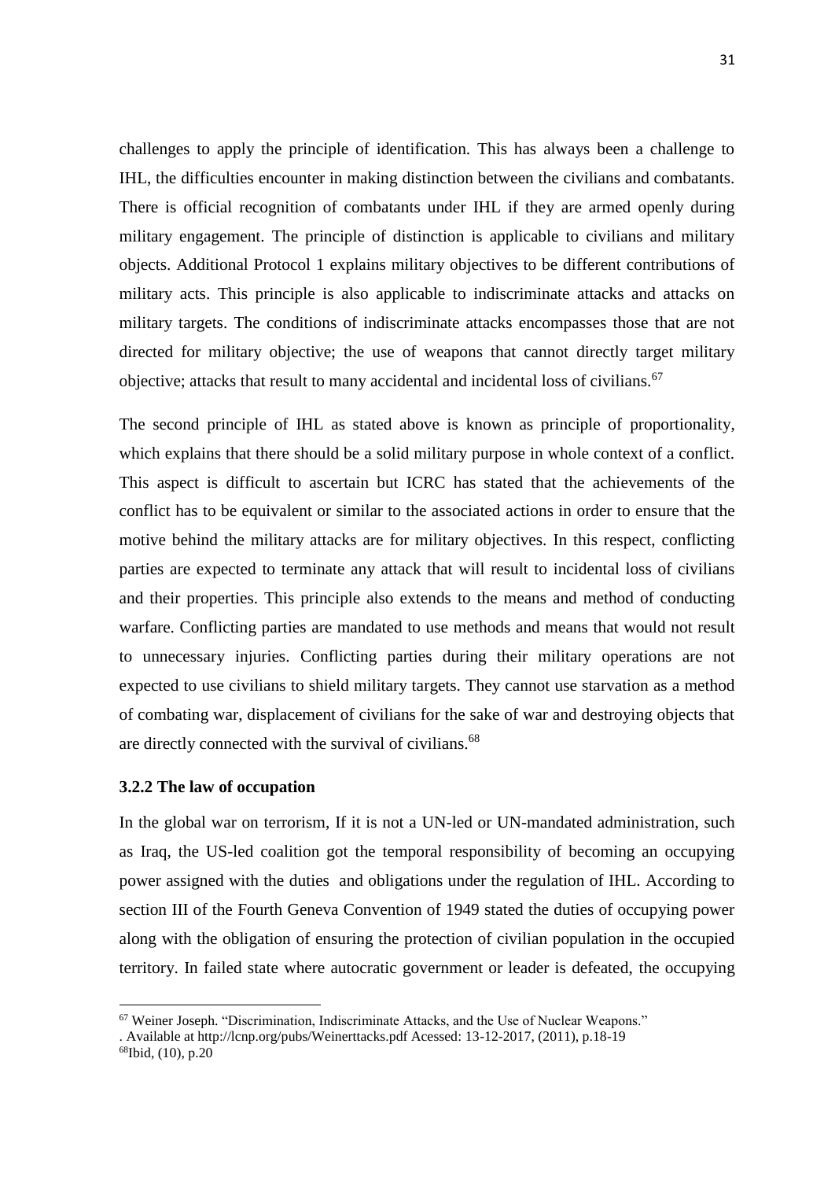challenges to apply the principle of identification. This has always been a challenge to IHL, the difficulties encounter in making distinction between the civilians and combatants. There is official recognition of combatants under IHL if they are armed openly during military engagement. The principle of distinction is applicable to civilians and military objects. Additional Protocol 1 explains military objectives to be different contributions of military acts. This principle is also applicable to indiscriminate attacks and attacks on military targets. The conditions of indiscriminate attacks encompasses those that are not directed for military objective; the use of weapons that cannot directly target military objective; attacks that result to many accidental and incidental loss of civilians.[67]

The second principle of IHL as stated above is known as principle of proportionality, which explains that there should be a solid military purpose in whole context of a conflict. This aspect is difficult to ascertain but ICRC has stated that the achievements of the conflict has to be equivalent or similar to the associated actions in order to ensure that the motive behind the military attacks are for military objectives. In this respect, conflicting parties are expected to terminate any attack that will result to incidental loss of civilians and their properties. This principle also extends to the means and method of conducting warfare. Conflicting parties are mandated to use methods and means that would not result to unnecessary injuries. Conflicting parties during their military operations are not expected to use civilians to shield military targets. They cannot use starvation as a method of combating war, displacement of civilians for the sake of war and destroying objects that are directly connected with the survival of civilians.[68]

### 3.2.2 The law of occupation

In the global war on terrorism, If it is not a UN-led or UN-mandated administration, such as Iraq, the US-led coalition got the temporal responsibility of becoming an occupying power assigned with the duties and obligations under the regulation of IHL. According to section III of the Fourth Geneva Convention of 1949 stated the duties of occupying power along with the obligation of ensuring the protection of civilian population in the occupied territory. In failed state where autocratic government or leader is defeated, the occupying

---

[67] Weiner Joseph. "Discrimination, Indiscriminate Attacks, and the Use of Nuclear Weapons."
. Available at http://lcnp.org/pubs/Weinerttacks.pdf Acessed: 13-12-2017, (2011), p.18-19

[68] Ibid, (10), p.20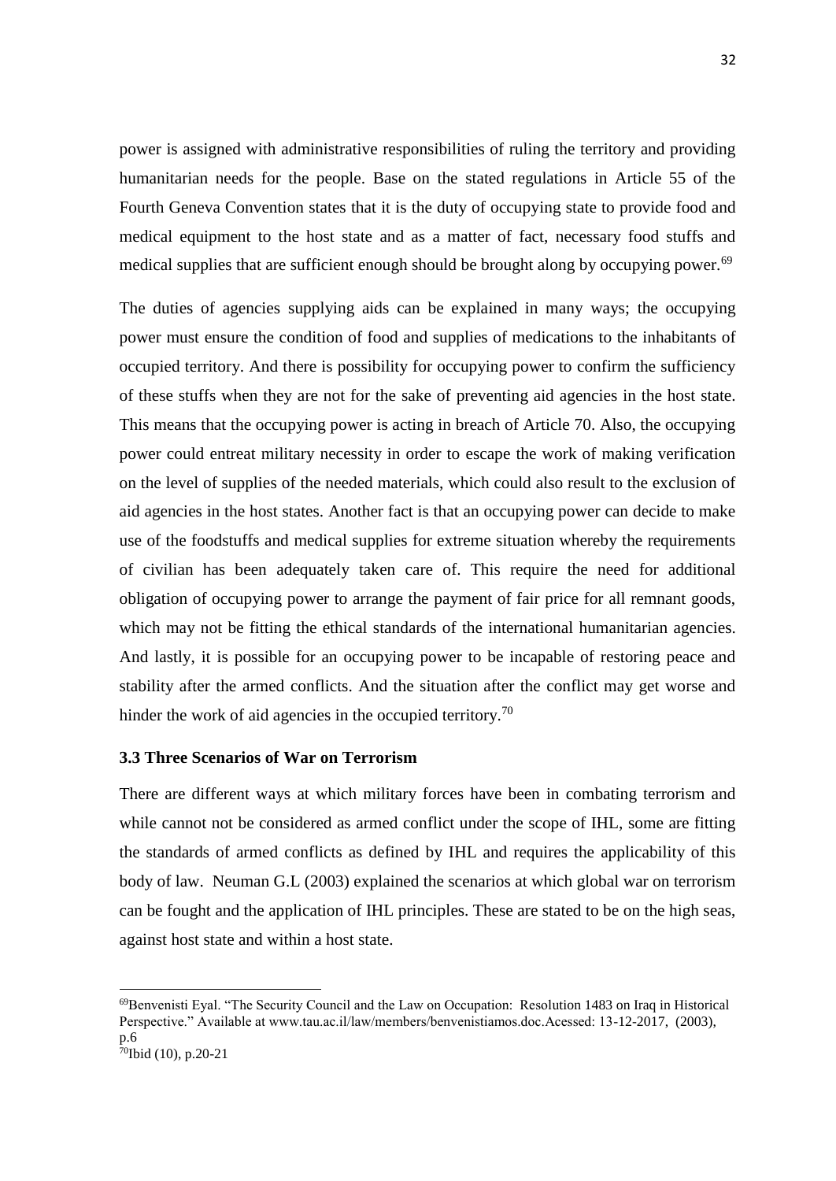power is assigned with administrative responsibilities of ruling the territory and providing humanitarian needs for the people. Base on the stated regulations in Article 55 of the Fourth Geneva Convention states that it is the duty of occupying state to provide food and medical equipment to the host state and as a matter of fact, necessary food stuffs and medical supplies that are sufficient enough should be brought along by occupying power.[69]

The duties of agencies supplying aids can be explained in many ways; the occupying power must ensure the condition of food and supplies of medications to the inhabitants of occupied territory. And there is possibility for occupying power to confirm the sufficiency of these stuffs when they are not for the sake of preventing aid agencies in the host state. This means that the occupying power is acting in breach of Article 70. Also, the occupying power could entreat military necessity in order to escape the work of making verification on the level of supplies of the needed materials, which could also result to the exclusion of aid agencies in the host states. Another fact is that an occupying power can decide to make use of the foodstuffs and medical supplies for extreme situation whereby the requirements of civilian has been adequately taken care of. This require the need for additional obligation of occupying power to arrange the payment of fair price for all remnant goods, which may not be fitting the ethical standards of the international humanitarian agencies. And lastly, it is possible for an occupying power to be incapable of restoring peace and stability after the armed conflicts. And the situation after the conflict may get worse and hinder the work of aid agencies in the occupied territory.[70]

### 3.3 Three Scenarios of War on Terrorism

There are different ways at which military forces have been in combating terrorism and while cannot not be considered as armed conflict under the scope of IHL, some are fitting the standards of armed conflicts as defined by IHL and requires the applicability of this body of law. Neuman G.L (2003) explained the scenarios at which global war on terrorism can be fought and the application of IHL principles. These are stated to be on the high seas, against host state and within a host state.

---

[69]Benvenisti Eyal. "The Security Council and the Law on Occupation: Resolution 1483 on Iraq in Historical Perspective." Available at www.tau.ac.il/law/members/benvenistiamos.doc.Acessed: 13-12-2017, (2003), p.6

[70]Ibid (10), p.20-21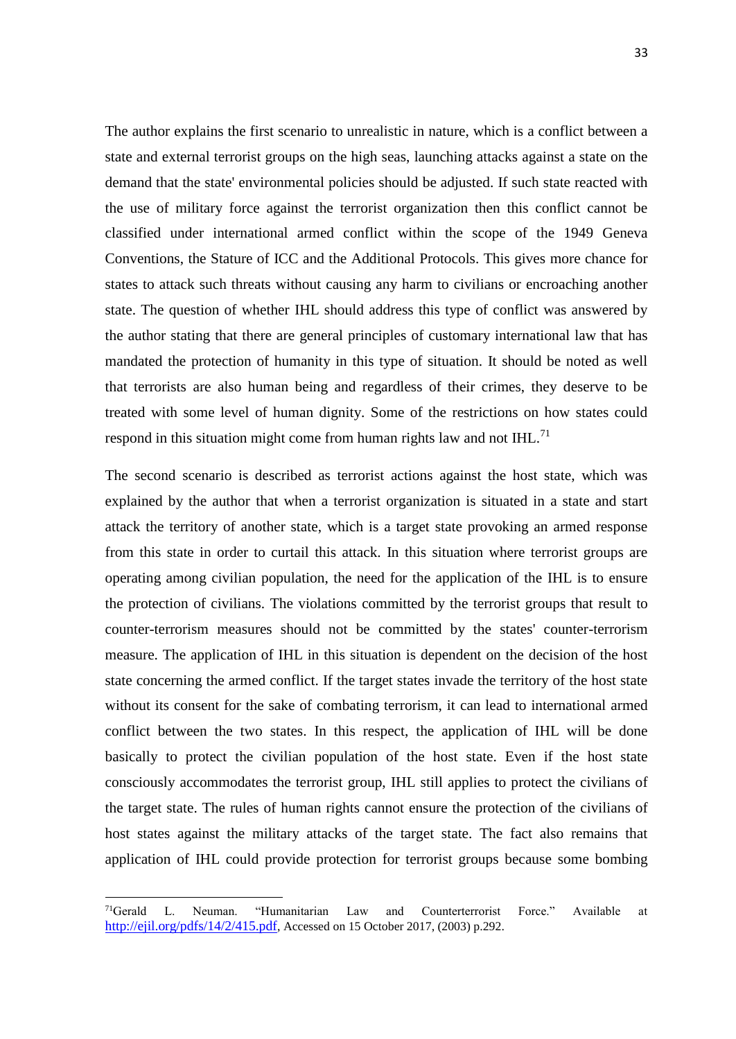The author explains the first scenario to unrealistic in nature, which is a conflict between a state and external terrorist groups on the high seas, launching attacks against a state on the demand that the state' environmental policies should be adjusted. If such state reacted with the use of military force against the terrorist organization then this conflict cannot be classified under international armed conflict within the scope of the 1949 Geneva Conventions, the Stature of ICC and the Additional Protocols. This gives more chance for states to attack such threats without causing any harm to civilians or encroaching another state. The question of whether IHL should address this type of conflict was answered by the author stating that there are general principles of customary international law that has mandated the protection of humanity in this type of situation. It should be noted as well that terrorists are also human being and regardless of their crimes, they deserve to be treated with some level of human dignity. Some of the restrictions on how states could respond in this situation might come from human rights law and not IHL.[71]

The second scenario is described as terrorist actions against the host state, which was explained by the author that when a terrorist organization is situated in a state and start attack the territory of another state, which is a target state provoking an armed response from this state in order to curtail this attack. In this situation where terrorist groups are operating among civilian population, the need for the application of the IHL is to ensure the protection of civilians. The violations committed by the terrorist groups that result to counter-terrorism measures should not be committed by the states' counter-terrorism measure. The application of IHL in this situation is dependent on the decision of the host state concerning the armed conflict. If the target states invade the territory of the host state without its consent for the sake of combating terrorism, it can lead to international armed conflict between the two states. In this respect, the application of IHL will be done basically to protect the civilian population of the host state. Even if the host state consciously accommodates the terrorist group, IHL still applies to protect the civilians of the target state. The rules of human rights cannot ensure the protection of the civilians of host states against the military attacks of the target state. The fact also remains that application of IHL could provide protection for terrorist groups because some bombing

---

[71] Gerald L. Neuman. "Humanitarian Law and Counterterrorist Force." Available at http://ejil.org/pdfs/14/2/415.pdf, Accessed on 15 October 2017, (2003) p.292.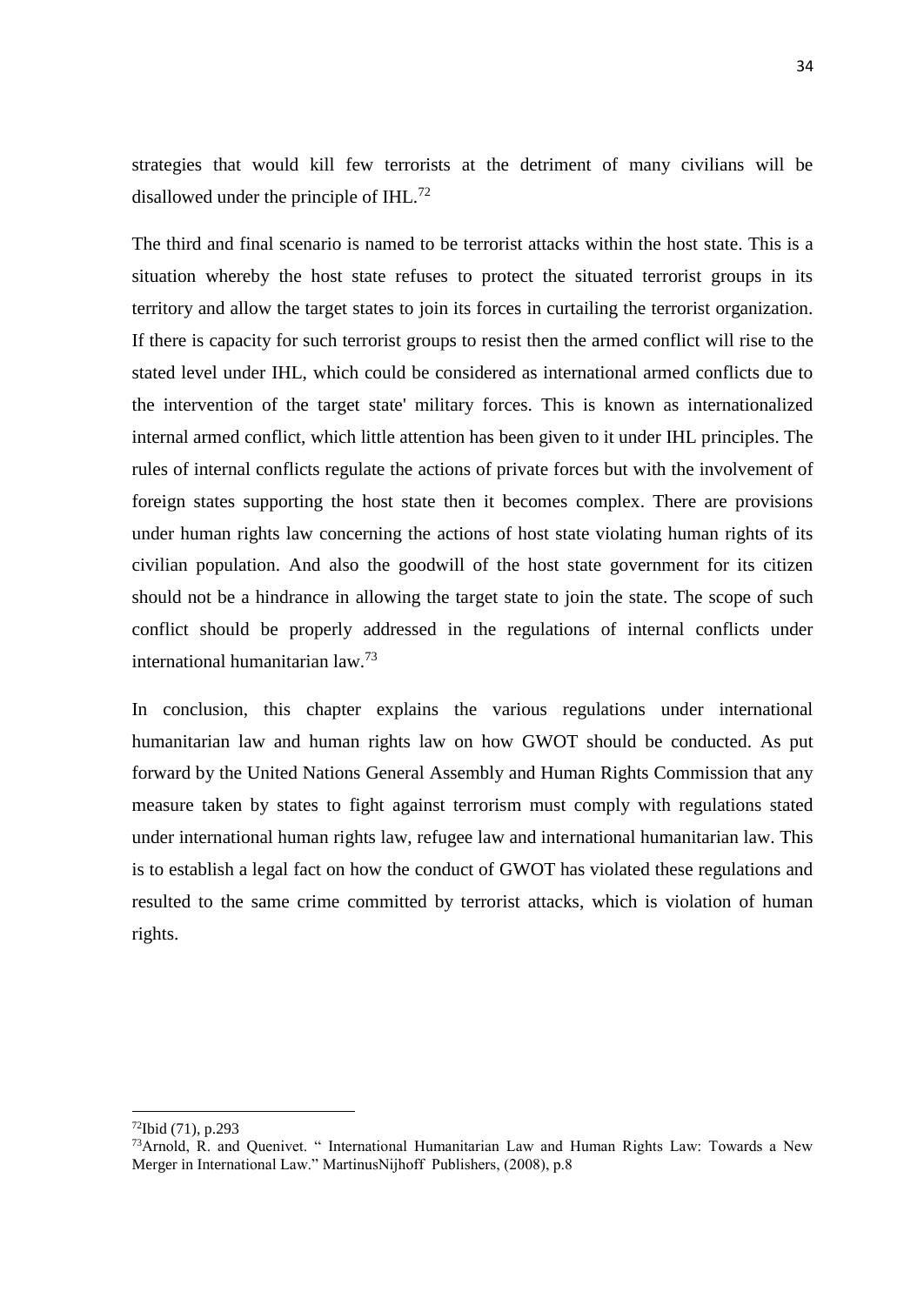strategies that would kill few terrorists at the detriment of many civilians will be disallowed under the principle of IHL.[72]

The third and final scenario is named to be terrorist attacks within the host state. This is a situation whereby the host state refuses to protect the situated terrorist groups in its territory and allow the target states to join its forces in curtailing the terrorist organization. If there is capacity for such terrorist groups to resist then the armed conflict will rise to the stated level under IHL, which could be considered as international armed conflicts due to the intervention of the target state' military forces. This is known as internationalized internal armed conflict, which little attention has been given to it under IHL principles. The rules of internal conflicts regulate the actions of private forces but with the involvement of foreign states supporting the host state then it becomes complex. There are provisions under human rights law concerning the actions of host state violating human rights of its civilian population. And also the goodwill of the host state government for its citizen should not be a hindrance in allowing the target state to join the state. The scope of such conflict should be properly addressed in the regulations of internal conflicts under international humanitarian law.[73]

In conclusion, this chapter explains the various regulations under international humanitarian law and human rights law on how GWOT should be conducted. As put forward by the United Nations General Assembly and Human Rights Commission that any measure taken by states to fight against terrorism must comply with regulations stated under international human rights law, refugee law and international humanitarian law. This is to establish a legal fact on how the conduct of GWOT has violated these regulations and resulted to the same crime committed by terrorist attacks, which is violation of human rights.

---

[72]Ibid (71), p.293

[73]Arnold, R. and Quenivet. " International Humanitarian Law and Human Rights Law: Towards a New Merger in International Law." MartinusNijhoff Publishers, (2008), p.8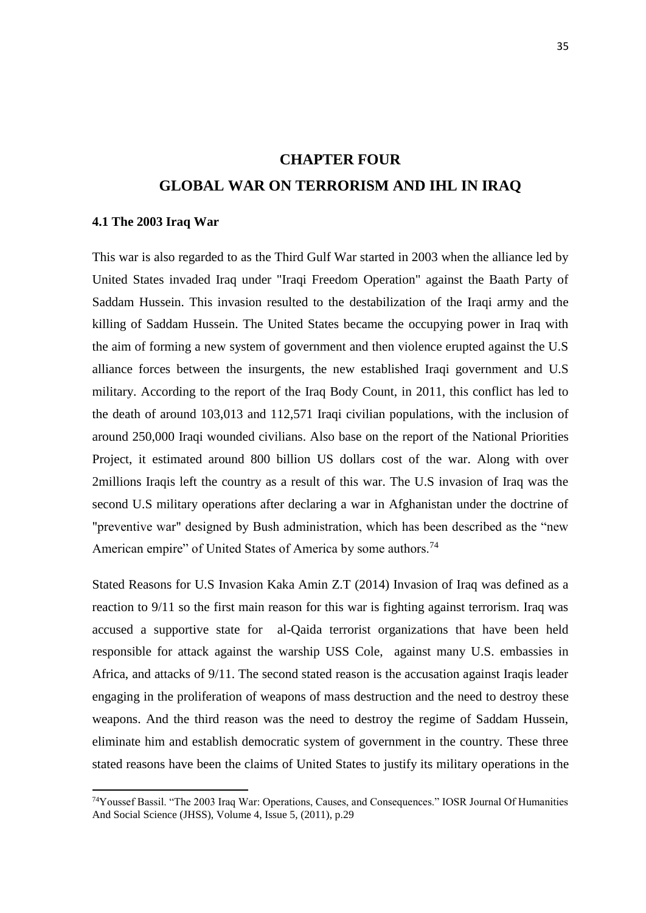# CHAPTER FOUR

# GLOBAL WAR ON TERRORISM AND IHL IN IRAQ

### 4.1 The 2003 Iraq War

This war is also regarded to as the Third Gulf War started in 2003 when the alliance led by United States invaded Iraq under "Iraqi Freedom Operation" against the Baath Party of Saddam Hussein. This invasion resulted to the destabilization of the Iraqi army and the killing of Saddam Hussein. The United States became the occupying power in Iraq with the aim of forming a new system of government and then violence erupted against the U.S alliance forces between the insurgents, the new established Iraqi government and U.S military. According to the report of the Iraq Body Count, in 2011, this conflict has led to the death of around 103,013 and 112,571 Iraqi civilian populations, with the inclusion of around 250,000 Iraqi wounded civilians. Also base on the report of the National Priorities Project, it estimated around 800 billion US dollars cost of the war. Along with over 2millions Iraqis left the country as a result of this war. The U.S invasion of Iraq was the second U.S military operations after declaring a war in Afghanistan under the doctrine of "preventive war" designed by Bush administration, which has been described as the "new American empire" of United States of America by some authors.[74]

Stated Reasons for U.S Invasion Kaka Amin Z.T (2014) Invasion of Iraq was defined as a reaction to 9/11 so the first main reason for this war is fighting against terrorism. Iraq was accused a supportive state for al-Qaida terrorist organizations that have been held responsible for attack against the warship USS Cole, against many U.S. embassies in Africa, and attacks of 9/11. The second stated reason is the accusation against Iraqis leader engaging in the proliferation of weapons of mass destruction and the need to destroy these weapons. And the third reason was the need to destroy the regime of Saddam Hussein, eliminate him and establish democratic system of government in the country. These three stated reasons have been the claims of United States to justify its military operations in the

[74] Youssef Bassil. "The 2003 Iraq War: Operations, Causes, and Consequences." IOSR Journal Of Humanities And Social Science (JHSS), Volume 4, Issue 5, (2011), p.29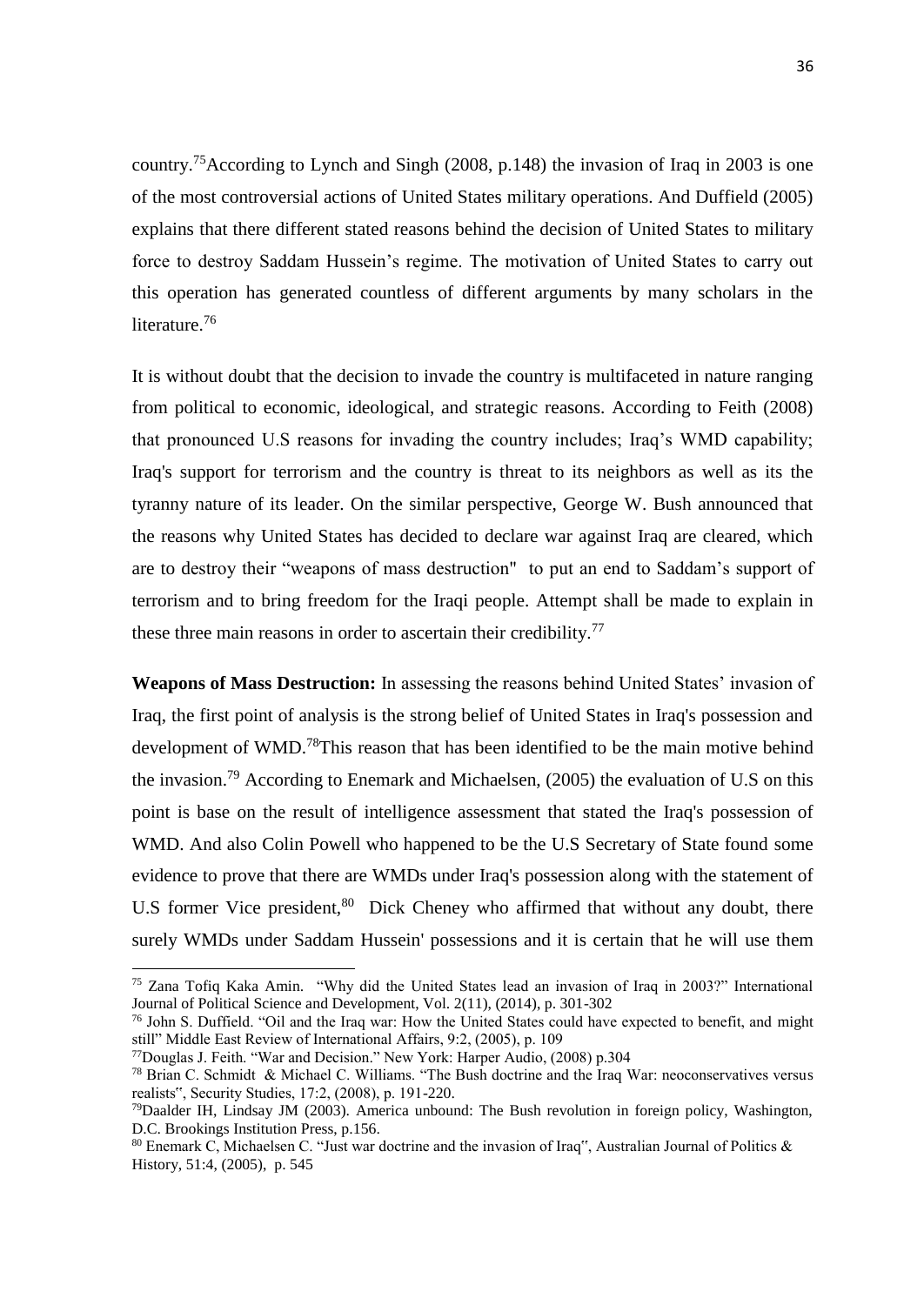country.[75]According to Lynch and Singh (2008, p.148) the invasion of Iraq in 2003 is one of the most controversial actions of United States military operations. And Duffield (2005) explains that there different stated reasons behind the decision of United States to military force to destroy Saddam Hussein's regime. The motivation of United States to carry out this operation has generated countless of different arguments by many scholars in the literature.[76]

It is without doubt that the decision to invade the country is multifaceted in nature ranging from political to economic, ideological, and strategic reasons. According to Feith (2008) that pronounced U.S reasons for invading the country includes; Iraq's WMD capability; Iraq's support for terrorism and the country is threat to its neighbors as well as its the tyranny nature of its leader. On the similar perspective, George W. Bush announced that the reasons why United States has decided to declare war against Iraq are cleared, which are to destroy their "weapons of mass destruction" to put an end to Saddam's support of terrorism and to bring freedom for the Iraqi people. Attempt shall be made to explain in these three main reasons in order to ascertain their credibility.[77]

**Weapons of Mass Destruction:** In assessing the reasons behind United States' invasion of Iraq, the first point of analysis is the strong belief of United States in Iraq's possession and development of WMD.[78]This reason that has been identified to be the main motive behind the invasion.[79] According to Enemark and Michaelsen, (2005) the evaluation of U.S on this point is base on the result of intelligence assessment that stated the Iraq's possession of WMD. And also Colin Powell who happened to be the U.S Secretary of State found some evidence to prove that there are WMDs under Iraq's possession along with the statement of U.S former Vice president,[80] Dick Cheney who affirmed that without any doubt, there surely WMDs under Saddam Hussein' possessions and it is certain that he will use them

[75] Zana Tofiq Kaka Amin. "Why did the United States lead an invasion of Iraq in 2003?" International Journal of Political Science and Development, Vol. 2(11), (2014), p. 301-302

[76] John S. Duffield. "Oil and the Iraq war: How the United States could have expected to benefit, and might still" Middle East Review of International Affairs, 9:2, (2005), p. 109

[77]Douglas J. Feith. "War and Decision." New York: Harper Audio, (2008) p.304

[78] Brian C. Schmidt & Michael C. Williams. "The Bush doctrine and the Iraq War: neoconservatives versus realists", Security Studies, 17:2, (2008), p. 191-220.

[79]Daalder IH, Lindsay JM (2003). America unbound: The Bush revolution in foreign policy, Washington, D.C. Brookings Institution Press, p.156.

[80] Enemark C, Michaelsen C. "Just war doctrine and the invasion of Iraq", Australian Journal of Politics & History, 51:4, (2005), p. 545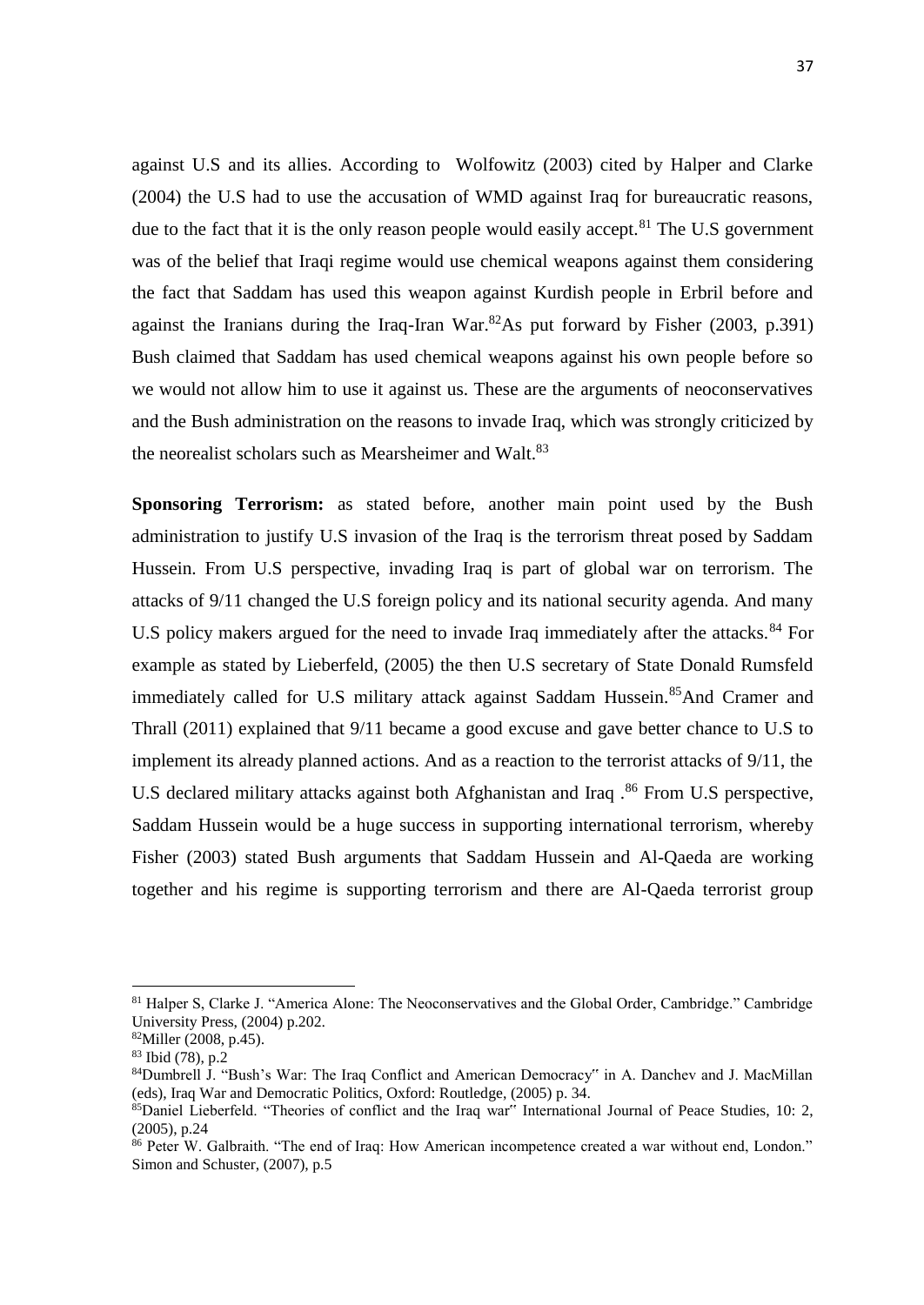against U.S and its allies. According to Wolfowitz (2003) cited by Halper and Clarke (2004) the U.S had to use the accusation of WMD against Iraq for bureaucratic reasons, due to the fact that it is the only reason people would easily accept.[81] The U.S government was of the belief that Iraqi regime would use chemical weapons against them considering the fact that Saddam has used this weapon against Kurdish people in Erbril before and against the Iranians during the Iraq-Iran War.[82]As put forward by Fisher (2003, p.391) Bush claimed that Saddam has used chemical weapons against his own people before so we would not allow him to use it against us. These are the arguments of neoconservatives and the Bush administration on the reasons to invade Iraq, which was strongly criticized by the neorealist scholars such as Mearsheimer and Walt.[83]

**Sponsoring Terrorism:** as stated before, another main point used by the Bush administration to justify U.S invasion of the Iraq is the terrorism threat posed by Saddam Hussein. From U.S perspective, invading Iraq is part of global war on terrorism. The attacks of 9/11 changed the U.S foreign policy and its national security agenda. And many U.S policy makers argued for the need to invade Iraq immediately after the attacks.[84] For example as stated by Lieberfeld, (2005) the then U.S secretary of State Donald Rumsfeld immediately called for U.S military attack against Saddam Hussein.[85]And Cramer and Thrall (2011) explained that 9/11 became a good excuse and gave better chance to U.S to implement its already planned actions. And as a reaction to the terrorist attacks of 9/11, the U.S declared military attacks against both Afghanistan and Iraq .[86] From U.S perspective, Saddam Hussein would be a huge success in supporting international terrorism, whereby Fisher (2003) stated Bush arguments that Saddam Hussein and Al-Qaeda are working together and his regime is supporting terrorism and there are Al-Qaeda terrorist group

---

[81] Halper S, Clarke J. "America Alone: The Neoconservatives and the Global Order, Cambridge." Cambridge University Press, (2004) p.202.

[82]Miller (2008, p.45).

[83] Ibid (78), p.2

[84]Dumbrell J. "Bush's War: The Iraq Conflict and American Democracy" in A. Danchev and J. MacMillan (eds), Iraq War and Democratic Politics, Oxford: Routledge, (2005) p. 34.

[85]Daniel Lieberfeld. "Theories of conflict and the Iraq war" International Journal of Peace Studies, 10: 2, (2005), p.24

[86] Peter W. Galbraith. "The end of Iraq: How American incompetence created a war without end, London." Simon and Schuster, (2007), p.5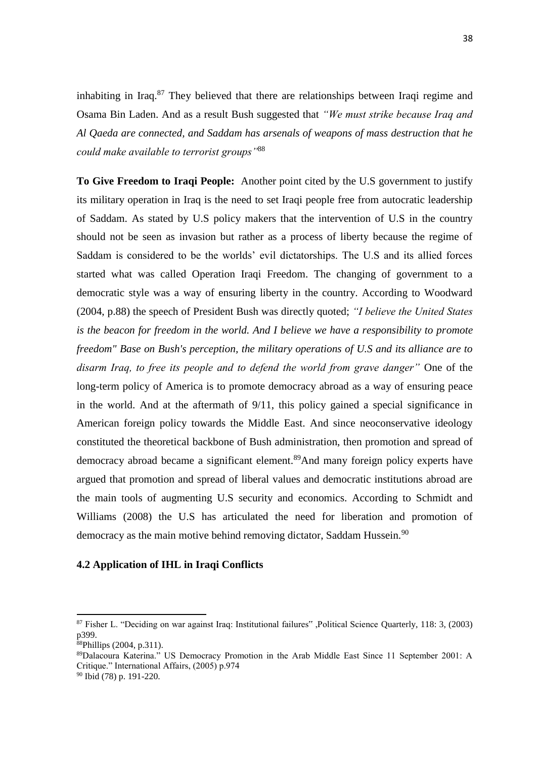inhabiting in Iraq.[87] They believed that there are relationships between Iraqi regime and Osama Bin Laden. And as a result Bush suggested that *"We must strike because Iraq and Al Qaeda are connected, and Saddam has arsenals of weapons of mass destruction that he could make available to terrorist groups"*[88]

**To Give Freedom to Iraqi People:** Another point cited by the U.S government to justify its military operation in Iraq is the need to set Iraqi people free from autocratic leadership of Saddam. As stated by U.S policy makers that the intervention of U.S in the country should not be seen as invasion but rather as a process of liberty because the regime of Saddam is considered to be the worlds' evil dictatorships. The U.S and its allied forces started what was called Operation Iraqi Freedom. The changing of government to a democratic style was a way of ensuring liberty in the country. According to Woodward (2004, p.88) the speech of President Bush was directly quoted; *"I believe the United States is the beacon for freedom in the world. And I believe we have a responsibility to promote freedom" Base on Bush's perception, the military operations of U.S and its alliance are to disarm Iraq, to free its people and to defend the world from grave danger"* One of the long-term policy of America is to promote democracy abroad as a way of ensuring peace in the world. And at the aftermath of 9/11, this policy gained a special significance in American foreign policy towards the Middle East. And since neoconservative ideology constituted the theoretical backbone of Bush administration, then promotion and spread of democracy abroad became a significant element.[89]And many foreign policy experts have argued that promotion and spread of liberal values and democratic institutions abroad are the main tools of augmenting U.S security and economics. According to Schmidt and Williams (2008) the U.S has articulated the need for liberation and promotion of democracy as the main motive behind removing dictator, Saddam Hussein.[90]

### 4.2 Application of IHL in Iraqi Conflicts

---

[87] Fisher L. "Deciding on war against Iraq: Institutional failures" ,Political Science Quarterly, 118: 3, (2003) p399.

[88]Phillips (2004, p.311).

[89]Dalacoura Katerina." US Democracy Promotion in the Arab Middle East Since 11 September 2001: A Critique." International Affairs, (2005) p.974

[90] Ibid (78) p. 191-220.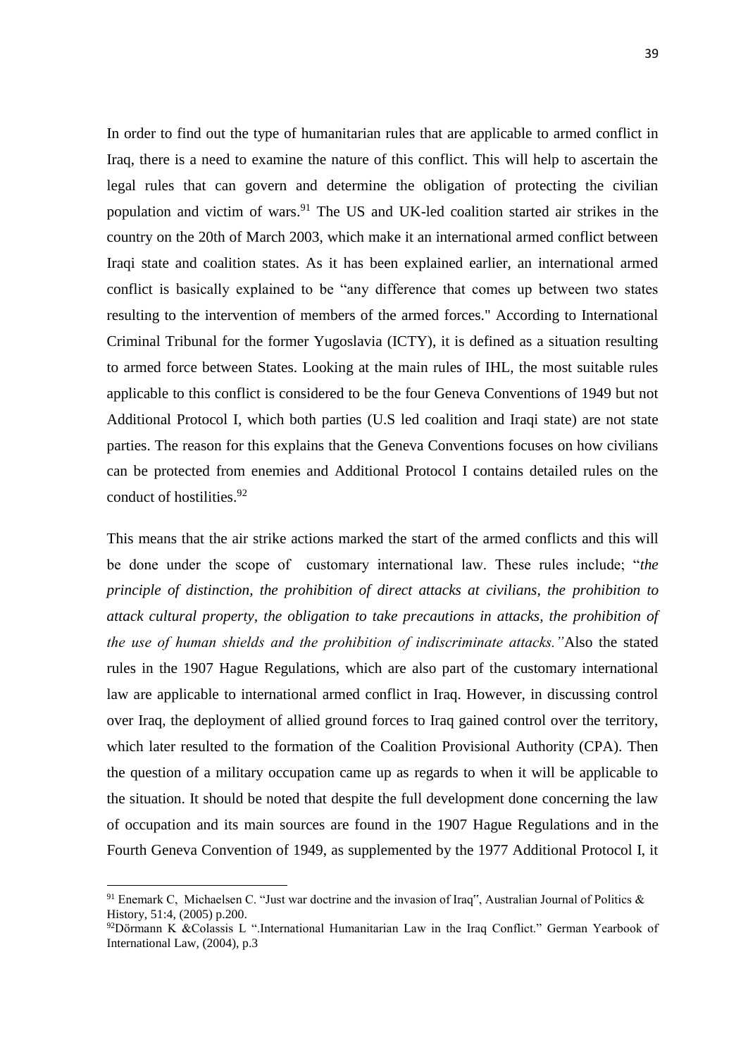In order to find out the type of humanitarian rules that are applicable to armed conflict in Iraq, there is a need to examine the nature of this conflict. This will help to ascertain the legal rules that can govern and determine the obligation of protecting the civilian population and victim of wars.[91] The US and UK-led coalition started air strikes in the country on the 20th of March 2003, which make it an international armed conflict between Iraqi state and coalition states. As it has been explained earlier, an international armed conflict is basically explained to be "any difference that comes up between two states resulting to the intervention of members of the armed forces." According to International Criminal Tribunal for the former Yugoslavia (ICTY), it is defined as a situation resulting to armed force between States. Looking at the main rules of IHL, the most suitable rules applicable to this conflict is considered to be the four Geneva Conventions of 1949 but not Additional Protocol I, which both parties (U.S led coalition and Iraqi state) are not state parties. The reason for this explains that the Geneva Conventions focuses on how civilians can be protected from enemies and Additional Protocol I contains detailed rules on the conduct of hostilities.[92]

This means that the air strike actions marked the start of the armed conflicts and this will be done under the scope of customary international law. These rules include; "*the principle of distinction, the prohibition of direct attacks at civilians, the prohibition to attack cultural property, the obligation to take precautions in attacks, the prohibition of the use of human shields and the prohibition of indiscriminate attacks."* Also the stated rules in the 1907 Hague Regulations, which are also part of the customary international law are applicable to international armed conflict in Iraq. However, in discussing control over Iraq, the deployment of allied ground forces to Iraq gained control over the territory, which later resulted to the formation of the Coalition Provisional Authority (CPA). Then the question of a military occupation came up as regards to when it will be applicable to the situation. It should be noted that despite the full development done concerning the law of occupation and its main sources are found in the 1907 Hague Regulations and in the Fourth Geneva Convention of 1949, as supplemented by the 1977 Additional Protocol I, it

---

[91] Enemark C, Michaelsen C. "Just war doctrine and the invasion of Iraq", Australian Journal of Politics & History, 51:4, (2005) p.200.

[92] Dörmann K &Colassis L ".International Humanitarian Law in the Iraq Conflict." German Yearbook of International Law, (2004), p.3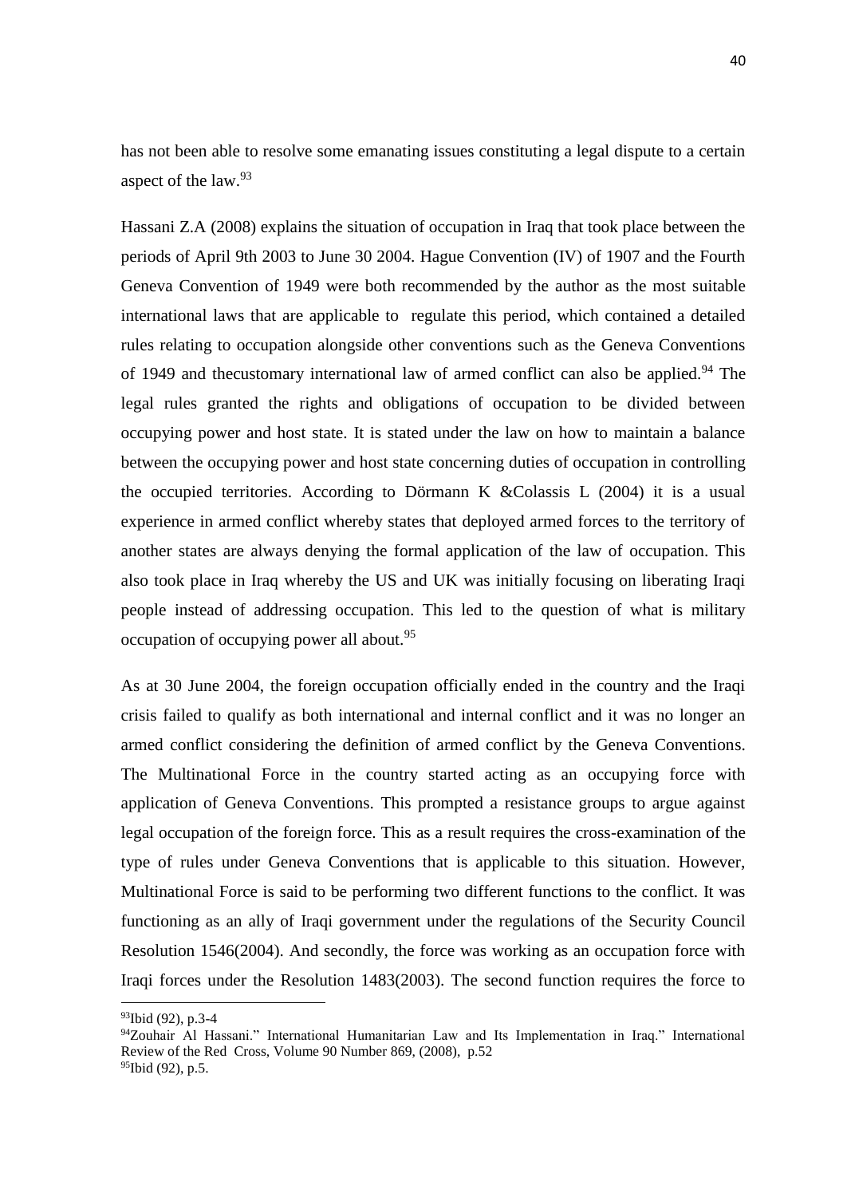has not been able to resolve some emanating issues constituting a legal dispute to a certain aspect of the law.[93]

Hassani Z.A (2008) explains the situation of occupation in Iraq that took place between the periods of April 9th 2003 to June 30 2004. Hague Convention (IV) of 1907 and the Fourth Geneva Convention of 1949 were both recommended by the author as the most suitable international laws that are applicable to regulate this period, which contained a detailed rules relating to occupation alongside other conventions such as the Geneva Conventions of 1949 and thecustomary international law of armed conflict can also be applied.[94] The legal rules granted the rights and obligations of occupation to be divided between occupying power and host state. It is stated under the law on how to maintain a balance between the occupying power and host state concerning duties of occupation in controlling the occupied territories. According to Dörmann K &Colassis L (2004) it is a usual experience in armed conflict whereby states that deployed armed forces to the territory of another states are always denying the formal application of the law of occupation. This also took place in Iraq whereby the US and UK was initially focusing on liberating Iraqi people instead of addressing occupation. This led to the question of what is military occupation of occupying power all about.[95]

As at 30 June 2004, the foreign occupation officially ended in the country and the Iraqi crisis failed to qualify as both international and internal conflict and it was no longer an armed conflict considering the definition of armed conflict by the Geneva Conventions. The Multinational Force in the country started acting as an occupying force with application of Geneva Conventions. This prompted a resistance groups to argue against legal occupation of the foreign force. This as a result requires the cross-examination of the type of rules under Geneva Conventions that is applicable to this situation. However, Multinational Force is said to be performing two different functions to the conflict. It was functioning as an ally of Iraqi government under the regulations of the Security Council Resolution 1546(2004). And secondly, the force was working as an occupation force with Iraqi forces under the Resolution 1483(2003). The second function requires the force to

---

[93]Ibid (92), p.3-4

[94]Zouhair Al Hassani." International Humanitarian Law and Its Implementation in Iraq." International Review of the Red Cross, Volume 90 Number 869, (2008), p.52

[95]Ibid (92), p.5.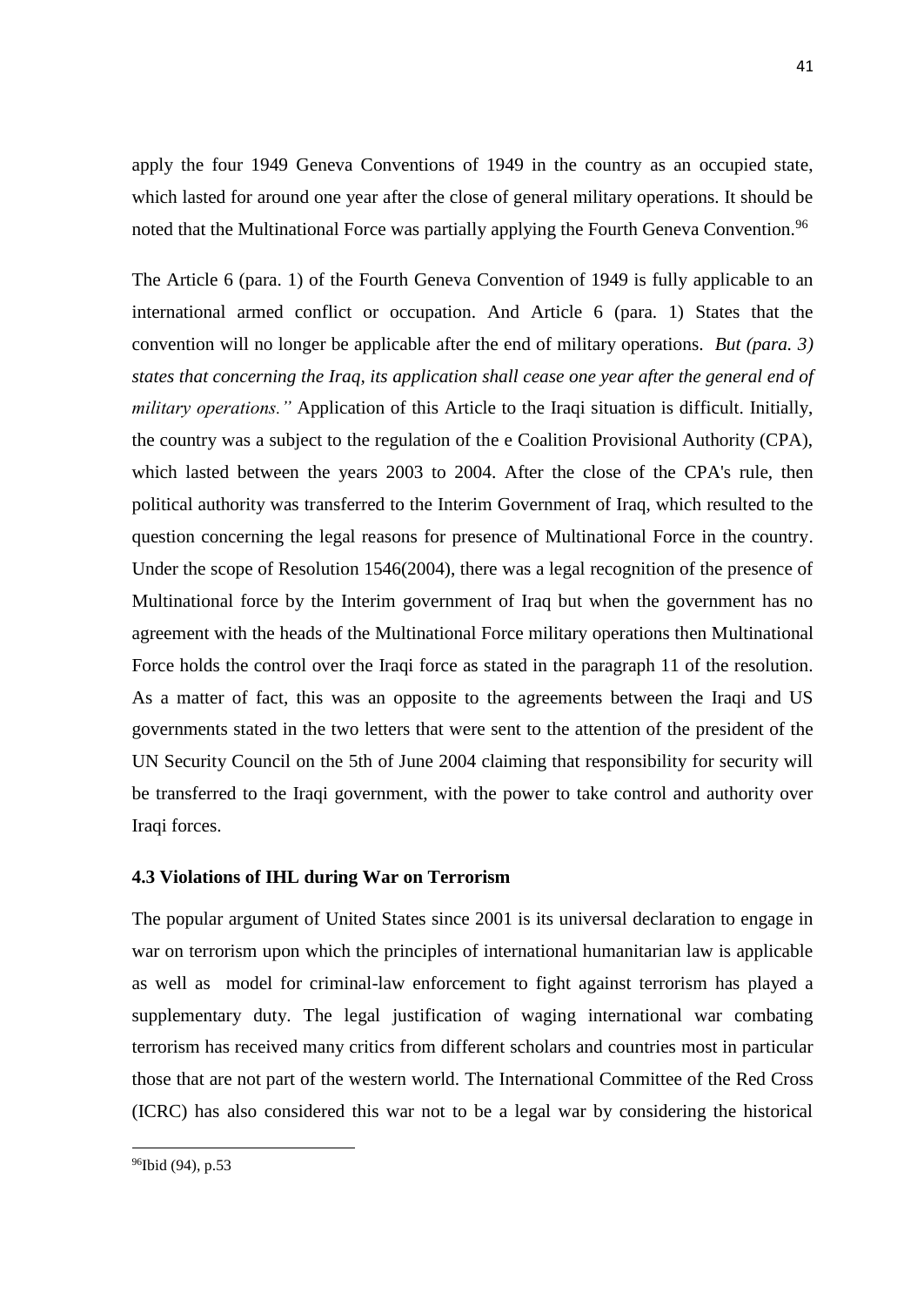apply the four 1949 Geneva Conventions of 1949 in the country as an occupied state, which lasted for around one year after the close of general military operations. It should be noted that the Multinational Force was partially applying the Fourth Geneva Convention.[96]

The Article 6 (para. 1) of the Fourth Geneva Convention of 1949 is fully applicable to an international armed conflict or occupation. And Article 6 (para. 1) States that the convention will no longer be applicable after the end of military operations. *But (para. 3) states that concerning the Iraq, its application shall cease one year after the general end of military operations."* Application of this Article to the Iraqi situation is difficult. Initially, the country was a subject to the regulation of the e Coalition Provisional Authority (CPA), which lasted between the years 2003 to 2004. After the close of the CPA's rule, then political authority was transferred to the Interim Government of Iraq, which resulted to the question concerning the legal reasons for presence of Multinational Force in the country. Under the scope of Resolution 1546(2004), there was a legal recognition of the presence of Multinational force by the Interim government of Iraq but when the government has no agreement with the heads of the Multinational Force military operations then Multinational Force holds the control over the Iraqi force as stated in the paragraph 11 of the resolution. As a matter of fact, this was an opposite to the agreements between the Iraqi and US governments stated in the two letters that were sent to the attention of the president of the UN Security Council on the 5th of June 2004 claiming that responsibility for security will be transferred to the Iraqi government, with the power to take control and authority over Iraqi forces.

### 4.3 Violations of IHL during War on Terrorism

The popular argument of United States since 2001 is its universal declaration to engage in war on terrorism upon which the principles of international humanitarian law is applicable as well as model for criminal-law enforcement to fight against terrorism has played a supplementary duty. The legal justification of waging international war combating terrorism has received many critics from different scholars and countries most in particular those that are not part of the western world. The International Committee of the Red Cross (ICRC) has also considered this war not to be a legal war by considering the historical

[96] Ibid (94), p.53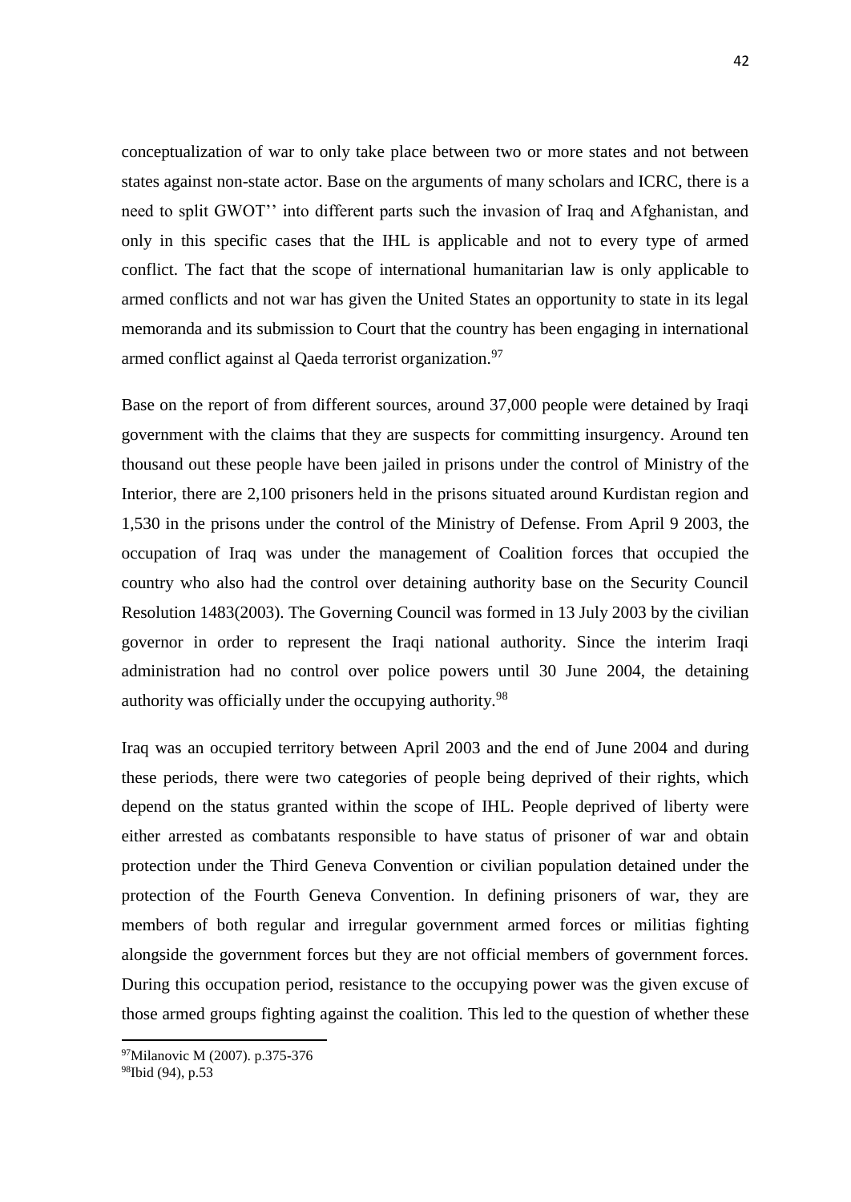conceptualization of war to only take place between two or more states and not between states against non-state actor. Base on the arguments of many scholars and ICRC, there is a need to split GWOT'' into different parts such the invasion of Iraq and Afghanistan, and only in this specific cases that the IHL is applicable and not to every type of armed conflict. The fact that the scope of international humanitarian law is only applicable to armed conflicts and not war has given the United States an opportunity to state in its legal memoranda and its submission to Court that the country has been engaging in international armed conflict against al Qaeda terrorist organization.[97]

Base on the report of from different sources, around 37,000 people were detained by Iraqi government with the claims that they are suspects for committing insurgency. Around ten thousand out these people have been jailed in prisons under the control of Ministry of the Interior, there are 2,100 prisoners held in the prisons situated around Kurdistan region and 1,530 in the prisons under the control of the Ministry of Defense. From April 9 2003, the occupation of Iraq was under the management of Coalition forces that occupied the country who also had the control over detaining authority base on the Security Council Resolution 1483(2003). The Governing Council was formed in 13 July 2003 by the civilian governor in order to represent the Iraqi national authority. Since the interim Iraqi administration had no control over police powers until 30 June 2004, the detaining authority was officially under the occupying authority.[98]

Iraq was an occupied territory between April 2003 and the end of June 2004 and during these periods, there were two categories of people being deprived of their rights, which depend on the status granted within the scope of IHL. People deprived of liberty were either arrested as combatants responsible to have status of prisoner of war and obtain protection under the Third Geneva Convention or civilian population detained under the protection of the Fourth Geneva Convention. In defining prisoners of war, they are members of both regular and irregular government armed forces or militias fighting alongside the government forces but they are not official members of government forces. During this occupation period, resistance to the occupying power was the given excuse of those armed groups fighting against the coalition. This led to the question of whether these

---

[97] Milanovic M (2007). p.375-376

[98] Ibid (94), p.53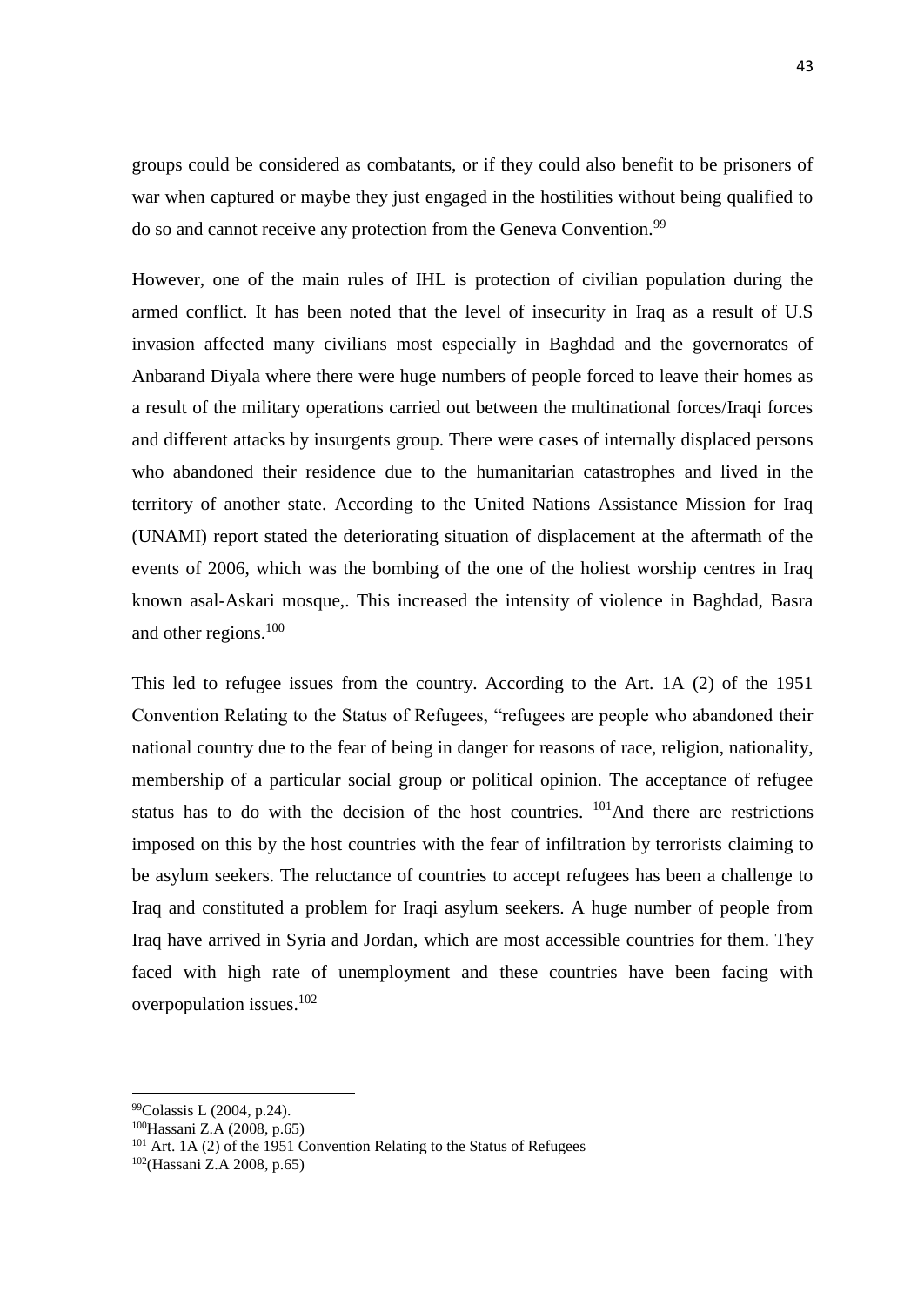groups could be considered as combatants, or if they could also benefit to be prisoners of war when captured or maybe they just engaged in the hostilities without being qualified to do so and cannot receive any protection from the Geneva Convention.[99]

However, one of the main rules of IHL is protection of civilian population during the armed conflict. It has been noted that the level of insecurity in Iraq as a result of U.S invasion affected many civilians most especially in Baghdad and the governorates of Anbarand Diyala where there were huge numbers of people forced to leave their homes as a result of the military operations carried out between the multinational forces/Iraqi forces and different attacks by insurgents group. There were cases of internally displaced persons who abandoned their residence due to the humanitarian catastrophes and lived in the territory of another state. According to the United Nations Assistance Mission for Iraq (UNAMI) report stated the deteriorating situation of displacement at the aftermath of the events of 2006, which was the bombing of the one of the holiest worship centres in Iraq known asal-Askari mosque,. This increased the intensity of violence in Baghdad, Basra and other regions.[100]

This led to refugee issues from the country. According to the Art. 1A (2) of the 1951 Convention Relating to the Status of Refugees, "refugees are people who abandoned their national country due to the fear of being in danger for reasons of race, religion, nationality, membership of a particular social group or political opinion. The acceptance of refugee status has to do with the decision of the host countries. [101]And there are restrictions imposed on this by the host countries with the fear of infiltration by terrorists claiming to be asylum seekers. The reluctance of countries to accept refugees has been a challenge to Iraq and constituted a problem for Iraqi asylum seekers. A huge number of people from Iraq have arrived in Syria and Jordan, which are most accessible countries for them. They faced with high rate of unemployment and these countries have been facing with overpopulation issues.[102]

---

[99]Colassis L (2004, p.24).

[100]Hassani Z.A (2008, p.65)

[101] Art. 1A (2) of the 1951 Convention Relating to the Status of Refugees

[102](Hassani Z.A 2008, p.65)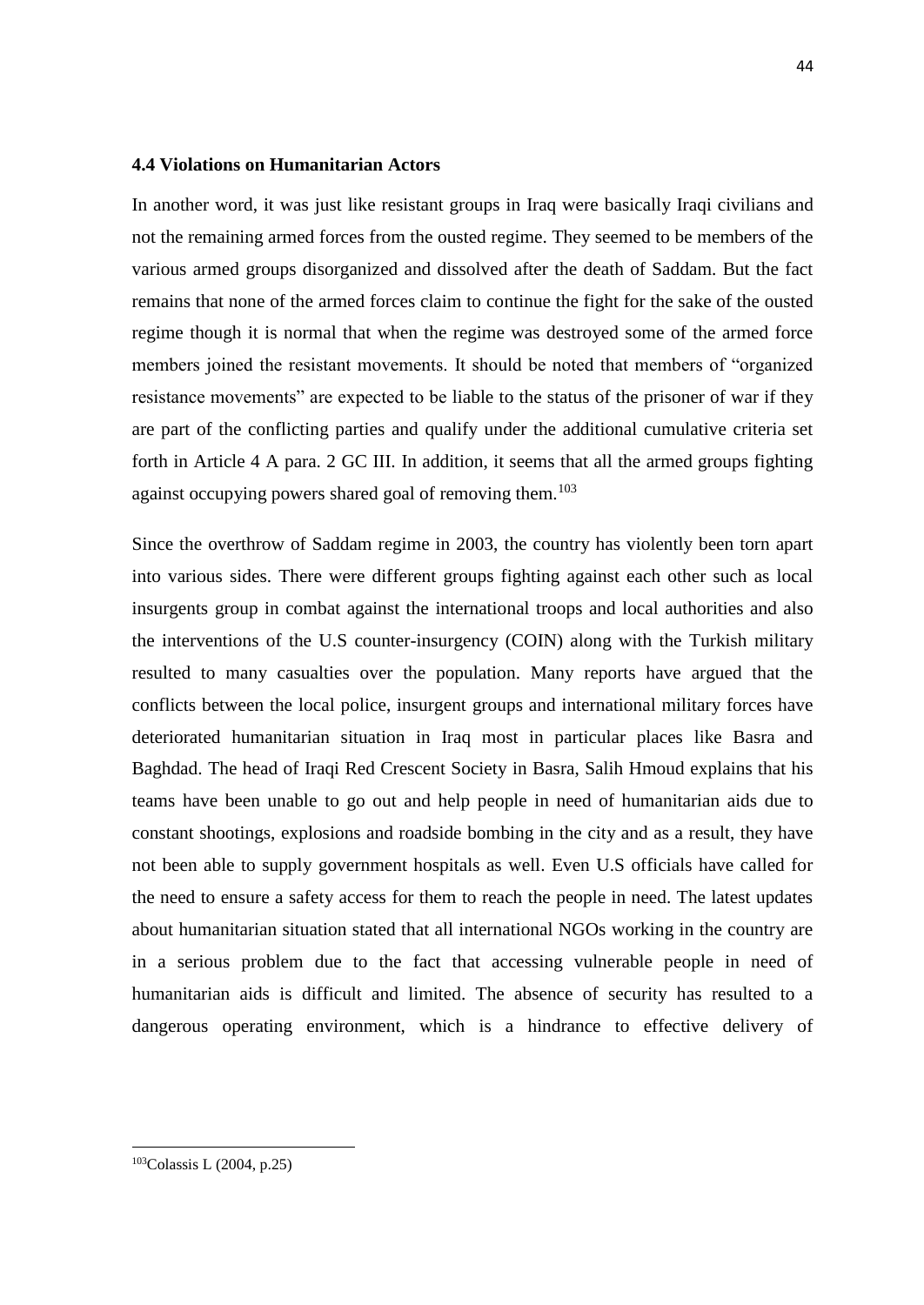### 4.4 Violations on Humanitarian Actors

In another word, it was just like resistant groups in Iraq were basically Iraqi civilians and not the remaining armed forces from the ousted regime. They seemed to be members of the various armed groups disorganized and dissolved after the death of Saddam. But the fact remains that none of the armed forces claim to continue the fight for the sake of the ousted regime though it is normal that when the regime was destroyed some of the armed force members joined the resistant movements. It should be noted that members of "organized resistance movements" are expected to be liable to the status of the prisoner of war if they are part of the conflicting parties and qualify under the additional cumulative criteria set forth in Article 4 A para. 2 GC III. In addition, it seems that all the armed groups fighting against occupying powers shared goal of removing them.[103]

Since the overthrow of Saddam regime in 2003, the country has violently been torn apart into various sides. There were different groups fighting against each other such as local insurgents group in combat against the international troops and local authorities and also the interventions of the U.S counter-insurgency (COIN) along with the Turkish military resulted to many casualties over the population. Many reports have argued that the conflicts between the local police, insurgent groups and international military forces have deteriorated humanitarian situation in Iraq most in particular places like Basra and Baghdad. The head of Iraqi Red Crescent Society in Basra, Salih Hmoud explains that his teams have been unable to go out and help people in need of humanitarian aids due to constant shootings, explosions and roadside bombing in the city and as a result, they have not been able to supply government hospitals as well. Even U.S officials have called for the need to ensure a safety access for them to reach the people in need. The latest updates about humanitarian situation stated that all international NGOs working in the country are in a serious problem due to the fact that accessing vulnerable people in need of humanitarian aids is difficult and limited. The absence of security has resulted to a dangerous operating environment, which is a hindrance to effective delivery of

---

[103] Colassis L (2004, p.25)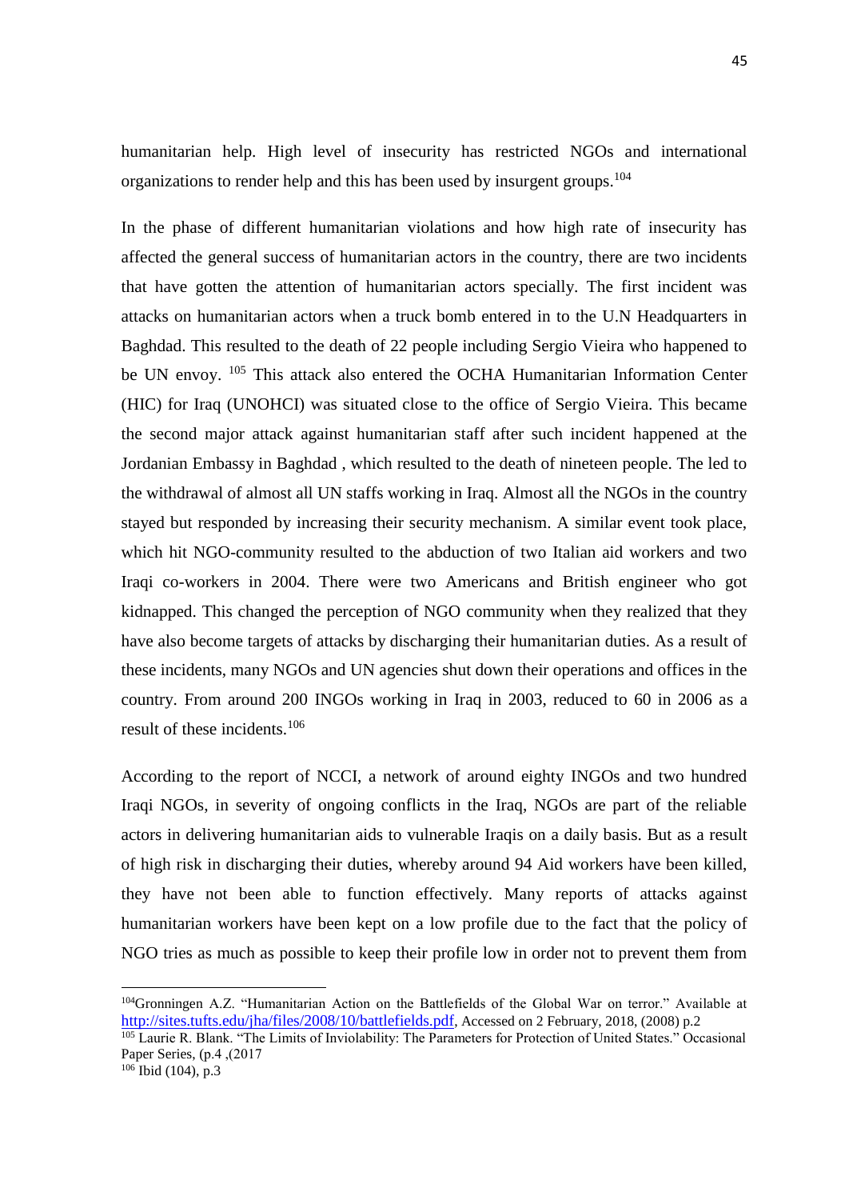humanitarian help. High level of insecurity has restricted NGOs and international organizations to render help and this has been used by insurgent groups.[104]

In the phase of different humanitarian violations and how high rate of insecurity has affected the general success of humanitarian actors in the country, there are two incidents that have gotten the attention of humanitarian actors specially. The first incident was attacks on humanitarian actors when a truck bomb entered in to the U.N Headquarters in Baghdad. This resulted to the death of 22 people including Sergio Vieira who happened to be UN envoy. [105] This attack also entered the OCHA Humanitarian Information Center (HIC) for Iraq (UNOHCI) was situated close to the office of Sergio Vieira. This became the second major attack against humanitarian staff after such incident happened at the Jordanian Embassy in Baghdad , which resulted to the death of nineteen people. The led to the withdrawal of almost all UN staffs working in Iraq. Almost all the NGOs in the country stayed but responded by increasing their security mechanism. A similar event took place, which hit NGO-community resulted to the abduction of two Italian aid workers and two Iraqi co-workers in 2004. There were two Americans and British engineer who got kidnapped. This changed the perception of NGO community when they realized that they have also become targets of attacks by discharging their humanitarian duties. As a result of these incidents, many NGOs and UN agencies shut down their operations and offices in the country. From around 200 INGOs working in Iraq in 2003, reduced to 60 in 2006 as a result of these incidents.[106]

According to the report of NCCI, a network of around eighty INGOs and two hundred Iraqi NGOs, in severity of ongoing conflicts in the Iraq, NGOs are part of the reliable actors in delivering humanitarian aids to vulnerable Iraqis on a daily basis. But as a result of high risk in discharging their duties, whereby around 94 Aid workers have been killed, they have not been able to function effectively. Many reports of attacks against humanitarian workers have been kept on a low profile due to the fact that the policy of NGO tries as much as possible to keep their profile low in order not to prevent them from

---

[104] Gronningen A.Z. "Humanitarian Action on the Battlefields of the Global War on terror." Available at http://sites.tufts.edu/jha/files/2008/10/battlefields.pdf, Accessed on 2 February, 2018, (2008) p.2

[105] Laurie R. Blank. "The Limits of Inviolability: The Parameters for Protection of United States." Occasional Paper Series, (p.4 ,(2017

[106] Ibid (104), p.3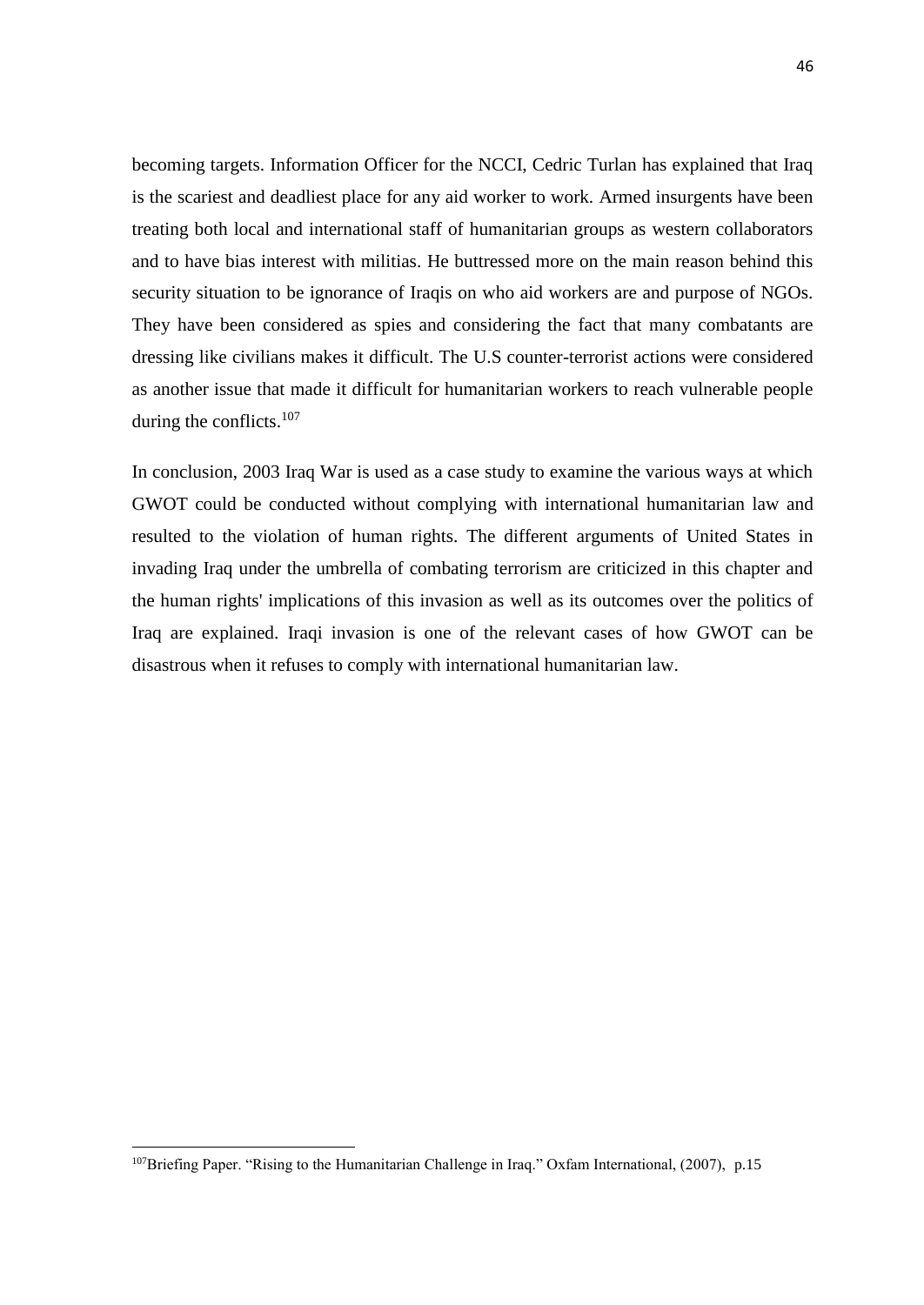becoming targets. Information Officer for the NCCI, Cedric Turlan has explained that Iraq is the scariest and deadliest place for any aid worker to work. Armed insurgents have been treating both local and international staff of humanitarian groups as western collaborators and to have bias interest with militias. He buttressed more on the main reason behind this security situation to be ignorance of Iraqis on who aid workers are and purpose of NGOs. They have been considered as spies and considering the fact that many combatants are dressing like civilians makes it difficult. The U.S counter-terrorist actions were considered as another issue that made it difficult for humanitarian workers to reach vulnerable people during the conflicts.[107]

In conclusion, 2003 Iraq War is used as a case study to examine the various ways at which GWOT could be conducted without complying with international humanitarian law and resulted to the violation of human rights. The different arguments of United States in invading Iraq under the umbrella of combating terrorism are criticized in this chapter and the human rights' implications of this invasion as well as its outcomes over the politics of Iraq are explained. Iraqi invasion is one of the relevant cases of how GWOT can be disastrous when it refuses to comply with international humanitarian law.

[107]Briefing Paper. "Rising to the Humanitarian Challenge in Iraq." Oxfam International, (2007), p.15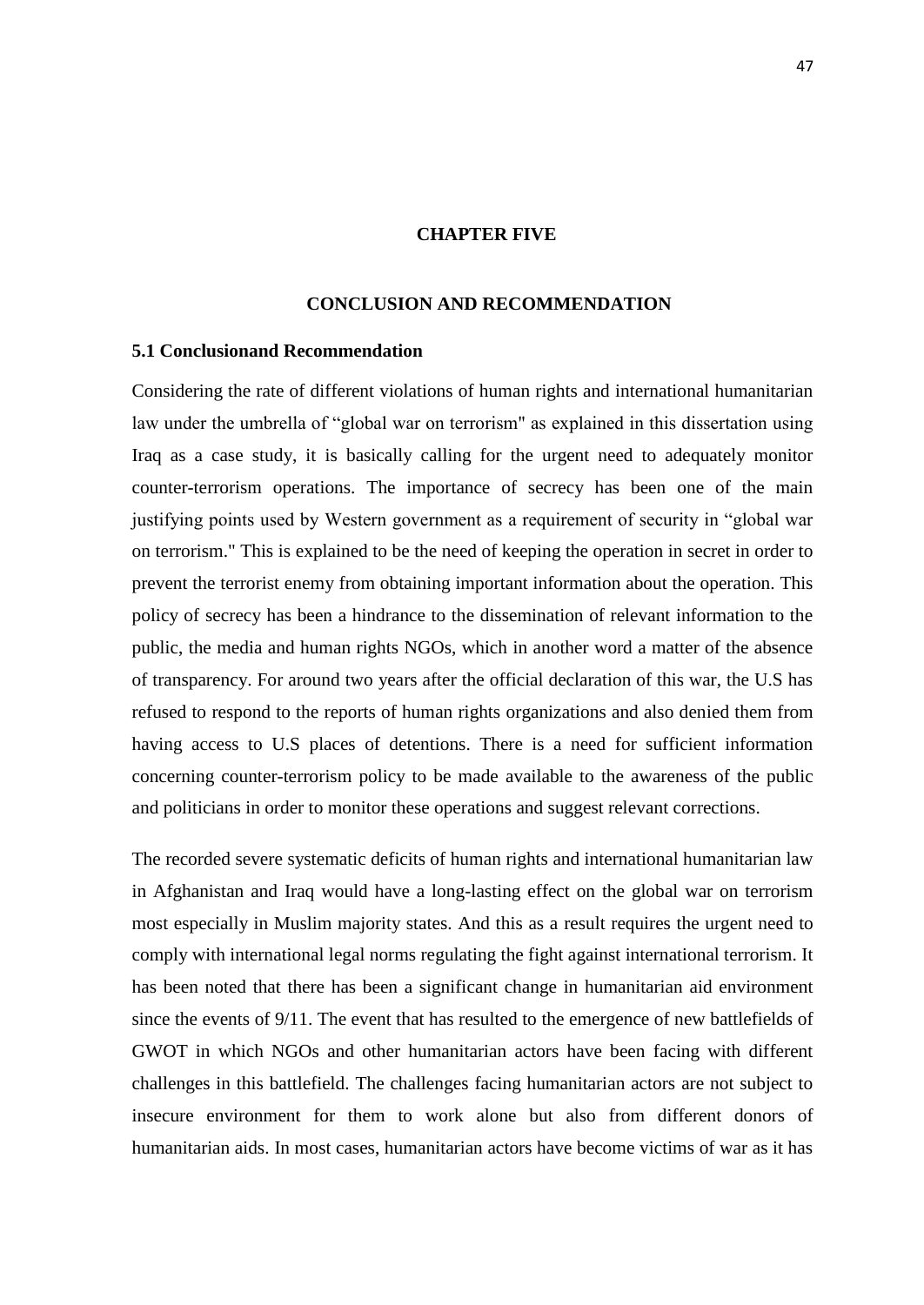# CHAPTER FIVE

# CONCLUSION AND RECOMMENDATION

### 5.1 Conclusionand Recommendation

Considering the rate of different violations of human rights and international humanitarian law under the umbrella of "global war on terrorism" as explained in this dissertation using Iraq as a case study, it is basically calling for the urgent need to adequately monitor counter-terrorism operations. The importance of secrecy has been one of the main justifying points used by Western government as a requirement of security in "global war on terrorism." This is explained to be the need of keeping the operation in secret in order to prevent the terrorist enemy from obtaining important information about the operation. This policy of secrecy has been a hindrance to the dissemination of relevant information to the public, the media and human rights NGOs, which in another word a matter of the absence of transparency. For around two years after the official declaration of this war, the U.S has refused to respond to the reports of human rights organizations and also denied them from having access to U.S places of detentions. There is a need for sufficient information concerning counter-terrorism policy to be made available to the awareness of the public and politicians in order to monitor these operations and suggest relevant corrections.

The recorded severe systematic deficits of human rights and international humanitarian law in Afghanistan and Iraq would have a long-lasting effect on the global war on terrorism most especially in Muslim majority states. And this as a result requires the urgent need to comply with international legal norms regulating the fight against international terrorism. It has been noted that there has been a significant change in humanitarian aid environment since the events of 9/11. The event that has resulted to the emergence of new battlefields of GWOT in which NGOs and other humanitarian actors have been facing with different challenges in this battlefield. The challenges facing humanitarian actors are not subject to insecure environment for them to work alone but also from different donors of humanitarian aids. In most cases, humanitarian actors have become victims of war as it has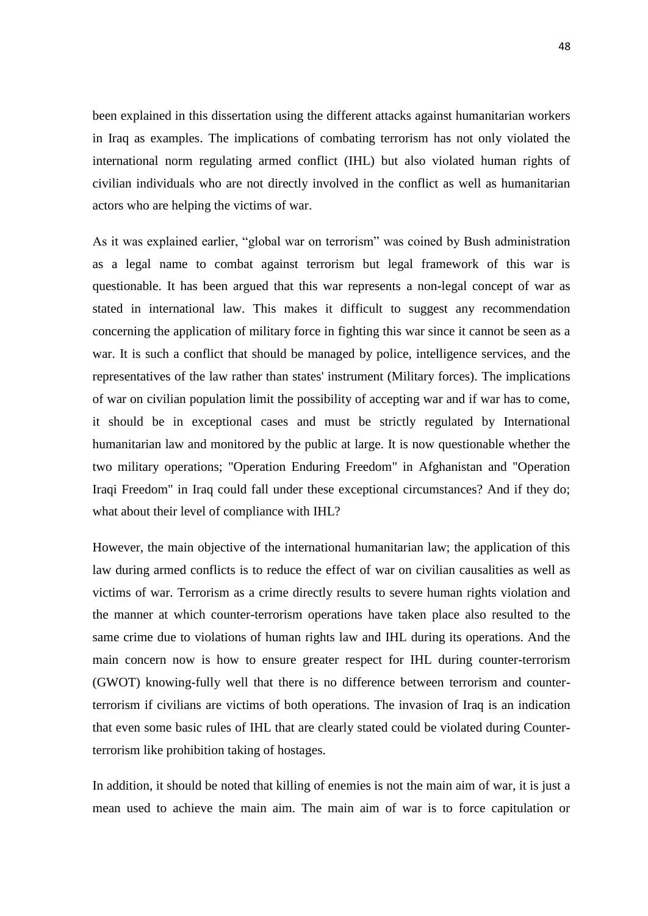been explained in this dissertation using the different attacks against humanitarian workers in Iraq as examples. The implications of combating terrorism has not only violated the international norm regulating armed conflict (IHL) but also violated human rights of civilian individuals who are not directly involved in the conflict as well as humanitarian actors who are helping the victims of war.

As it was explained earlier, “global war on terrorism” was coined by Bush administration as a legal name to combat against terrorism but legal framework of this war is questionable. It has been argued that this war represents a non-legal concept of war as stated in international law. This makes it difficult to suggest any recommendation concerning the application of military force in fighting this war since it cannot be seen as a war. It is such a conflict that should be managed by police, intelligence services, and the representatives of the law rather than states' instrument (Military forces). The implications of war on civilian population limit the possibility of accepting war and if war has to come, it should be in exceptional cases and must be strictly regulated by International humanitarian law and monitored by the public at large. It is now questionable whether the two military operations; "Operation Enduring Freedom" in Afghanistan and "Operation Iraqi Freedom" in Iraq could fall under these exceptional circumstances? And if they do; what about their level of compliance with IHL?

However, the main objective of the international humanitarian law; the application of this law during armed conflicts is to reduce the effect of war on civilian causalities as well as victims of war. Terrorism as a crime directly results to severe human rights violation and the manner at which counter-terrorism operations have taken place also resulted to the same crime due to violations of human rights law and IHL during its operations. And the main concern now is how to ensure greater respect for IHL during counter-terrorism (GWOT) knowing-fully well that there is no difference between terrorism and counter-terrorism if civilians are victims of both operations. The invasion of Iraq is an indication that even some basic rules of IHL that are clearly stated could be violated during Counter-terrorism like prohibition taking of hostages.

In addition, it should be noted that killing of enemies is not the main aim of war, it is just a mean used to achieve the main aim. The main aim of war is to force capitulation or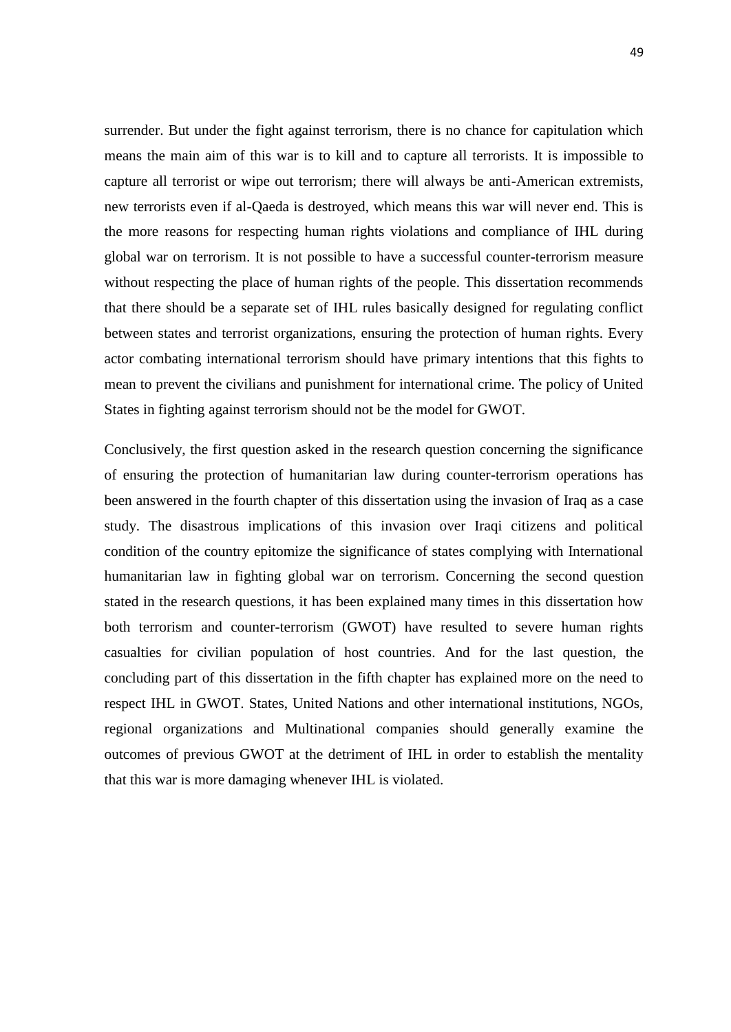surrender. But under the fight against terrorism, there is no chance for capitulation which means the main aim of this war is to kill and to capture all terrorists. It is impossible to capture all terrorist or wipe out terrorism; there will always be anti-American extremists, new terrorists even if al-Qaeda is destroyed, which means this war will never end. This is the more reasons for respecting human rights violations and compliance of IHL during global war on terrorism. It is not possible to have a successful counter-terrorism measure without respecting the place of human rights of the people. This dissertation recommends that there should be a separate set of IHL rules basically designed for regulating conflict between states and terrorist organizations, ensuring the protection of human rights. Every actor combating international terrorism should have primary intentions that this fights to mean to prevent the civilians and punishment for international crime. The policy of United States in fighting against terrorism should not be the model for GWOT.

Conclusively, the first question asked in the research question concerning the significance of ensuring the protection of humanitarian law during counter-terrorism operations has been answered in the fourth chapter of this dissertation using the invasion of Iraq as a case study. The disastrous implications of this invasion over Iraqi citizens and political condition of the country epitomize the significance of states complying with International humanitarian law in fighting global war on terrorism. Concerning the second question stated in the research questions, it has been explained many times in this dissertation how both terrorism and counter-terrorism (GWOT) have resulted to severe human rights casualties for civilian population of host countries. And for the last question, the concluding part of this dissertation in the fifth chapter has explained more on the need to respect IHL in GWOT. States, United Nations and other international institutions, NGOs, regional organizations and Multinational companies should generally examine the outcomes of previous GWOT at the detriment of IHL in order to establish the mentality that this war is more damaging whenever IHL is violated.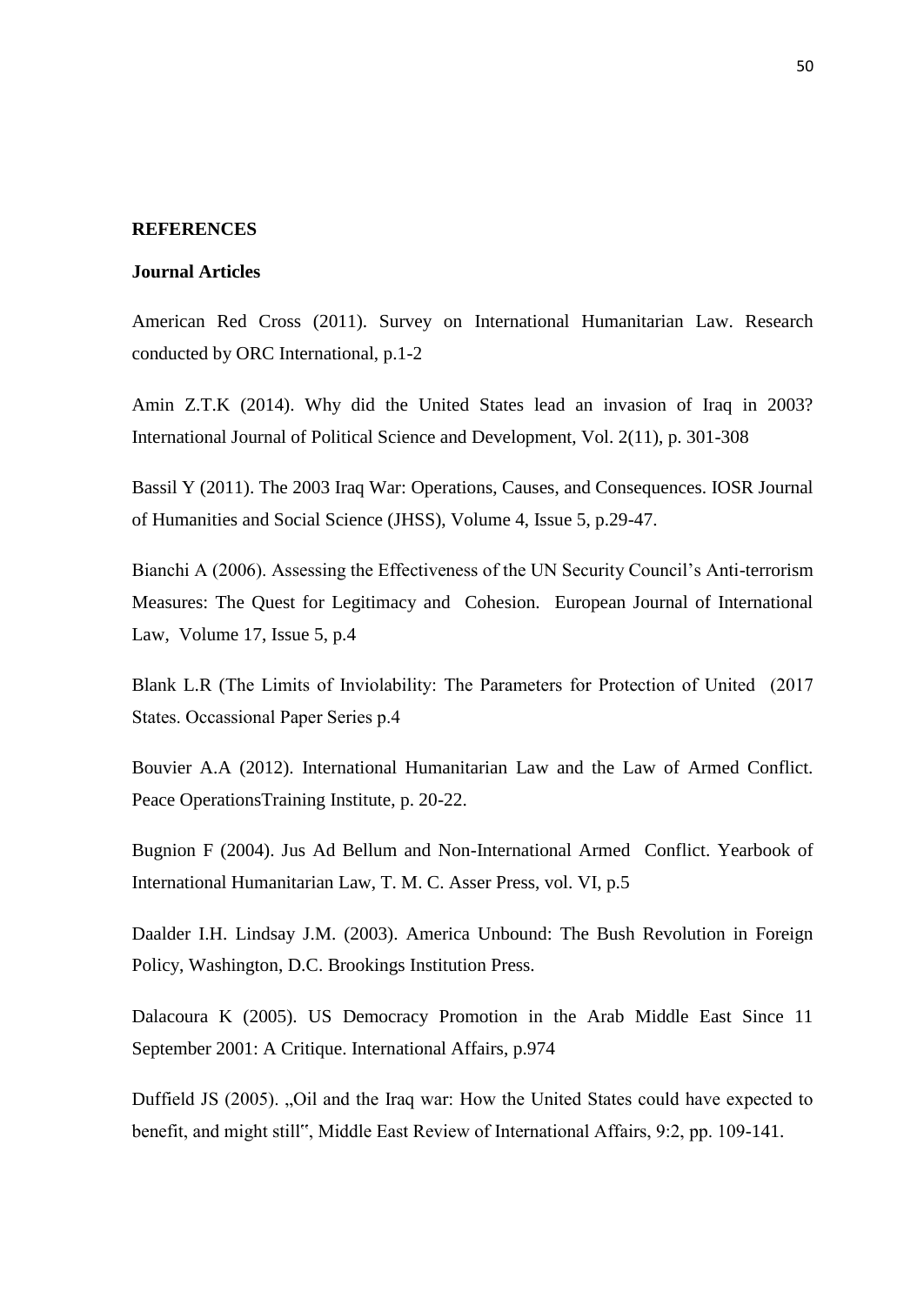**REFERENCES**

**Journal Articles**

American Red Cross (2011). Survey on International Humanitarian Law. Research conducted by ORC International, p.1-2

Amin Z.T.K (2014). Why did the United States lead an invasion of Iraq in 2003? International Journal of Political Science and Development, Vol. 2(11), p. 301-308

Bassil Y (2011). The 2003 Iraq War: Operations, Causes, and Consequences. IOSR Journal of Humanities and Social Science (JHSS), Volume 4, Issue 5, p.29-47.

Bianchi A (2006). Assessing the Effectiveness of the UN Security Council's Anti-terrorism Measures: The Quest for Legitimacy and Cohesion. European Journal of International Law, Volume 17, Issue 5, p.4

Blank L.R (The Limits of Inviolability: The Parameters for Protection of United (2017 States. Occassional Paper Series p.4

Bouvier A.A (2012). International Humanitarian Law and the Law of Armed Conflict. Peace OperationsTraining Institute, p. 20-22.

Bugnion F (2004). Jus Ad Bellum and Non-International Armed Conflict. Yearbook of International Humanitarian Law, T. M. C. Asser Press, vol. VI, p.5

Daalder I.H. Lindsay J.M. (2003). America Unbound: The Bush Revolution in Foreign Policy, Washington, D.C. Brookings Institution Press.

Dalacoura K (2005). US Democracy Promotion in the Arab Middle East Since 11 September 2001: A Critique. International Affairs, p.974

Duffield JS (2005). „Oil and the Iraq war: How the United States could have expected to benefit, and might still", Middle East Review of International Affairs, 9:2, pp. 109-141.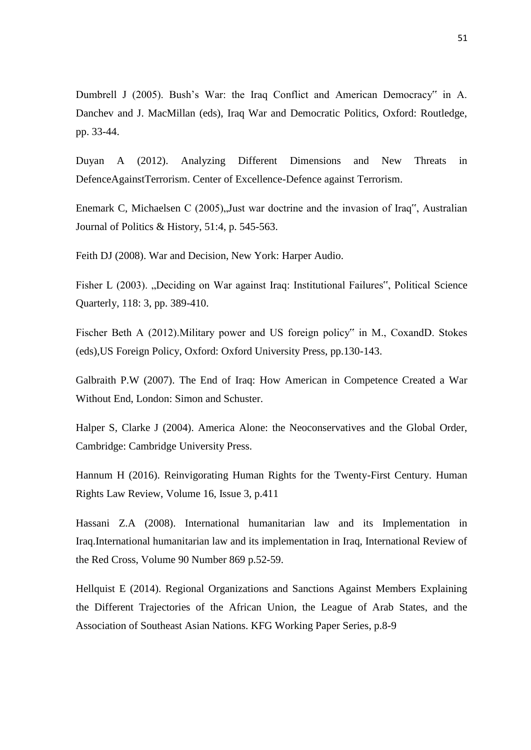Dumbrell J (2005). Bush's War: the Iraq Conflict and American Democracy" in A. Danchev and J. MacMillan (eds), Iraq War and Democratic Politics, Oxford: Routledge, pp. 33-44.

Duyan A (2012). Analyzing Different Dimensions and New Threats in DefenceAgainstTerrorism. Center of Excellence-Defence against Terrorism.

Enemark C, Michaelsen C (2005),„Just war doctrine and the invasion of Iraq", Australian Journal of Politics & History, 51:4, p. 545-563.

Feith DJ (2008). War and Decision, New York: Harper Audio.

Fisher L (2003). „Deciding on War against Iraq: Institutional Failures", Political Science Quarterly, 118: 3, pp. 389-410.

Fischer Beth A (2012).Military power and US foreign policy" in M., CoxandD. Stokes (eds),US Foreign Policy, Oxford: Oxford University Press, pp.130-143.

Galbraith P.W (2007). The End of Iraq: How American in Competence Created a War Without End, London: Simon and Schuster.

Halper S, Clarke J (2004). America Alone: the Neoconservatives and the Global Order, Cambridge: Cambridge University Press.

Hannum H (2016). Reinvigorating Human Rights for the Twenty-First Century. Human Rights Law Review, Volume 16, Issue 3, p.411

Hassani Z.A (2008). International humanitarian law and its Implementation in Iraq.International humanitarian law and its implementation in Iraq, International Review of the Red Cross, Volume 90 Number 869 p.52-59.

Hellquist E (2014). Regional Organizations and Sanctions Against Members Explaining the Different Trajectories of the African Union, the League of Arab States, and the Association of Southeast Asian Nations. KFG Working Paper Series, p.8-9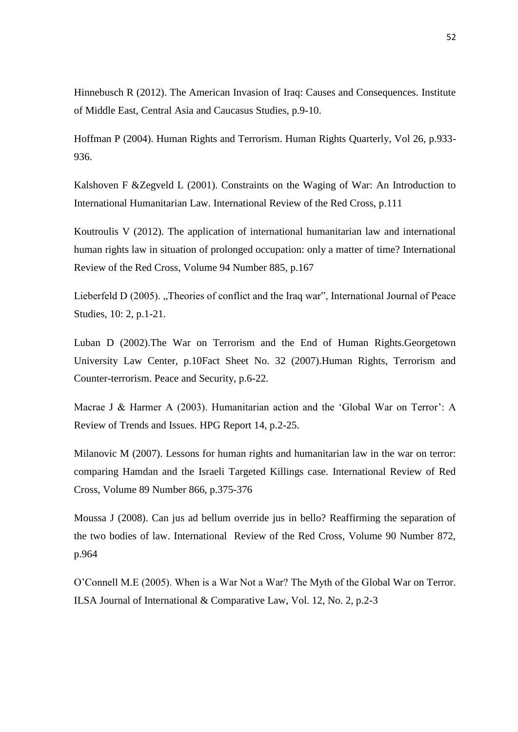Hinnebusch R (2012). The American Invasion of Iraq: Causes and Consequences. Institute of Middle East, Central Asia and Caucasus Studies, p.9-10.

Hoffman P (2004). Human Rights and Terrorism. Human Rights Quarterly, Vol 26, p.933-936.

Kalshoven F &Zegveld L (2001). Constraints on the Waging of War: An Introduction to International Humanitarian Law. International Review of the Red Cross, p.111

Koutroulis V (2012). The application of international humanitarian law and international human rights law in situation of prolonged occupation: only a matter of time? International Review of the Red Cross, Volume 94 Number 885, p.167

Lieberfeld D (2005). „Theories of conflict and the Iraq war", International Journal of Peace Studies, 10: 2, p.1-21.

Luban D (2002).The War on Terrorism and the End of Human Rights.Georgetown University Law Center, p.10Fact Sheet No. 32 (2007).Human Rights, Terrorism and Counter-terrorism. Peace and Security, p.6-22.

Macrae J & Harmer A (2003). Humanitarian action and the 'Global War on Terror': A Review of Trends and Issues. HPG Report 14, p.2-25.

Milanovic M (2007). Lessons for human rights and humanitarian law in the war on terror: comparing Hamdan and the Israeli Targeted Killings case. International Review of Red Cross, Volume 89 Number 866, p.375-376

Moussa J (2008). Can jus ad bellum override jus in bello? Reaffirming the separation of the two bodies of law. International Review of the Red Cross, Volume 90 Number 872, p.964

O'Connell M.E (2005). When is a War Not a War? The Myth of the Global War on Terror. ILSA Journal of International & Comparative Law, Vol. 12, No. 2, p.2-3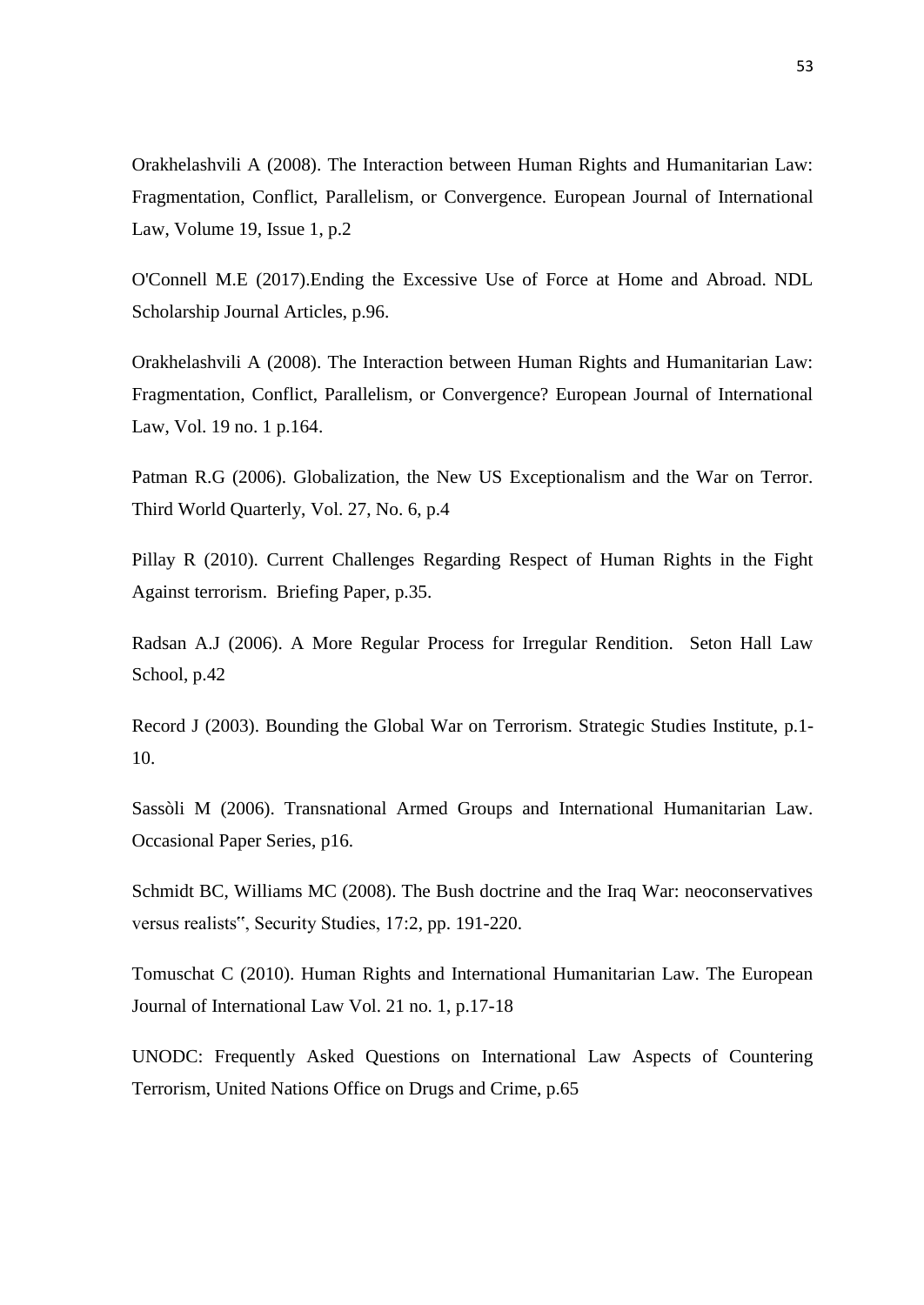Orakhelashvili A (2008). The Interaction between Human Rights and Humanitarian Law: Fragmentation, Conflict, Parallelism, or Convergence. European Journal of International Law, Volume 19, Issue 1, p.2

O'Connell M.E (2017).Ending the Excessive Use of Force at Home and Abroad. NDL Scholarship Journal Articles, p.96.

Orakhelashvili A (2008). The Interaction between Human Rights and Humanitarian Law: Fragmentation, Conflict, Parallelism, or Convergence? European Journal of International Law, Vol. 19 no. 1 p.164.

Patman R.G (2006). Globalization, the New US Exceptionalism and the War on Terror. Third World Quarterly, Vol. 27, No. 6, p.4

Pillay R (2010). Current Challenges Regarding Respect of Human Rights in the Fight Against terrorism. Briefing Paper, p.35.

Radsan A.J (2006). A More Regular Process for Irregular Rendition. Seton Hall Law School, p.42

Record J (2003). Bounding the Global War on Terrorism. Strategic Studies Institute, p.1-10.

Sassòli M (2006). Transnational Armed Groups and International Humanitarian Law. Occasional Paper Series, p16.

Schmidt BC, Williams MC (2008). The Bush doctrine and the Iraq War: neoconservatives versus realists", Security Studies, 17:2, pp. 191-220.

Tomuschat C (2010). Human Rights and International Humanitarian Law. The European Journal of International Law Vol. 21 no. 1, p.17-18

UNODC: Frequently Asked Questions on International Law Aspects of Countering Terrorism, United Nations Office on Drugs and Crime, p.65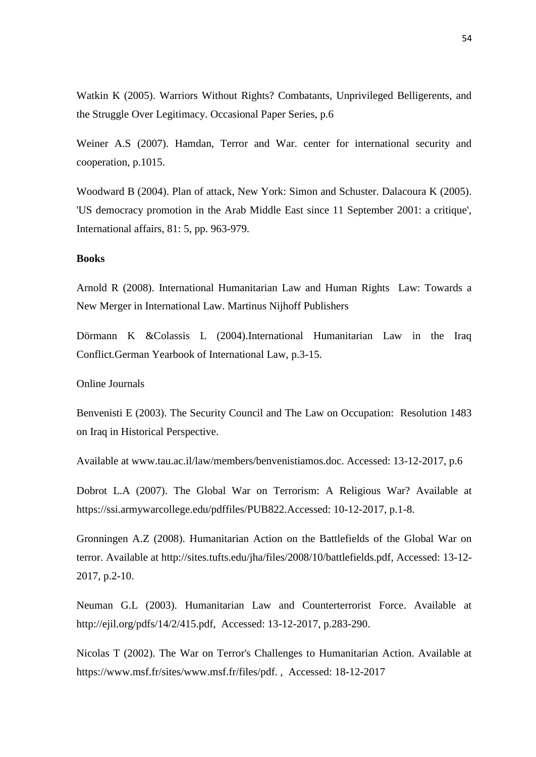Watkin K (2005). Warriors Without Rights? Combatants, Unprivileged Belligerents, and the Struggle Over Legitimacy. Occasional Paper Series, p.6

Weiner A.S (2007). Hamdan, Terror and War. center for international security and cooperation, p.1015.

Woodward B (2004). Plan of attack, New York: Simon and Schuster. Dalacoura K (2005). 'US democracy promotion in the Arab Middle East since 11 September 2001: a critique', International affairs, 81: 5, pp. 963-979.

**Books**

Arnold R (2008). International Humanitarian Law and Human Rights Law: Towards a New Merger in International Law. Martinus Nijhoff Publishers

Dörmann K &Colassis L (2004).International Humanitarian Law in the Iraq Conflict.German Yearbook of International Law, p.3-15.

Online Journals

Benvenisti E (2003). The Security Council and The Law on Occupation: Resolution 1483 on Iraq in Historical Perspective.

Available at www.tau.ac.il/law/members/benvenistiamos.doc. Accessed: 13-12-2017, p.6

Dobrot L.A (2007). The Global War on Terrorism: A Religious War? Available at https://ssi.armywarcollege.edu/pdffiles/PUB822.Accessed: 10-12-2017, p.1-8.

Gronningen A.Z (2008). Humanitarian Action on the Battlefields of the Global War on terror. Available at http://sites.tufts.edu/jha/files/2008/10/battlefields.pdf, Accessed: 13-12-2017, p.2-10.

Neuman G.L (2003). Humanitarian Law and Counterterrorist Force. Available at http://ejil.org/pdfs/14/2/415.pdf, Accessed: 13-12-2017, p.283-290.

Nicolas T (2002). The War on Terror's Challenges to Humanitarian Action. Available at https://www.msf.fr/sites/www.msf.fr/files/pdf. , Accessed: 18-12-2017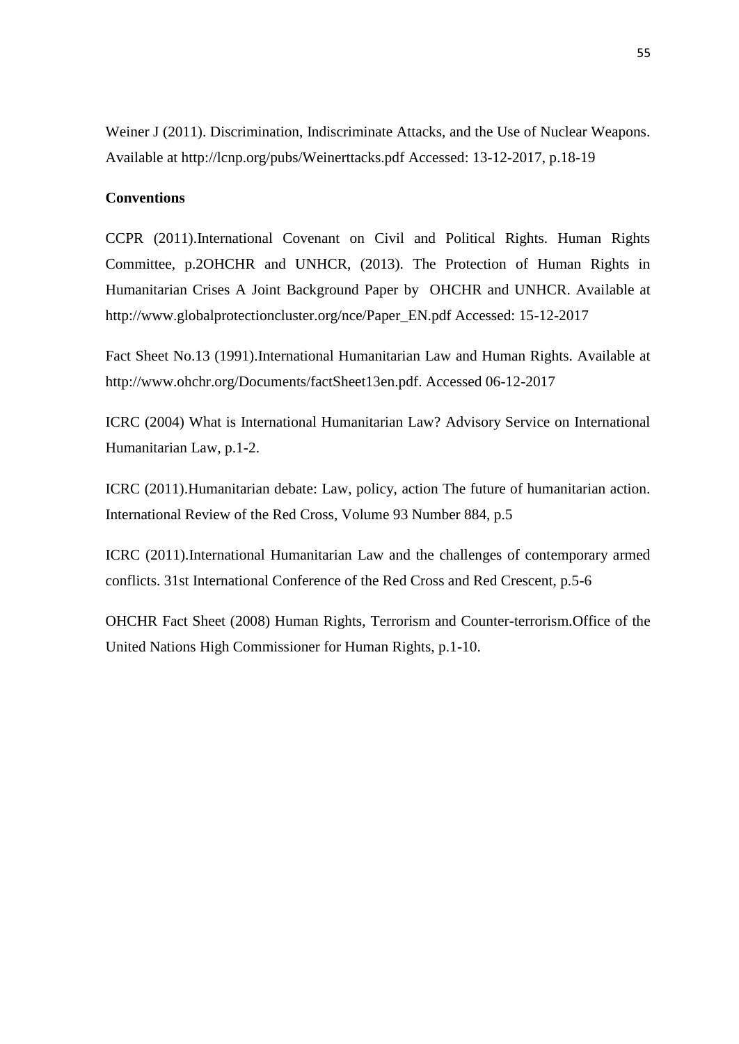Weiner J (2011). Discrimination, Indiscriminate Attacks, and the Use of Nuclear Weapons. Available at http://lcnp.org/pubs/Weinerttacks.pdf Accessed: 13-12-2017, p.18-19

**Conventions**

CCPR (2011).International Covenant on Civil and Political Rights. Human Rights Committee, p.2OHCHR and UNHCR, (2013). The Protection of Human Rights in Humanitarian Crises A Joint Background Paper by OHCHR and UNHCR. Available at http://www.globalprotectioncluster.org/nce/Paper_EN.pdf Accessed: 15-12-2017

Fact Sheet No.13 (1991).International Humanitarian Law and Human Rights. Available at http://www.ohchr.org/Documents/factSheet13en.pdf. Accessed 06-12-2017

ICRC (2004) What is International Humanitarian Law? Advisory Service on International Humanitarian Law, p.1-2.

ICRC (2011).Humanitarian debate: Law, policy, action The future of humanitarian action. International Review of the Red Cross, Volume 93 Number 884, p.5

ICRC (2011).International Humanitarian Law and the challenges of contemporary armed conflicts. 31st International Conference of the Red Cross and Red Crescent, p.5-6

OHCHR Fact Sheet (2008) Human Rights, Terrorism and Counter-terrorism.Office of the United Nations High Commissioner for Human Rights, p.1-10.